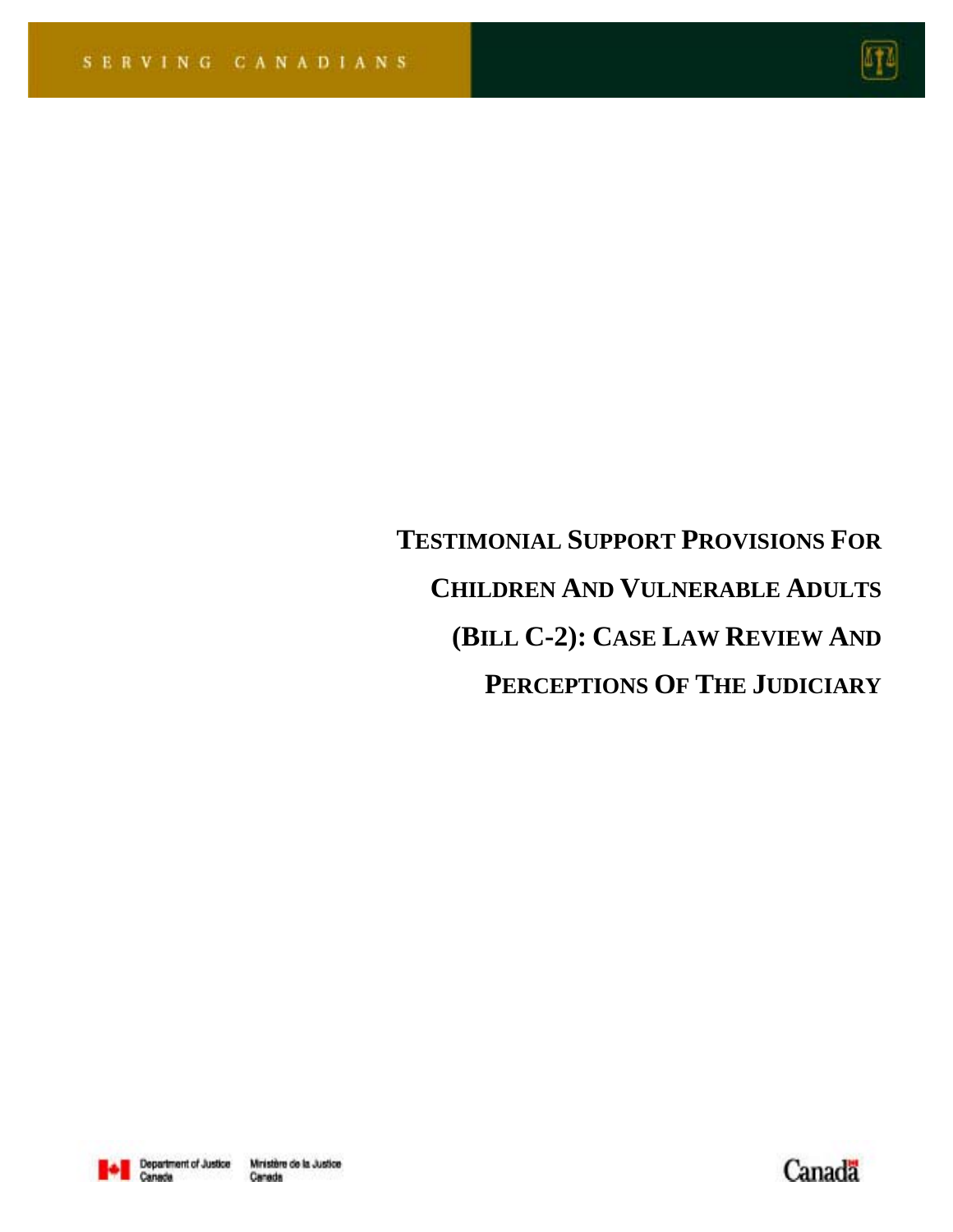SERVING CANADIANS

# TESTIMONIAL SUPPORT PROVISIONS FOR CHILDREN AND VULNERABLE ADULTS (BILL C-2): CASE LAW REVIEW AND PERCEPTIONS OF THE JUDICIARY

Department of Justice Canada Ministère de la Justice Canada

Canada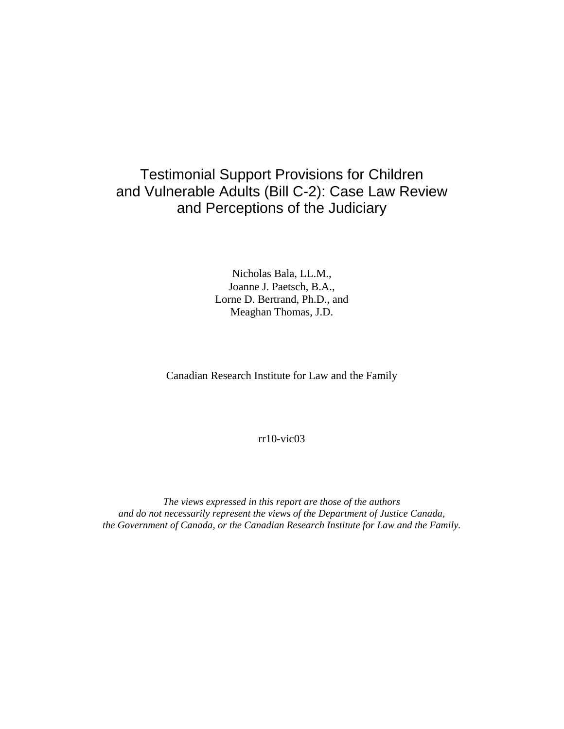# Testimonial Support Provisions for Children and Vulnerable Adults (Bill C-2): Case Law Review and Perceptions of the Judiciary

Nicholas Bala, LL.M.,
Joanne J. Paetsch, B.A.,
Lorne D. Bertrand, Ph.D., and
Meaghan Thomas, J.D.

Canadian Research Institute for Law and the Family

rr10-vic03

*The views expressed in this report are those of the authors and do not necessarily represent the views of the Department of Justice Canada, the Government of Canada, or the Canadian Research Institute for Law and the Family.*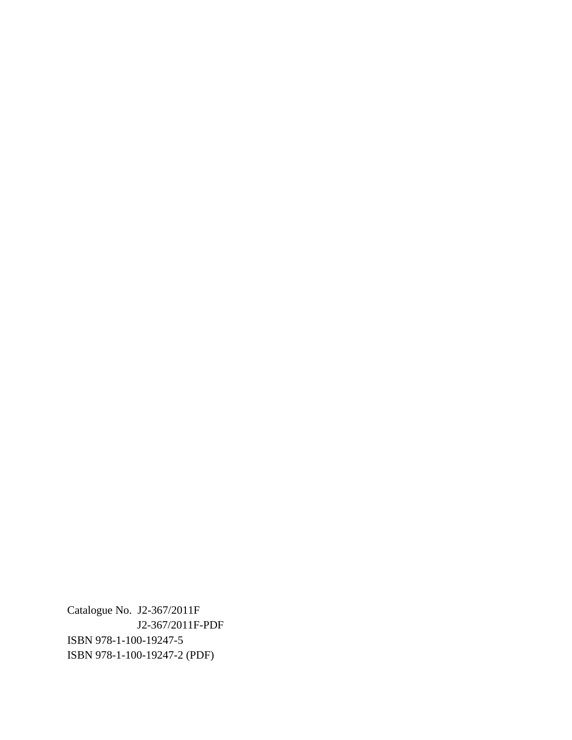Catalogue No.  J2-367/2011F
J2-367/2011F-PDF
ISBN 978-1-100-19247-5
ISBN 978-1-100-19247-2 (PDF)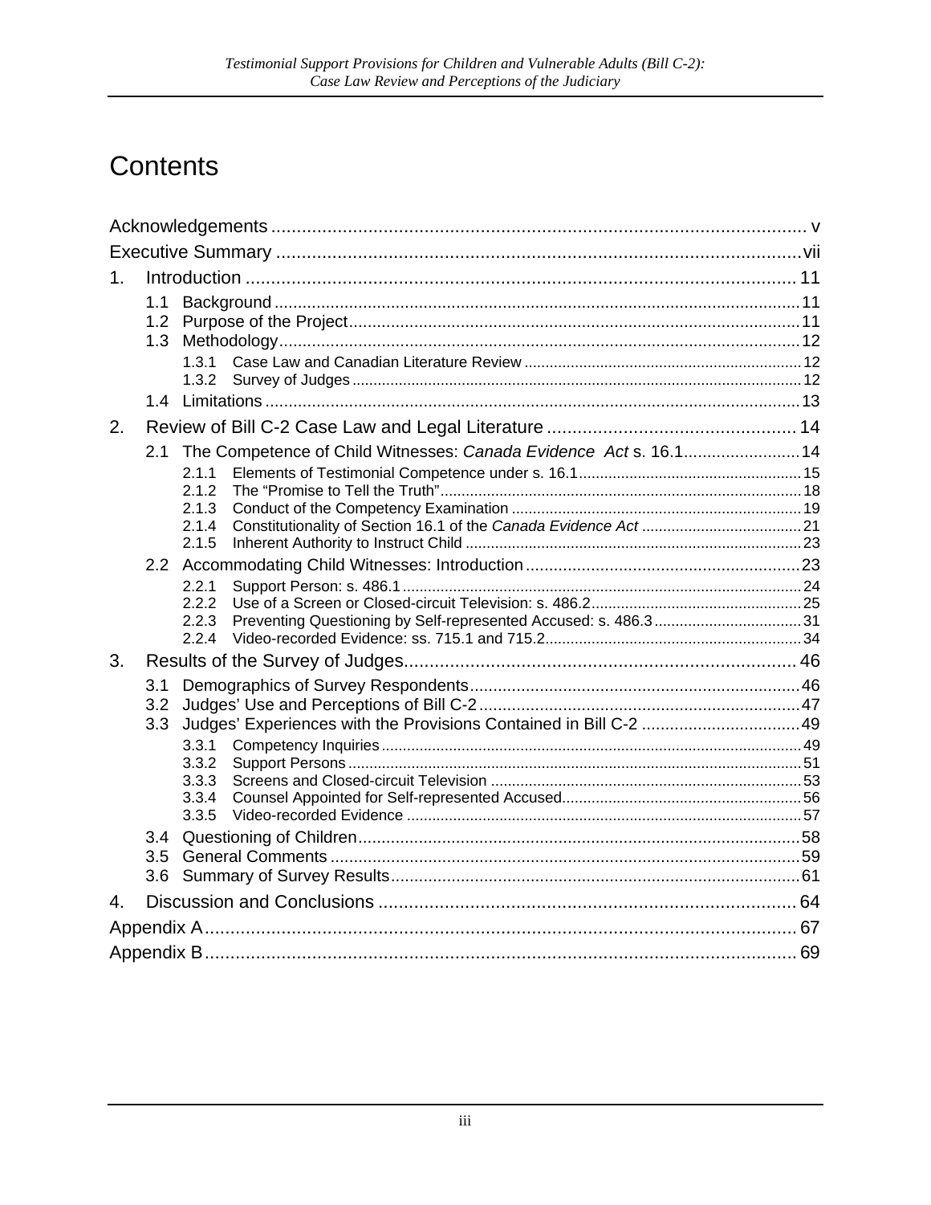# Contents

Acknowledgements ..... v

Executive Summary ..... vii

1. Introduction ..... 11
   - 1.1 Background ..... 11
   - 1.2 Purpose of the Project ..... 11
   - 1.3 Methodology ..... 12
     - 1.3.1 Case Law and Canadian Literature Review ..... 12
     - 1.3.2 Survey of Judges ..... 12
   - 1.4 Limitations ..... 13

2. Review of Bill C-2 Case Law and Legal Literature ..... 14
   - 2.1 The Competence of Child Witnesses: *Canada Evidence Act* s. 16.1 ..... 14
     - 2.1.1 Elements of Testimonial Competence under s. 16.1 ..... 15
     - 2.1.2 The "Promise to Tell the Truth" ..... 18
     - 2.1.3 Conduct of the Competency Examination ..... 19
     - 2.1.4 Constitutionality of Section 16.1 of the *Canada Evidence Act* ..... 21
     - 2.1.5 Inherent Authority to Instruct Child ..... 23
   - 2.2 Accommodating Child Witnesses: Introduction ..... 23
     - 2.2.1 Support Person: s. 486.1 ..... 24
     - 2.2.2 Use of a Screen or Closed-circuit Television: s. 486.2 ..... 25
     - 2.2.3 Preventing Questioning by Self-represented Accused: s. 486.3 ..... 31
     - 2.2.4 Video-recorded Evidence: ss. 715.1 and 715.2 ..... 34

3. Results of the Survey of Judges ..... 46
   - 3.1 Demographics of Survey Respondents ..... 46
   - 3.2 Judges' Use and Perceptions of Bill C-2 ..... 47
   - 3.3 Judges' Experiences with the Provisions Contained in Bill C-2 ..... 49
     - 3.3.1 Competency Inquiries ..... 49
     - 3.3.2 Support Persons ..... 51
     - 3.3.3 Screens and Closed-circuit Television ..... 53
     - 3.3.4 Counsel Appointed for Self-represented Accused ..... 56
     - 3.3.5 Video-recorded Evidence ..... 57
   - 3.4 Questioning of Children ..... 58
   - 3.5 General Comments ..... 59
   - 3.6 Summary of Survey Results ..... 61

4. Discussion and Conclusions ..... 64

Appendix A ..... 67

Appendix B ..... 69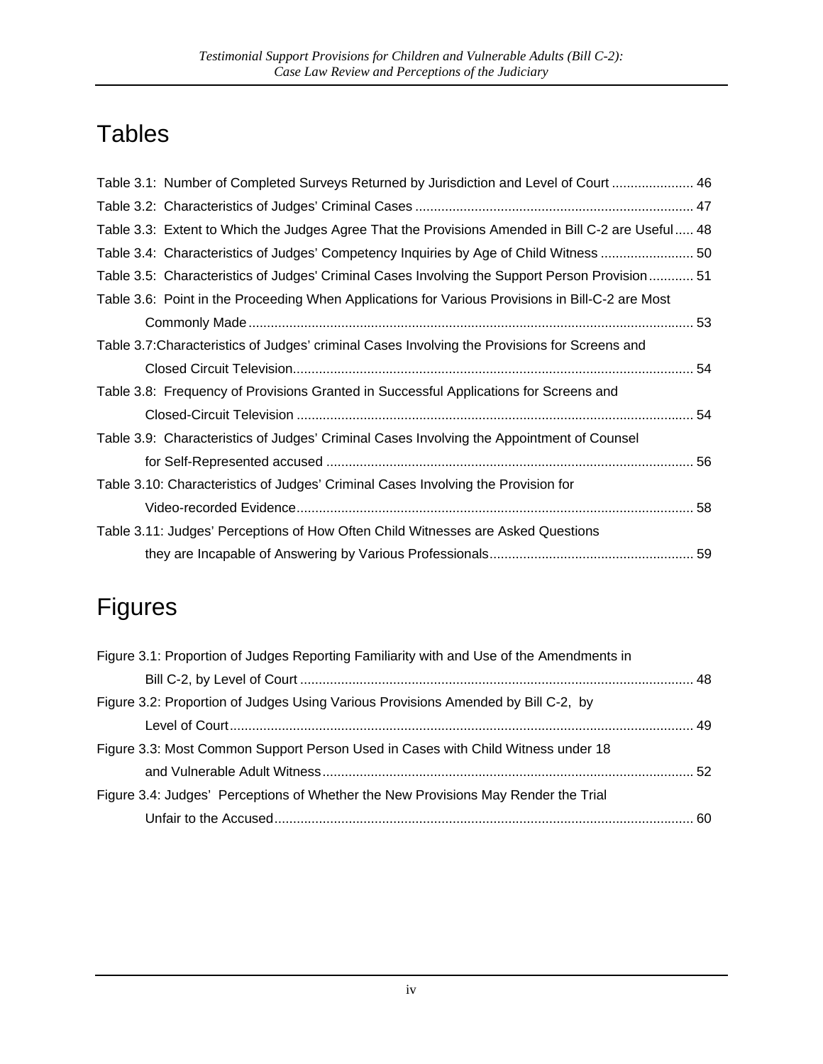# Tables

Table 3.1: Number of Completed Surveys Returned by Jurisdiction and Level of Court ...................... 46

Table 3.2: Characteristics of Judges' Criminal Cases .......................................................................... 47

Table 3.3: Extent to Which the Judges Agree That the Provisions Amended in Bill C-2 are Useful..... 48

Table 3.4: Characteristics of Judges' Competency Inquiries by Age of Child Witness ......................... 50

Table 3.5: Characteristics of Judges' Criminal Cases Involving the Support Person Provision............ 51

Table 3.6: Point in the Proceeding When Applications for Various Provisions in Bill-C-2 are Most Commonly Made ....................................................................................................................... 53

Table 3.7:Characteristics of Judges' criminal Cases Involving the Provisions for Screens and Closed Circuit Television........................................................................................................... 54

Table 3.8: Frequency of Provisions Granted in Successful Applications for Screens and Closed-Circuit Television .......................................................................................................... 54

Table 3.9: Characteristics of Judges' Criminal Cases Involving the Appointment of Counsel for Self-Represented accused .................................................................................................. 56

Table 3.10: Characteristics of Judges' Criminal Cases Involving the Provision for Video-recorded Evidence.......................................................................................................... 58

Table 3.11: Judges' Perceptions of How Often Child Witnesses are Asked Questions they are Incapable of Answering by Various Professionals...................................................... 59

# Figures

Figure 3.1: Proportion of Judges Reporting Familiarity with and Use of the Amendments in Bill C-2, by Level of Court ......................................................................................................... 48

Figure 3.2: Proportion of Judges Using Various Provisions Amended by Bill C-2, by Level of Court............................................................................................................................ 49

Figure 3.3: Most Common Support Person Used in Cases with Child Witness under 18 and Vulnerable Adult Witness................................................................................................... 52

Figure 3.4: Judges' Perceptions of Whether the New Provisions May Render the Trial Unfair to the Accused................................................................................................................ 60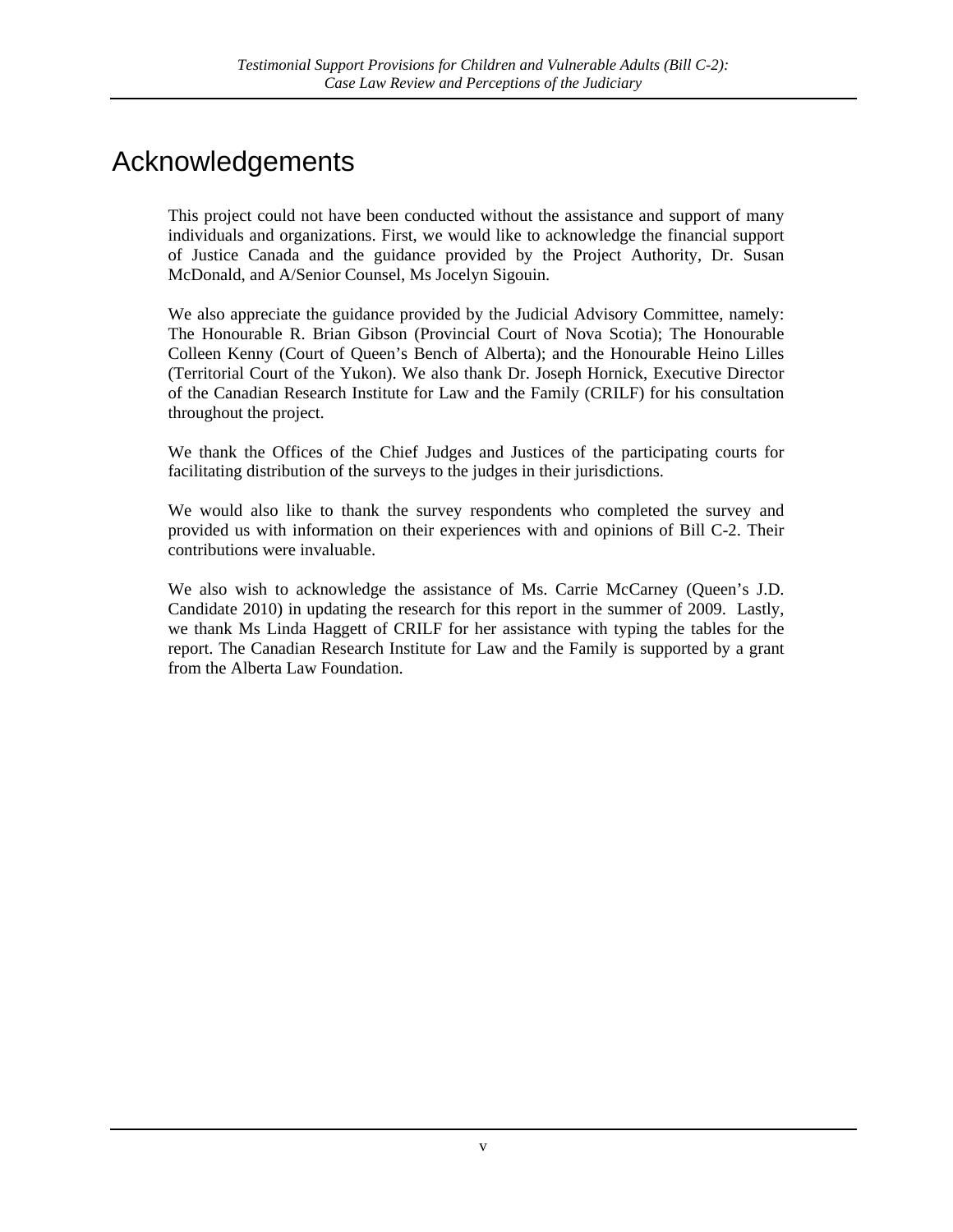# Acknowledgements

This project could not have been conducted without the assistance and support of many individuals and organizations. First, we would like to acknowledge the financial support of Justice Canada and the guidance provided by the Project Authority, Dr. Susan McDonald, and A/Senior Counsel, Ms Jocelyn Sigouin.

We also appreciate the guidance provided by the Judicial Advisory Committee, namely: The Honourable R. Brian Gibson (Provincial Court of Nova Scotia); The Honourable Colleen Kenny (Court of Queen's Bench of Alberta); and the Honourable Heino Lilles (Territorial Court of the Yukon). We also thank Dr. Joseph Hornick, Executive Director of the Canadian Research Institute for Law and the Family (CRILF) for his consultation throughout the project.

We thank the Offices of the Chief Judges and Justices of the participating courts for facilitating distribution of the surveys to the judges in their jurisdictions.

We would also like to thank the survey respondents who completed the survey and provided us with information on their experiences with and opinions of Bill C-2. Their contributions were invaluable.

We also wish to acknowledge the assistance of Ms. Carrie McCarney (Queen's J.D. Candidate 2010) in updating the research for this report in the summer of 2009. Lastly, we thank Ms Linda Haggett of CRILF for her assistance with typing the tables for the report. The Canadian Research Institute for Law and the Family is supported by a grant from the Alberta Law Foundation.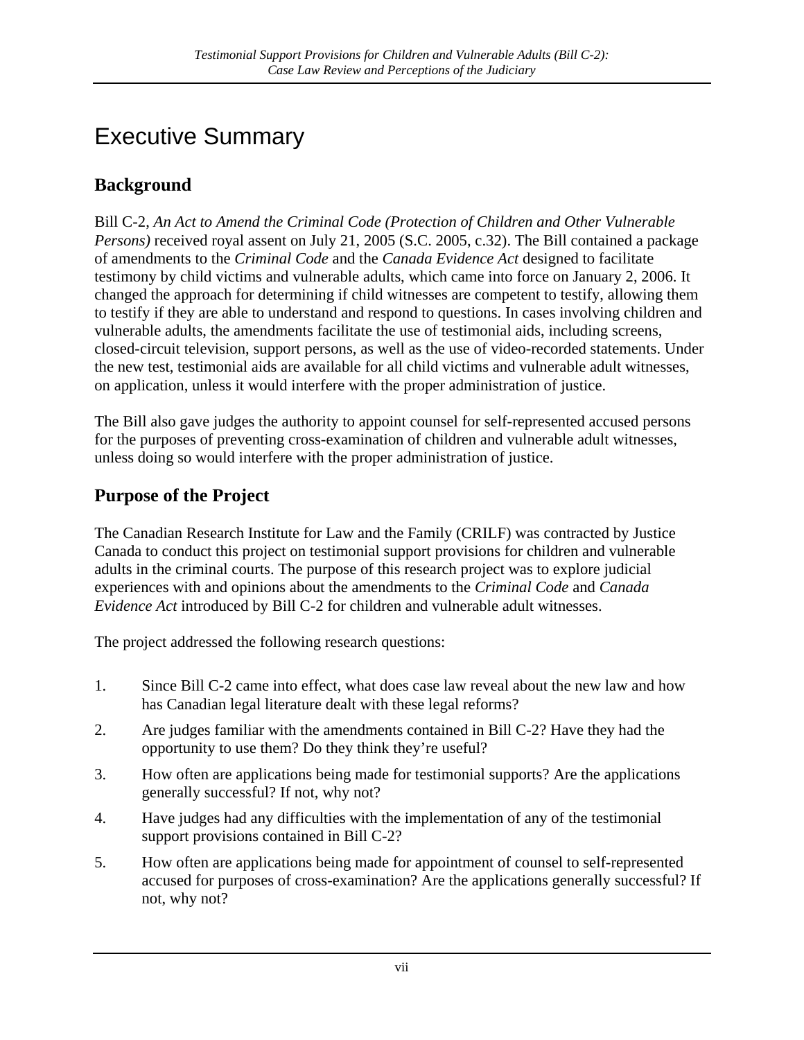# Executive Summary

## Background

Bill C-2, *An Act to Amend the Criminal Code (Protection of Children and Other Vulnerable Persons)* received royal assent on July 21, 2005 (S.C. 2005, c.32). The Bill contained a package of amendments to the *Criminal Code* and the *Canada Evidence Act* designed to facilitate testimony by child victims and vulnerable adults, which came into force on January 2, 2006. It changed the approach for determining if child witnesses are competent to testify, allowing them to testify if they are able to understand and respond to questions. In cases involving children and vulnerable adults, the amendments facilitate the use of testimonial aids, including screens, closed-circuit television, support persons, as well as the use of video-recorded statements. Under the new test, testimonial aids are available for all child victims and vulnerable adult witnesses, on application, unless it would interfere with the proper administration of justice.

The Bill also gave judges the authority to appoint counsel for self-represented accused persons for the purposes of preventing cross-examination of children and vulnerable adult witnesses, unless doing so would interfere with the proper administration of justice.

## Purpose of the Project

The Canadian Research Institute for Law and the Family (CRILF) was contracted by Justice Canada to conduct this project on testimonial support provisions for children and vulnerable adults in the criminal courts. The purpose of this research project was to explore judicial experiences with and opinions about the amendments to the *Criminal Code* and *Canada Evidence Act* introduced by Bill C-2 for children and vulnerable adult witnesses.

The project addressed the following research questions:

1. Since Bill C-2 came into effect, what does case law reveal about the new law and how has Canadian legal literature dealt with these legal reforms?
2. Are judges familiar with the amendments contained in Bill C-2? Have they had the opportunity to use them? Do they think they're useful?
3. How often are applications being made for testimonial supports? Are the applications generally successful? If not, why not?
4. Have judges had any difficulties with the implementation of any of the testimonial support provisions contained in Bill C-2?
5. How often are applications being made for appointment of counsel to self-represented accused for purposes of cross-examination? Are the applications generally successful? If not, why not?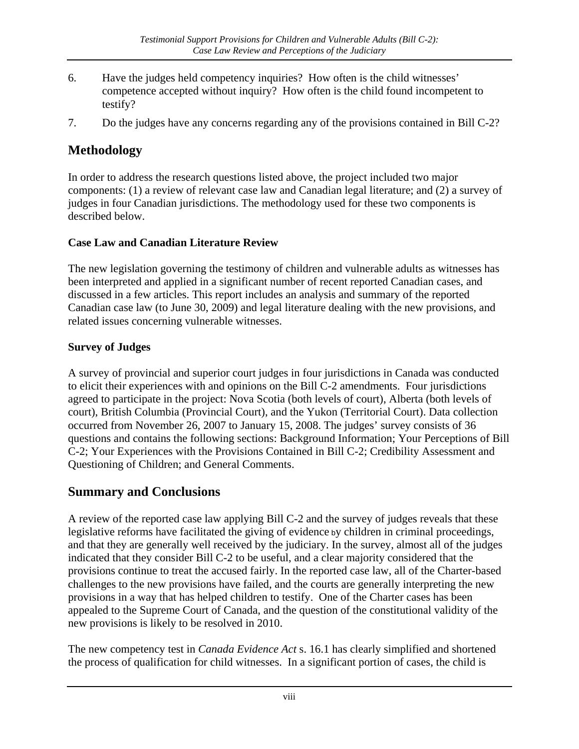6. Have the judges held competency inquiries? How often is the child witnesses' competence accepted without inquiry? How often is the child found incompetent to testify?
7. Do the judges have any concerns regarding any of the provisions contained in Bill C-2?

## Methodology

In order to address the research questions listed above, the project included two major components: (1) a review of relevant case law and Canadian legal literature; and (2) a survey of judges in four Canadian jurisdictions. The methodology used for these two components is described below.

### Case Law and Canadian Literature Review

The new legislation governing the testimony of children and vulnerable adults as witnesses has been interpreted and applied in a significant number of recent reported Canadian cases, and discussed in a few articles. This report includes an analysis and summary of the reported Canadian case law (to June 30, 2009) and legal literature dealing with the new provisions, and related issues concerning vulnerable witnesses.

### Survey of Judges

A survey of provincial and superior court judges in four jurisdictions in Canada was conducted to elicit their experiences with and opinions on the Bill C-2 amendments. Four jurisdictions agreed to participate in the project: Nova Scotia (both levels of court), Alberta (both levels of court), British Columbia (Provincial Court), and the Yukon (Territorial Court). Data collection occurred from November 26, 2007 to January 15, 2008. The judges' survey consists of 36 questions and contains the following sections: Background Information; Your Perceptions of Bill C-2; Your Experiences with the Provisions Contained in Bill C-2; Credibility Assessment and Questioning of Children; and General Comments.

## Summary and Conclusions

A review of the reported case law applying Bill C-2 and the survey of judges reveals that these legislative reforms have facilitated the giving of evidence by children in criminal proceedings, and that they are generally well received by the judiciary. In the survey, almost all of the judges indicated that they consider Bill C-2 to be useful, and a clear majority considered that the provisions continue to treat the accused fairly. In the reported case law, all of the Charter-based challenges to the new provisions have failed, and the courts are generally interpreting the new provisions in a way that has helped children to testify. One of the Charter cases has been appealed to the Supreme Court of Canada, and the question of the constitutional validity of the new provisions is likely to be resolved in 2010.

The new competency test in *Canada Evidence Act* s. 16.1 has clearly simplified and shortened the process of qualification for child witnesses. In a significant portion of cases, the child is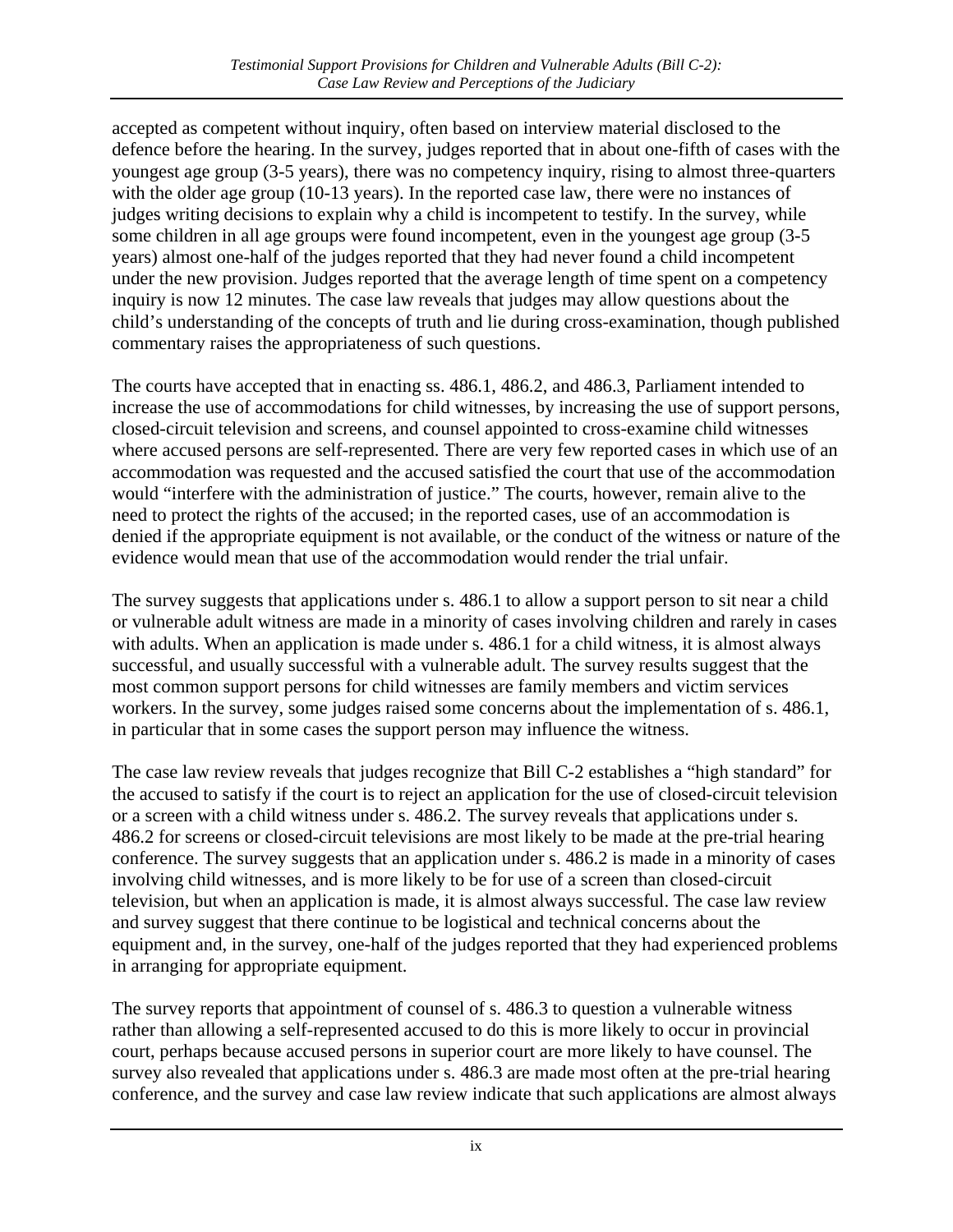accepted as competent without inquiry, often based on interview material disclosed to the defence before the hearing. In the survey, judges reported that in about one-fifth of cases with the youngest age group (3-5 years), there was no competency inquiry, rising to almost three-quarters with the older age group (10-13 years). In the reported case law, there were no instances of judges writing decisions to explain why a child is incompetent to testify. In the survey, while some children in all age groups were found incompetent, even in the youngest age group (3-5 years) almost one-half of the judges reported that they had never found a child incompetent under the new provision. Judges reported that the average length of time spent on a competency inquiry is now 12 minutes. The case law reveals that judges may allow questions about the child's understanding of the concepts of truth and lie during cross-examination, though published commentary raises the appropriateness of such questions.

The courts have accepted that in enacting ss. 486.1, 486.2, and 486.3, Parliament intended to increase the use of accommodations for child witnesses, by increasing the use of support persons, closed-circuit television and screens, and counsel appointed to cross-examine child witnesses where accused persons are self-represented. There are very few reported cases in which use of an accommodation was requested and the accused satisfied the court that use of the accommodation would "interfere with the administration of justice." The courts, however, remain alive to the need to protect the rights of the accused; in the reported cases, use of an accommodation is denied if the appropriate equipment is not available, or the conduct of the witness or nature of the evidence would mean that use of the accommodation would render the trial unfair.

The survey suggests that applications under s. 486.1 to allow a support person to sit near a child or vulnerable adult witness are made in a minority of cases involving children and rarely in cases with adults. When an application is made under s. 486.1 for a child witness, it is almost always successful, and usually successful with a vulnerable adult. The survey results suggest that the most common support persons for child witnesses are family members and victim services workers. In the survey, some judges raised some concerns about the implementation of s. 486.1, in particular that in some cases the support person may influence the witness.

The case law review reveals that judges recognize that Bill C-2 establishes a "high standard" for the accused to satisfy if the court is to reject an application for the use of closed-circuit television or a screen with a child witness under s. 486.2. The survey reveals that applications under s. 486.2 for screens or closed-circuit televisions are most likely to be made at the pre-trial hearing conference. The survey suggests that an application under s. 486.2 is made in a minority of cases involving child witnesses, and is more likely to be for use of a screen than closed-circuit television, but when an application is made, it is almost always successful. The case law review and survey suggest that there continue to be logistical and technical concerns about the equipment and, in the survey, one-half of the judges reported that they had experienced problems in arranging for appropriate equipment.

The survey reports that appointment of counsel of s. 486.3 to question a vulnerable witness rather than allowing a self-represented accused to do this is more likely to occur in provincial court, perhaps because accused persons in superior court are more likely to have counsel. The survey also revealed that applications under s. 486.3 are made most often at the pre-trial hearing conference, and the survey and case law review indicate that such applications are almost always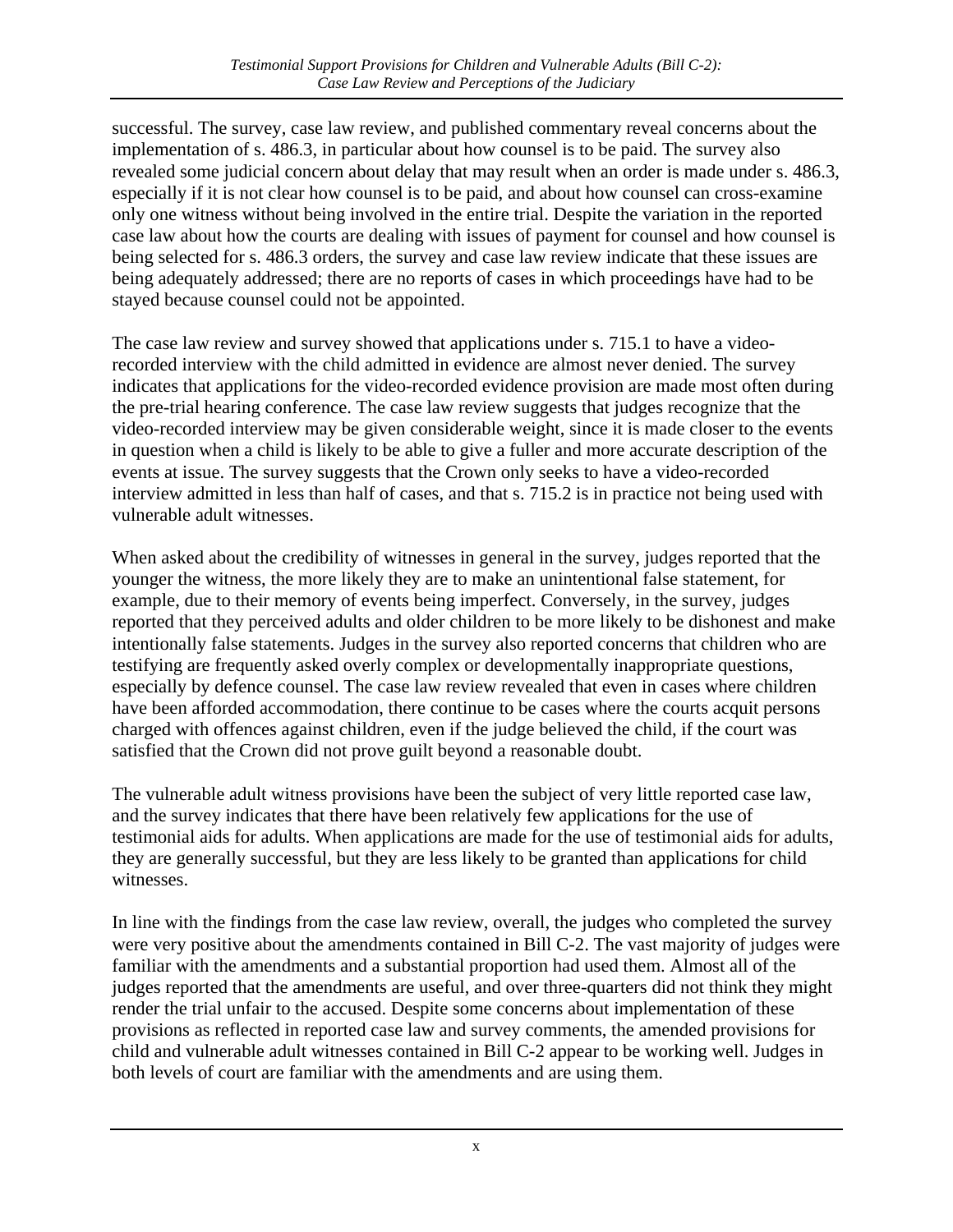successful. The survey, case law review, and published commentary reveal concerns about the implementation of s. 486.3, in particular about how counsel is to be paid. The survey also revealed some judicial concern about delay that may result when an order is made under s. 486.3, especially if it is not clear how counsel is to be paid, and about how counsel can cross-examine only one witness without being involved in the entire trial. Despite the variation in the reported case law about how the courts are dealing with issues of payment for counsel and how counsel is being selected for s. 486.3 orders, the survey and case law review indicate that these issues are being adequately addressed; there are no reports of cases in which proceedings have had to be stayed because counsel could not be appointed.

The case law review and survey showed that applications under s. 715.1 to have a video-recorded interview with the child admitted in evidence are almost never denied. The survey indicates that applications for the video-recorded evidence provision are made most often during the pre-trial hearing conference. The case law review suggests that judges recognize that the video-recorded interview may be given considerable weight, since it is made closer to the events in question when a child is likely to be able to give a fuller and more accurate description of the events at issue. The survey suggests that the Crown only seeks to have a video-recorded interview admitted in less than half of cases, and that s. 715.2 is in practice not being used with vulnerable adult witnesses.

When asked about the credibility of witnesses in general in the survey, judges reported that the younger the witness, the more likely they are to make an unintentional false statement, for example, due to their memory of events being imperfect. Conversely, in the survey, judges reported that they perceived adults and older children to be more likely to be dishonest and make intentionally false statements. Judges in the survey also reported concerns that children who are testifying are frequently asked overly complex or developmentally inappropriate questions, especially by defence counsel. The case law review revealed that even in cases where children have been afforded accommodation, there continue to be cases where the courts acquit persons charged with offences against children, even if the judge believed the child, if the court was satisfied that the Crown did not prove guilt beyond a reasonable doubt.

The vulnerable adult witness provisions have been the subject of very little reported case law, and the survey indicates that there have been relatively few applications for the use of testimonial aids for adults. When applications are made for the use of testimonial aids for adults, they are generally successful, but they are less likely to be granted than applications for child witnesses.

In line with the findings from the case law review, overall, the judges who completed the survey were very positive about the amendments contained in Bill C-2. The vast majority of judges were familiar with the amendments and a substantial proportion had used them. Almost all of the judges reported that the amendments are useful, and over three-quarters did not think they might render the trial unfair to the accused. Despite some concerns about implementation of these provisions as reflected in reported case law and survey comments, the amended provisions for child and vulnerable adult witnesses contained in Bill C-2 appear to be working well. Judges in both levels of court are familiar with the amendments and are using them.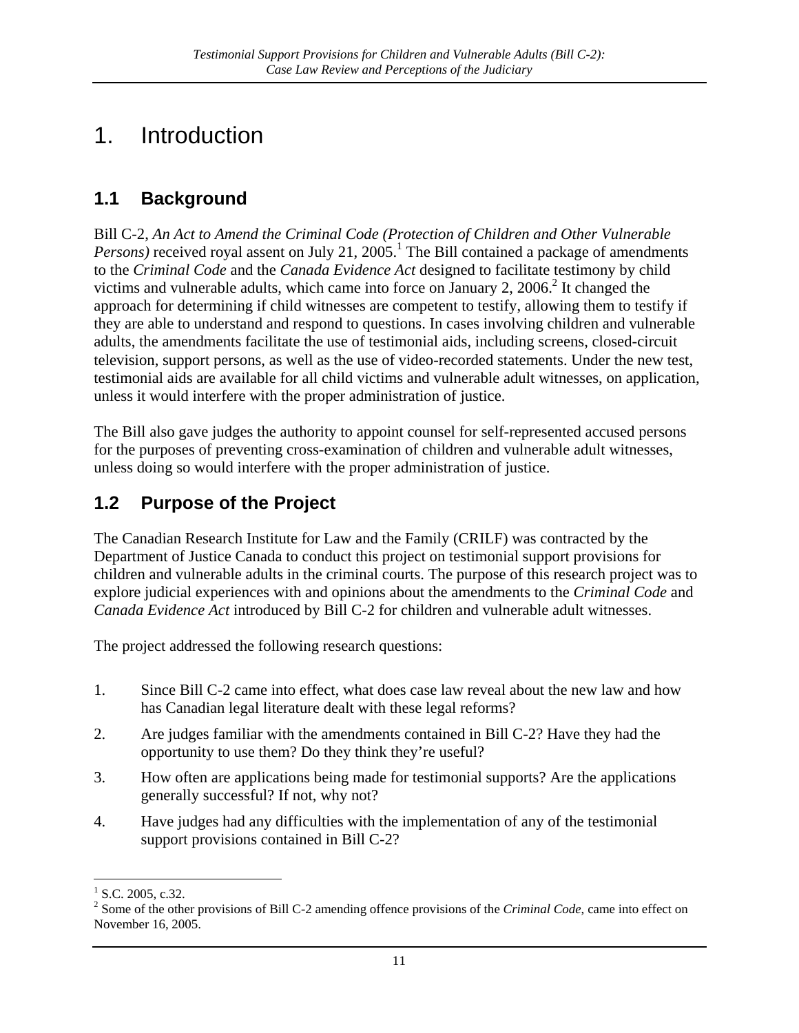# 1. Introduction

## 1.1 Background

Bill C-2, *An Act to Amend the Criminal Code (Protection of Children and Other Vulnerable Persons)* received royal assent on July 21, 2005.[1] The Bill contained a package of amendments to the *Criminal Code* and the *Canada Evidence Act* designed to facilitate testimony by child victims and vulnerable adults, which came into force on January 2, 2006.[2] It changed the approach for determining if child witnesses are competent to testify, allowing them to testify if they are able to understand and respond to questions. In cases involving children and vulnerable adults, the amendments facilitate the use of testimonial aids, including screens, closed-circuit television, support persons, as well as the use of video-recorded statements. Under the new test, testimonial aids are available for all child victims and vulnerable adult witnesses, on application, unless it would interfere with the proper administration of justice.

The Bill also gave judges the authority to appoint counsel for self-represented accused persons for the purposes of preventing cross-examination of children and vulnerable adult witnesses, unless doing so would interfere with the proper administration of justice.

## 1.2 Purpose of the Project

The Canadian Research Institute for Law and the Family (CRILF) was contracted by the Department of Justice Canada to conduct this project on testimonial support provisions for children and vulnerable adults in the criminal courts. The purpose of this research project was to explore judicial experiences with and opinions about the amendments to the *Criminal Code* and *Canada Evidence Act* introduced by Bill C-2 for children and vulnerable adult witnesses.

The project addressed the following research questions:

1. Since Bill C-2 came into effect, what does case law reveal about the new law and how has Canadian legal literature dealt with these legal reforms?
2. Are judges familiar with the amendments contained in Bill C-2? Have they had the opportunity to use them? Do they think they're useful?
3. How often are applications being made for testimonial supports? Are the applications generally successful? If not, why not?
4. Have judges had any difficulties with the implementation of any of the testimonial support provisions contained in Bill C-2?

---

[1] S.C. 2005, c.32.

[2] Some of the other provisions of Bill C-2 amending offence provisions of the *Criminal Code*, came into effect on November 16, 2005.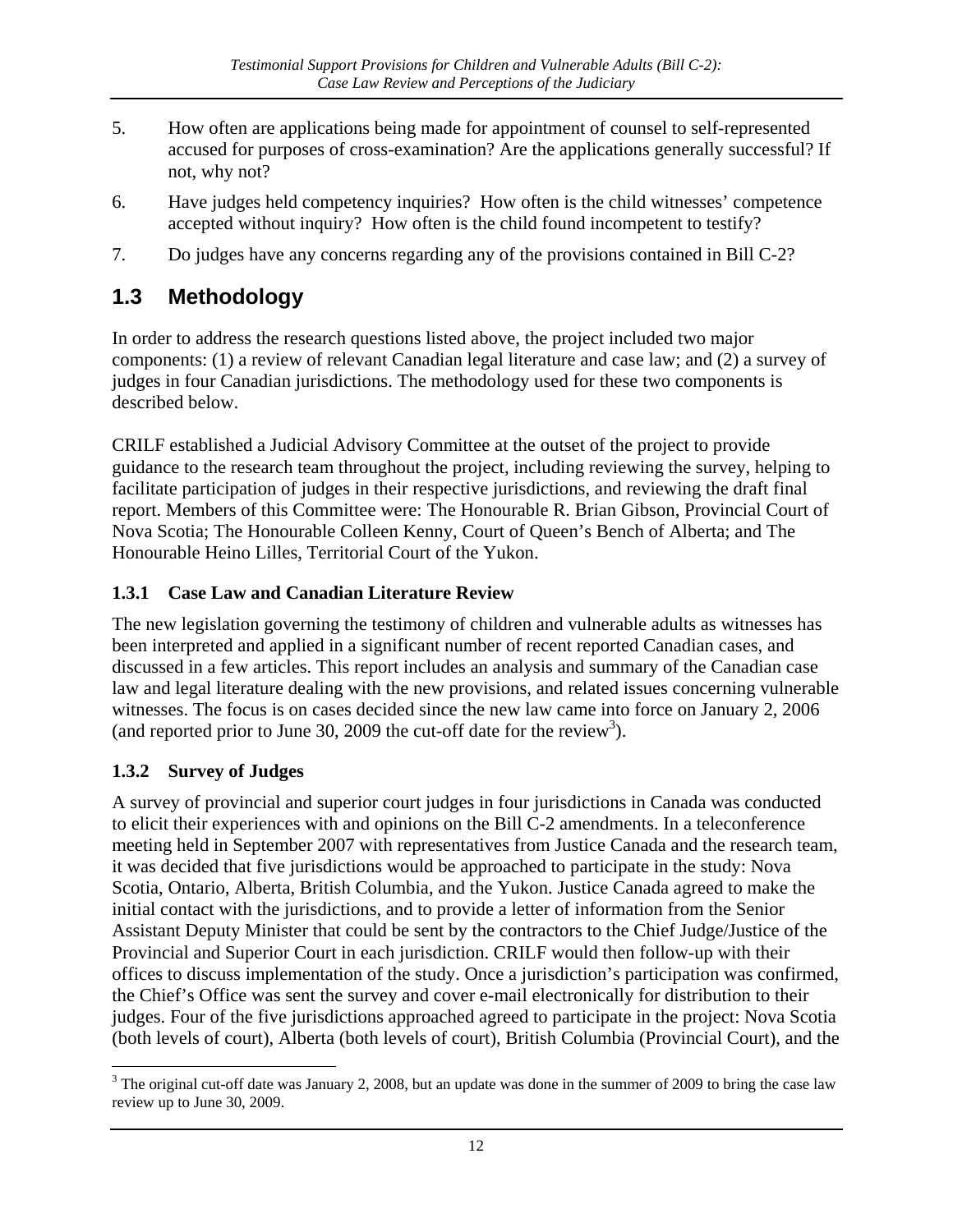5. How often are applications being made for appointment of counsel to self-represented accused for purposes of cross-examination? Are the applications generally successful? If not, why not?
6. Have judges held competency inquiries? How often is the child witnesses' competence accepted without inquiry? How often is the child found incompetent to testify?
7. Do judges have any concerns regarding any of the provisions contained in Bill C-2?

## 1.3 Methodology

In order to address the research questions listed above, the project included two major components: (1) a review of relevant Canadian legal literature and case law; and (2) a survey of judges in four Canadian jurisdictions. The methodology used for these two components is described below.

CRILF established a Judicial Advisory Committee at the outset of the project to provide guidance to the research team throughout the project, including reviewing the survey, helping to facilitate participation of judges in their respective jurisdictions, and reviewing the draft final report. Members of this Committee were: The Honourable R. Brian Gibson, Provincial Court of Nova Scotia; The Honourable Colleen Kenny, Court of Queen's Bench of Alberta; and The Honourable Heino Lilles, Territorial Court of the Yukon.

### 1.3.1 Case Law and Canadian Literature Review

The new legislation governing the testimony of children and vulnerable adults as witnesses has been interpreted and applied in a significant number of recent reported Canadian cases, and discussed in a few articles. This report includes an analysis and summary of the Canadian case law and legal literature dealing with the new provisions, and related issues concerning vulnerable witnesses. The focus is on cases decided since the new law came into force on January 2, 2006 (and reported prior to June 30, 2009 the cut-off date for the review[3]).

### 1.3.2 Survey of Judges

A survey of provincial and superior court judges in four jurisdictions in Canada was conducted to elicit their experiences with and opinions on the Bill C-2 amendments. In a teleconference meeting held in September 2007 with representatives from Justice Canada and the research team, it was decided that five jurisdictions would be approached to participate in the study: Nova Scotia, Ontario, Alberta, British Columbia, and the Yukon. Justice Canada agreed to make the initial contact with the jurisdictions, and to provide a letter of information from the Senior Assistant Deputy Minister that could be sent by the contractors to the Chief Judge/Justice of the Provincial and Superior Court in each jurisdiction. CRILF would then follow-up with their offices to discuss implementation of the study. Once a jurisdiction's participation was confirmed, the Chief's Office was sent the survey and cover e-mail electronically for distribution to their judges. Four of the five jurisdictions approached agreed to participate in the project: Nova Scotia (both levels of court), Alberta (both levels of court), British Columbia (Provincial Court), and the

[3] The original cut-off date was January 2, 2008, but an update was done in the summer of 2009 to bring the case law review up to June 30, 2009.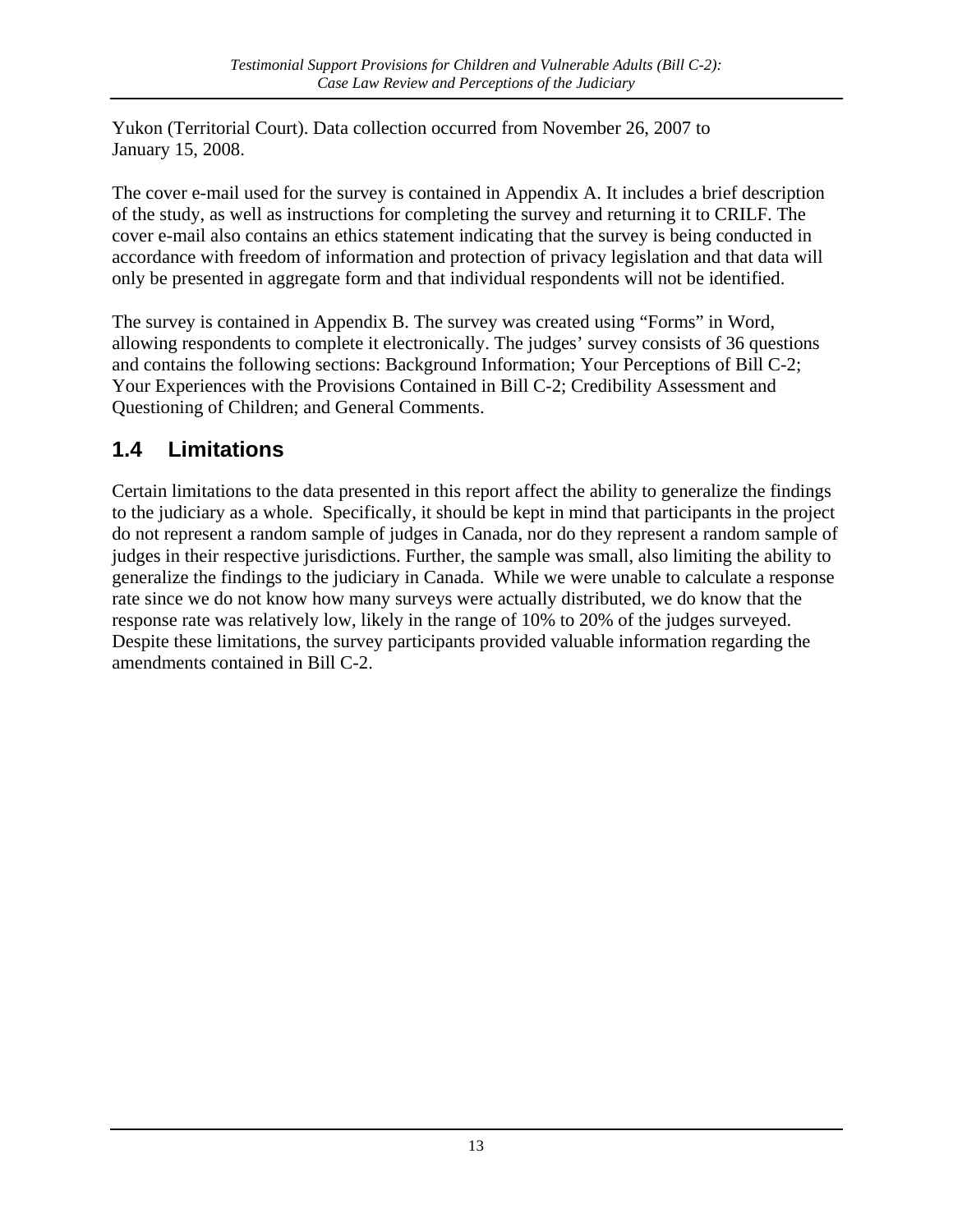Yukon (Territorial Court). Data collection occurred from November 26, 2007 to January 15, 2008.

The cover e-mail used for the survey is contained in Appendix A. It includes a brief description of the study, as well as instructions for completing the survey and returning it to CRILF. The cover e-mail also contains an ethics statement indicating that the survey is being conducted in accordance with freedom of information and protection of privacy legislation and that data will only be presented in aggregate form and that individual respondents will not be identified.

The survey is contained in Appendix B. The survey was created using "Forms" in Word, allowing respondents to complete it electronically. The judges' survey consists of 36 questions and contains the following sections: Background Information; Your Perceptions of Bill C-2; Your Experiences with the Provisions Contained in Bill C-2; Credibility Assessment and Questioning of Children; and General Comments.

## 1.4 Limitations

Certain limitations to the data presented in this report affect the ability to generalize the findings to the judiciary as a whole. Specifically, it should be kept in mind that participants in the project do not represent a random sample of judges in Canada, nor do they represent a random sample of judges in their respective jurisdictions. Further, the sample was small, also limiting the ability to generalize the findings to the judiciary in Canada. While we were unable to calculate a response rate since we do not know how many surveys were actually distributed, we do know that the response rate was relatively low, likely in the range of 10% to 20% of the judges surveyed. Despite these limitations, the survey participants provided valuable information regarding the amendments contained in Bill C-2.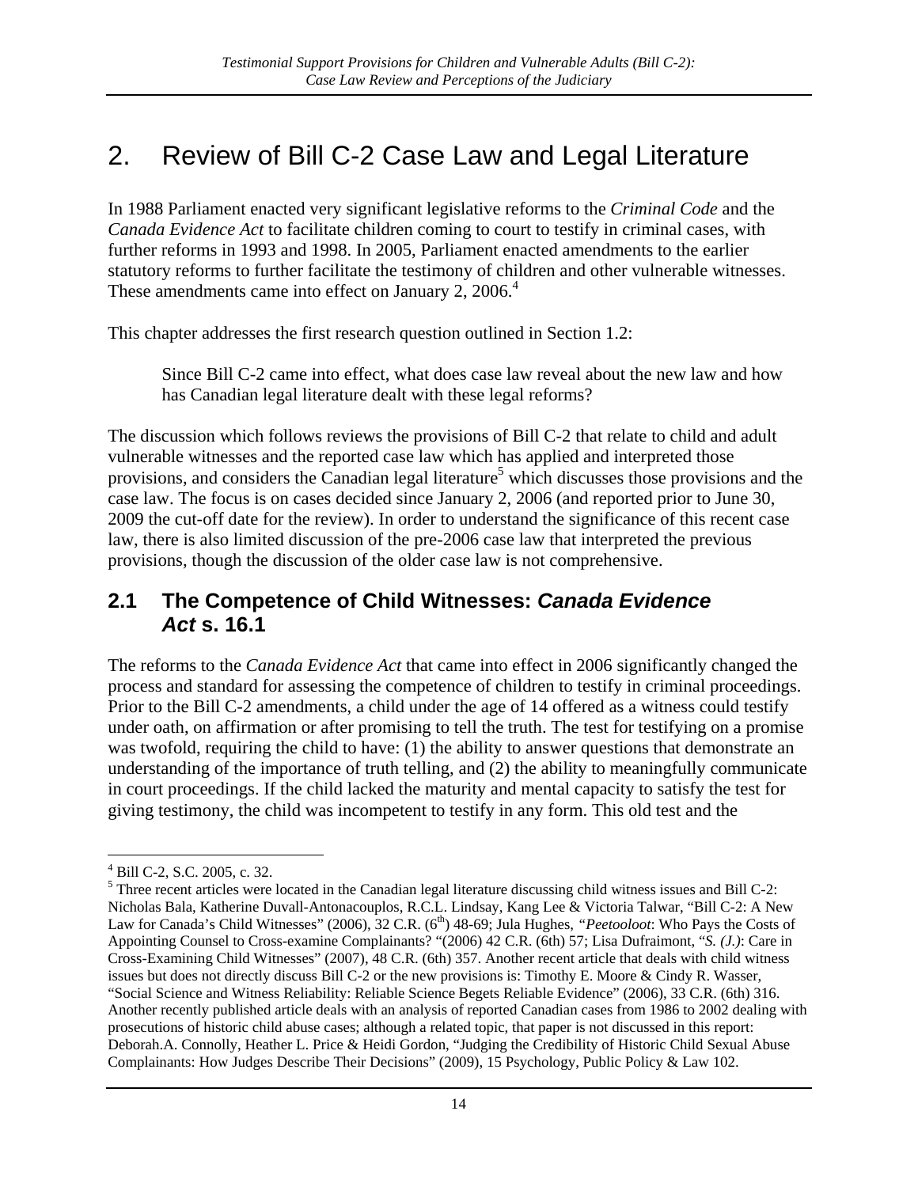# 2. Review of Bill C-2 Case Law and Legal Literature

In 1988 Parliament enacted very significant legislative reforms to the *Criminal Code* and the *Canada Evidence Act* to facilitate children coming to court to testify in criminal cases, with further reforms in 1993 and 1998. In 2005, Parliament enacted amendments to the earlier statutory reforms to further facilitate the testimony of children and other vulnerable witnesses. These amendments came into effect on January 2, 2006.[4]

This chapter addresses the first research question outlined in Section 1.2:

> Since Bill C-2 came into effect, what does case law reveal about the new law and how has Canadian legal literature dealt with these legal reforms?

The discussion which follows reviews the provisions of Bill C-2 that relate to child and adult vulnerable witnesses and the reported case law which has applied and interpreted those provisions, and considers the Canadian legal literature[5] which discusses those provisions and the case law. The focus is on cases decided since January 2, 2006 (and reported prior to June 30, 2009 the cut-off date for the review). In order to understand the significance of this recent case law, there is also limited discussion of the pre-2006 case law that interpreted the previous provisions, though the discussion of the older case law is not comprehensive.

## 2.1 The Competence of Child Witnesses: *Canada Evidence Act* s. 16.1

The reforms to the *Canada Evidence Act* that came into effect in 2006 significantly changed the process and standard for assessing the competence of children to testify in criminal proceedings. Prior to the Bill C-2 amendments, a child under the age of 14 offered as a witness could testify under oath, on affirmation or after promising to tell the truth. The test for testifying on a promise was twofold, requiring the child to have: (1) the ability to answer questions that demonstrate an understanding of the importance of truth telling, and (2) the ability to meaningfully communicate in court proceedings. If the child lacked the maturity and mental capacity to satisfy the test for giving testimony, the child was incompetent to testify in any form. This old test and the

---

[4] Bill C-2, S.C. 2005, c. 32.

[5] Three recent articles were located in the Canadian legal literature discussing child witness issues and Bill C-2: Nicholas Bala, Katherine Duvall-Antonacouplos, R.C.L. Lindsay, Kang Lee & Victoria Talwar, "Bill C-2: A New Law for Canada's Child Witnesses" (2006), 32 C.R. (6th) 48-69; Jula Hughes, *"Peetooloot*: Who Pays the Costs of Appointing Counsel to Cross-examine Complainants? "(2006) 42 C.R. (6th) 57; Lisa Dufraimont, "*S. (J.)*: Care in Cross-Examining Child Witnesses" (2007), 48 C.R. (6th) 357. Another recent article that deals with child witness issues but does not directly discuss Bill C-2 or the new provisions is: Timothy E. Moore & Cindy R. Wasser, "Social Science and Witness Reliability: Reliable Science Begets Reliable Evidence" (2006), 33 C.R. (6th) 316. Another recently published article deals with an analysis of reported Canadian cases from 1986 to 2002 dealing with prosecutions of historic child abuse cases; although a related topic, that paper is not discussed in this report: Deborah.A. Connolly, Heather L. Price & Heidi Gordon, "Judging the Credibility of Historic Child Sexual Abuse Complainants: How Judges Describe Their Decisions" (2009), 15 Psychology, Public Policy & Law 102.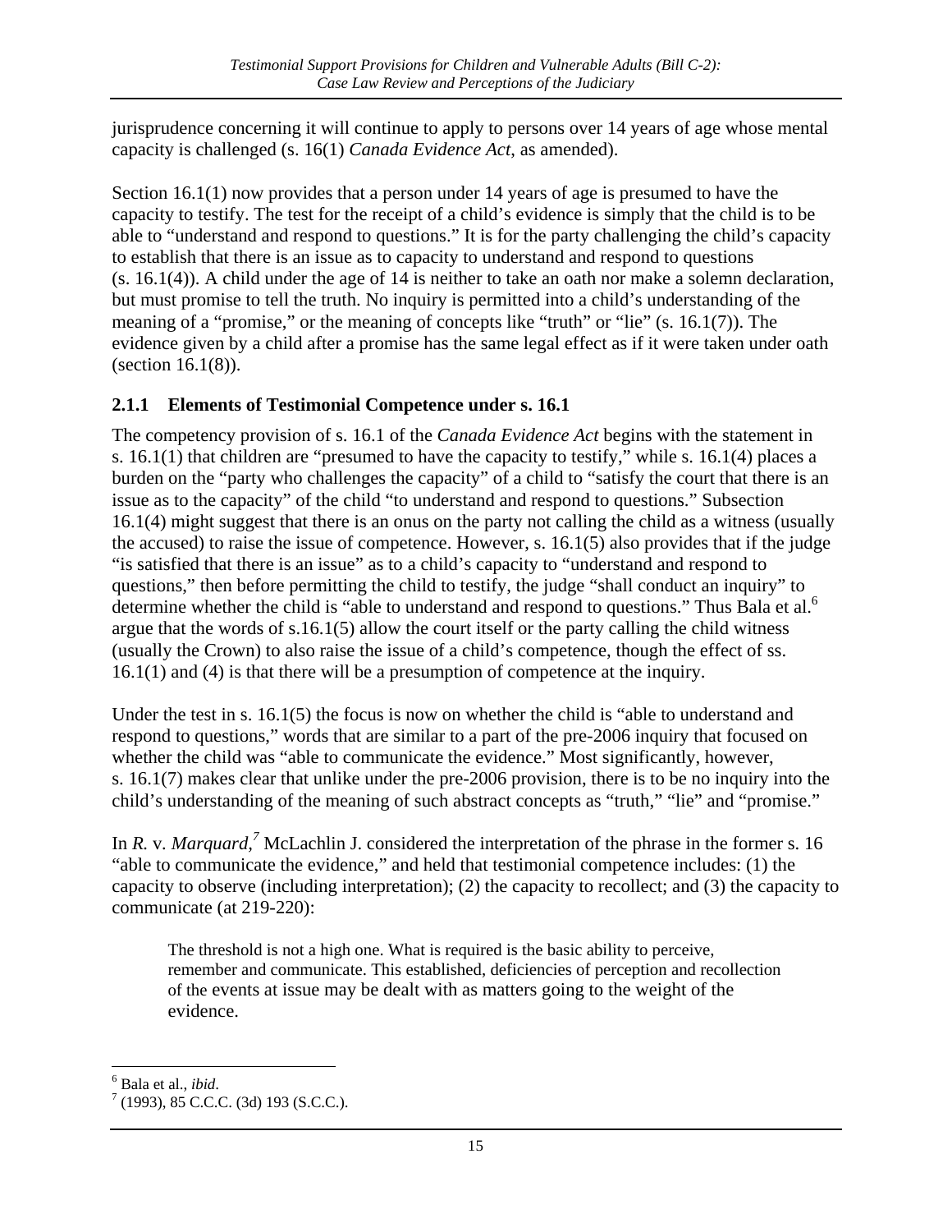jurisprudence concerning it will continue to apply to persons over 14 years of age whose mental capacity is challenged (s. 16(1) *Canada Evidence Act*, as amended).

Section 16.1(1) now provides that a person under 14 years of age is presumed to have the capacity to testify. The test for the receipt of a child's evidence is simply that the child is to be able to "understand and respond to questions." It is for the party challenging the child's capacity to establish that there is an issue as to capacity to understand and respond to questions (s. 16.1(4)). A child under the age of 14 is neither to take an oath nor make a solemn declaration, but must promise to tell the truth. No inquiry is permitted into a child's understanding of the meaning of a "promise," or the meaning of concepts like "truth" or "lie" (s. 16.1(7)). The evidence given by a child after a promise has the same legal effect as if it were taken under oath (section 16.1(8)).

### 2.1.1 Elements of Testimonial Competence under s. 16.1

The competency provision of s. 16.1 of the *Canada Evidence Act* begins with the statement in s. 16.1(1) that children are "presumed to have the capacity to testify," while s. 16.1(4) places a burden on the "party who challenges the capacity" of a child to "satisfy the court that there is an issue as to the capacity" of the child "to understand and respond to questions." Subsection 16.1(4) might suggest that there is an onus on the party not calling the child as a witness (usually the accused) to raise the issue of competence. However, s. 16.1(5) also provides that if the judge "is satisfied that there is an issue" as to a child's capacity to "understand and respond to questions," then before permitting the child to testify, the judge "shall conduct an inquiry" to determine whether the child is "able to understand and respond to questions." Thus Bala et al.[6] argue that the words of s.16.1(5) allow the court itself or the party calling the child witness (usually the Crown) to also raise the issue of a child's competence, though the effect of ss. 16.1(1) and (4) is that there will be a presumption of competence at the inquiry.

Under the test in s. 16.1(5) the focus is now on whether the child is "able to understand and respond to questions," words that are similar to a part of the pre-2006 inquiry that focused on whether the child was "able to communicate the evidence." Most significantly, however, s. 16.1(7) makes clear that unlike under the pre-2006 provision, there is to be no inquiry into the child's understanding of the meaning of such abstract concepts as "truth," "lie" and "promise."

In *R.* v. *Marquard,*[7] McLachlin J. considered the interpretation of the phrase in the former s. 16 "able to communicate the evidence," and held that testimonial competence includes: (1) the capacity to observe (including interpretation); (2) the capacity to recollect; and (3) the capacity to communicate (at 219-220):

> The threshold is not a high one. What is required is the basic ability to perceive, remember and communicate. This established, deficiencies of perception and recollection of the events at issue may be dealt with as matters going to the weight of the evidence.

[6] Bala et al., *ibid*.

[7] (1993), 85 C.C.C. (3d) 193 (S.C.C.).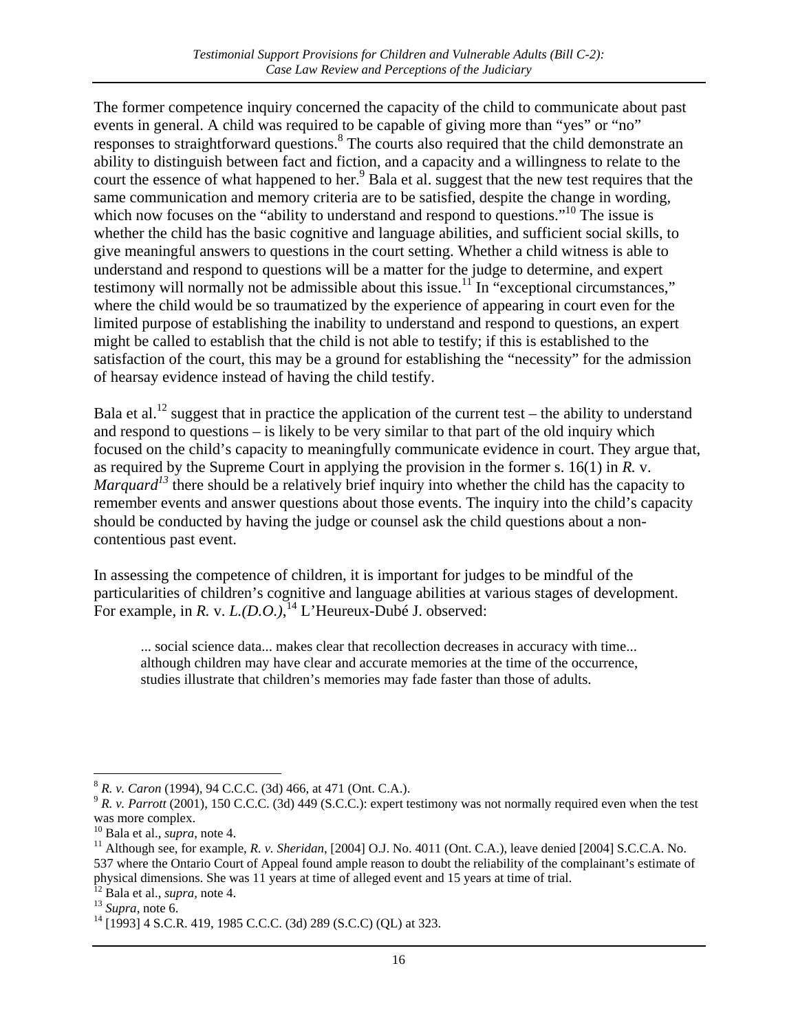The former competence inquiry concerned the capacity of the child to communicate about past events in general. A child was required to be capable of giving more than "yes" or "no" responses to straightforward questions.[8] The courts also required that the child demonstrate an ability to distinguish between fact and fiction, and a capacity and a willingness to relate to the court the essence of what happened to her.[9] Bala et al. suggest that the new test requires that the same communication and memory criteria are to be satisfied, despite the change in wording, which now focuses on the "ability to understand and respond to questions."[10] The issue is whether the child has the basic cognitive and language abilities, and sufficient social skills, to give meaningful answers to questions in the court setting. Whether a child witness is able to understand and respond to questions will be a matter for the judge to determine, and expert testimony will normally not be admissible about this issue.[11] In "exceptional circumstances," where the child would be so traumatized by the experience of appearing in court even for the limited purpose of establishing the inability to understand and respond to questions, an expert might be called to establish that the child is not able to testify; if this is established to the satisfaction of the court, this may be a ground for establishing the "necessity" for the admission of hearsay evidence instead of having the child testify.

Bala et al.[12] suggest that in practice the application of the current test – the ability to understand and respond to questions – is likely to be very similar to that part of the old inquiry which focused on the child's capacity to meaningfully communicate evidence in court. They argue that, as required by the Supreme Court in applying the provision in the former s. 16(1) in *R.* v. *Marquard*[13] there should be a relatively brief inquiry into whether the child has the capacity to remember events and answer questions about those events. The inquiry into the child's capacity should be conducted by having the judge or counsel ask the child questions about a non-contentious past event.

In assessing the competence of children, it is important for judges to be mindful of the particularities of children's cognitive and language abilities at various stages of development. For example, in *R.* v. *L.(D.O.)*,[14] L'Heureux-Dubé J. observed:

> ... social science data... makes clear that recollection decreases in accuracy with time... although children may have clear and accurate memories at the time of the occurrence, studies illustrate that children's memories may fade faster than those of adults.

---

[8] *R. v. Caron* (1994), 94 C.C.C. (3d) 466, at 471 (Ont. C.A.).

[9] *R. v. Parrott* (2001), 150 C.C.C. (3d) 449 (S.C.C.): expert testimony was not normally required even when the test was more complex.

[10] Bala et al., *supra*, note 4.

[11] Although see, for example, *R. v. Sheridan*, [2004] O.J. No. 4011 (Ont. C.A.), leave denied [2004] S.C.C.A. No. 537 where the Ontario Court of Appeal found ample reason to doubt the reliability of the complainant's estimate of physical dimensions. She was 11 years at time of alleged event and 15 years at time of trial.

[12] Bala et al., *supra*, note 4.

[13] *Supra*, note 6.

[14] [1993] 4 S.C.R. 419, 1985 C.C.C. (3d) 289 (S.C.C) (QL) at 323.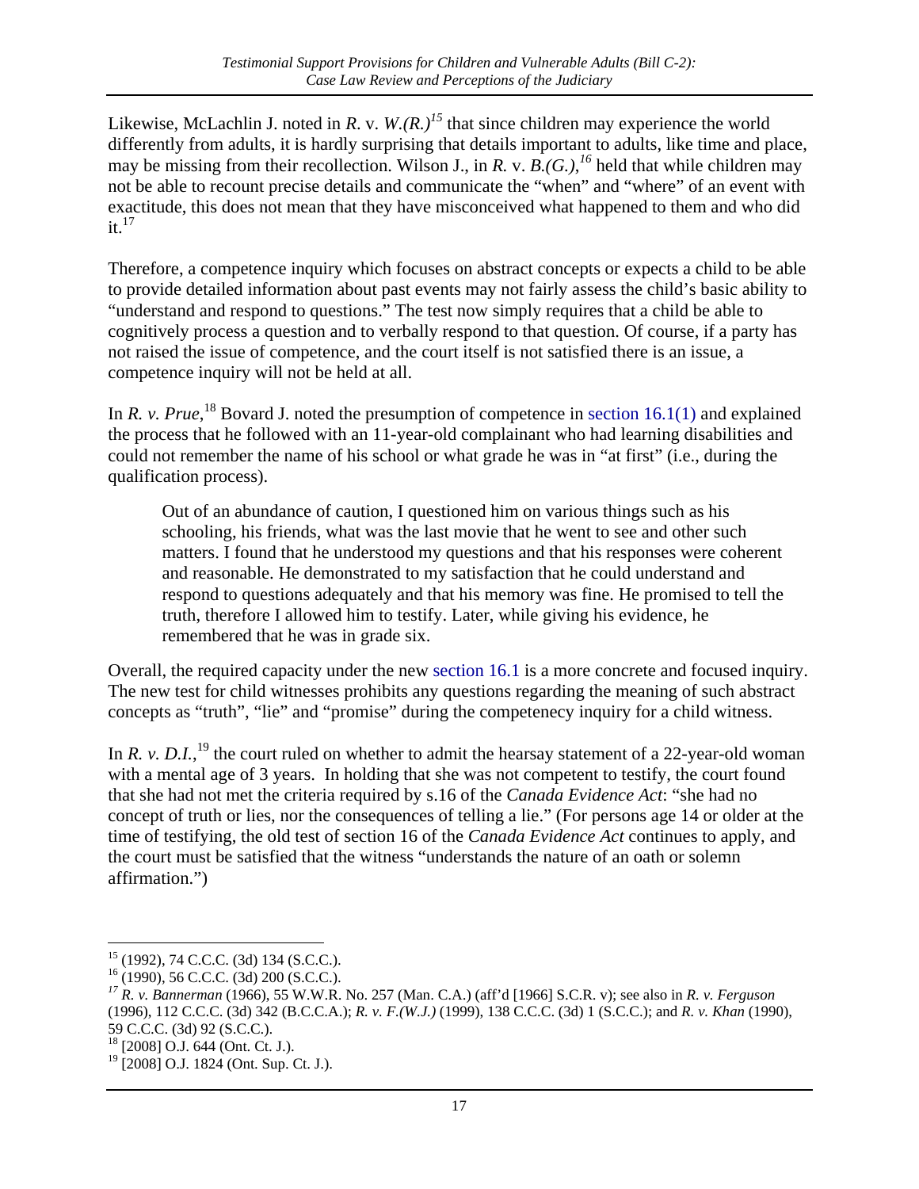Likewise, McLachlin J. noted in *R.* v. *W.(R.)*[15] that since children may experience the world differently from adults, it is hardly surprising that details important to adults, like time and place, may be missing from their recollection. Wilson J., in *R.* v. *B.(G.)*,[16] held that while children may not be able to recount precise details and communicate the "when" and "where" of an event with exactitude, this does not mean that they have misconceived what happened to them and who did it.[17]

Therefore, a competence inquiry which focuses on abstract concepts or expects a child to be able to provide detailed information about past events may not fairly assess the child's basic ability to "understand and respond to questions." The test now simply requires that a child be able to cognitively process a question and to verbally respond to that question. Of course, if a party has not raised the issue of competence, and the court itself is not satisfied there is an issue, a competence inquiry will not be held at all.

In *R. v. Prue*,[18] Bovard J. noted the presumption of competence in section 16.1(1) and explained the process that he followed with an 11-year-old complainant who had learning disabilities and could not remember the name of his school or what grade he was in "at first" (i.e., during the qualification process).

> Out of an abundance of caution, I questioned him on various things such as his schooling, his friends, what was the last movie that he went to see and other such matters. I found that he understood my questions and that his responses were coherent and reasonable. He demonstrated to my satisfaction that he could understand and respond to questions adequately and that his memory was fine. He promised to tell the truth, therefore I allowed him to testify. Later, while giving his evidence, he remembered that he was in grade six.

Overall, the required capacity under the new section 16.1 is a more concrete and focused inquiry. The new test for child witnesses prohibits any questions regarding the meaning of such abstract concepts as "truth", "lie" and "promise" during the competenecy inquiry for a child witness.

In *R. v. D.I.*,[19] the court ruled on whether to admit the hearsay statement of a 22-year-old woman with a mental age of 3 years. In holding that she was not competent to testify, the court found that she had not met the criteria required by s.16 of the *Canada Evidence Act*: "she had no concept of truth or lies, nor the consequences of telling a lie." (For persons age 14 or older at the time of testifying, the old test of section 16 of the *Canada Evidence Act* continues to apply, and the court must be satisfied that the witness "understands the nature of an oath or solemn affirmation.")

---

[15] (1992), 74 C.C.C. (3d) 134 (S.C.C.).

[16] (1990), 56 C.C.C. (3d) 200 (S.C.C.).

[17] *R. v. Bannerman* (1966), 55 W.W.R. No. 257 (Man. C.A.) (aff'd [1966] S.C.R. v); see also in *R. v. Ferguson* (1996), 112 C.C.C. (3d) 342 (B.C.C.A.); *R. v. F.(W.J.)* (1999), 138 C.C.C. (3d) 1 (S.C.C.); and *R. v. Khan* (1990), 59 C.C.C. (3d) 92 (S.C.C.).

[18] [2008] O.J. 644 (Ont. Ct. J.).

[19] [2008] O.J. 1824 (Ont. Sup. Ct. J.).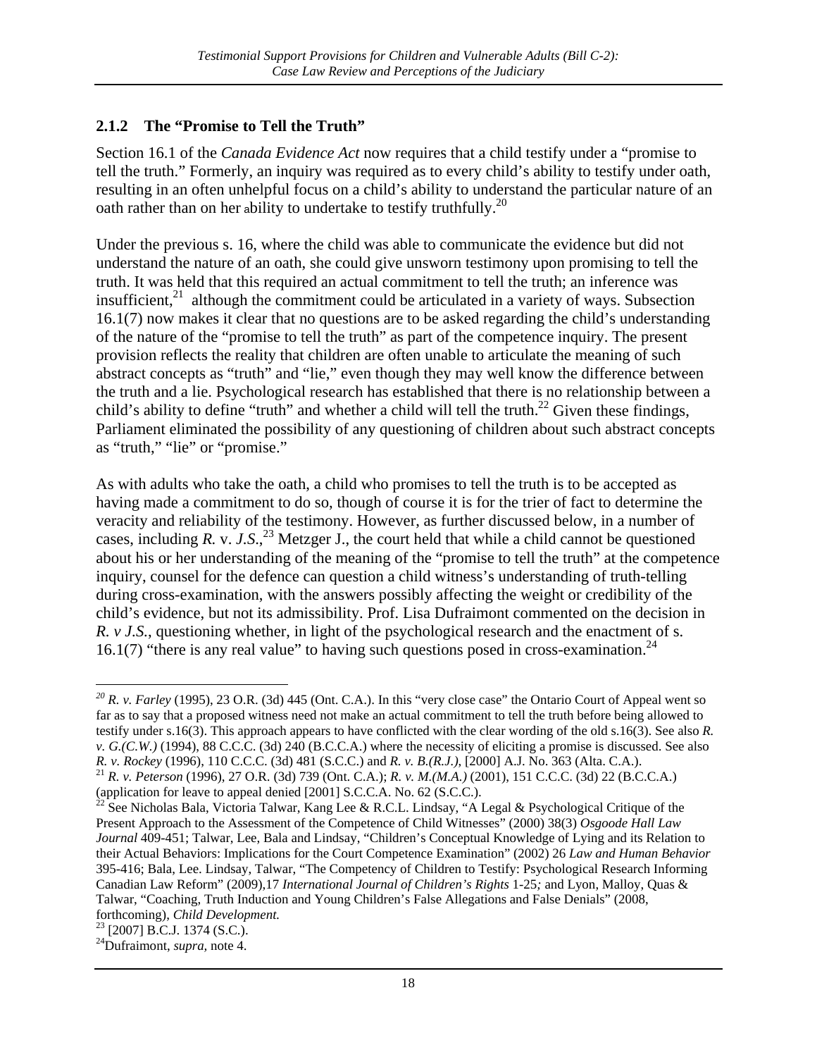### 2.1.2 The "Promise to Tell the Truth"

Section 16.1 of the *Canada Evidence Act* now requires that a child testify under a "promise to tell the truth." Formerly, an inquiry was required as to every child's ability to testify under oath, resulting in an often unhelpful focus on a child's ability to understand the particular nature of an oath rather than on her ability to undertake to testify truthfully.[20]

Under the previous s. 16, where the child was able to communicate the evidence but did not understand the nature of an oath, she could give unsworn testimony upon promising to tell the truth. It was held that this required an actual commitment to tell the truth; an inference was insufficient,[21] although the commitment could be articulated in a variety of ways. Subsection 16.1(7) now makes it clear that no questions are to be asked regarding the child's understanding of the nature of the "promise to tell the truth" as part of the competence inquiry. The present provision reflects the reality that children are often unable to articulate the meaning of such abstract concepts as "truth" and "lie," even though they may well know the difference between the truth and a lie. Psychological research has established that there is no relationship between a child's ability to define "truth" and whether a child will tell the truth.[22] Given these findings, Parliament eliminated the possibility of any questioning of children about such abstract concepts as "truth," "lie" or "promise."

As with adults who take the oath, a child who promises to tell the truth is to be accepted as having made a commitment to do so, though of course it is for the trier of fact to determine the veracity and reliability of the testimony. However, as further discussed below, in a number of cases, including *R.* v. *J.S*.,[23] Metzger J., the court held that while a child cannot be questioned about his or her understanding of the meaning of the "promise to tell the truth" at the competence inquiry, counsel for the defence can question a child witness's understanding of truth-telling during cross-examination, with the answers possibly affecting the weight or credibility of the child's evidence, but not its admissibility. Prof. Lisa Dufraimont commented on the decision in *R. v J.S.*, questioning whether, in light of the psychological research and the enactment of s. 16.1(7) "there is any real value" to having such questions posed in cross-examination.[24]

---

[20] *R. v. Farley* (1995), 23 O.R. (3d) 445 (Ont. C.A.). In this "very close case" the Ontario Court of Appeal went so far as to say that a proposed witness need not make an actual commitment to tell the truth before being allowed to testify under s.16(3). This approach appears to have conflicted with the clear wording of the old s.16(3). See also *R. v. G.(C.W.)* (1994), 88 C.C.C. (3d) 240 (B.C.C.A.) where the necessity of eliciting a promise is discussed. See also *R. v. Rockey* (1996), 110 C.C.C. (3d) 481 (S.C.C.) and *R. v. B.(R.J.)*, [2000] A.J. No. 363 (Alta. C.A.).

[21] *R. v. Peterson* (1996), 27 O.R. (3d) 739 (Ont. C.A.); *R. v. M.(M.A.)* (2001), 151 C.C.C. (3d) 22 (B.C.C.A.) (application for leave to appeal denied [2001] S.C.C.A. No. 62 (S.C.C.).

[22] See Nicholas Bala, Victoria Talwar, Kang Lee & R.C.L. Lindsay, "A Legal & Psychological Critique of the Present Approach to the Assessment of the Competence of Child Witnesses" (2000) 38(3) *Osgoode Hall Law Journal* 409-451; Talwar, Lee, Bala and Lindsay, "Children's Conceptual Knowledge of Lying and its Relation to their Actual Behaviors: Implications for the Court Competence Examination" (2002) 26 *Law and Human Behavior* 395-416; Bala, Lee. Lindsay, Talwar, "The Competency of Children to Testify: Psychological Research Informing Canadian Law Reform" (2009),17 *International Journal of Children's Rights* 1-25*;* and Lyon, Malloy, Quas & Talwar, "Coaching, Truth Induction and Young Children's False Allegations and False Denials" (2008, forthcoming), *Child Development.*

[23] [2007] B.C.J. 1374 (S.C.).

[24] Dufraimont, *supra,* note 4.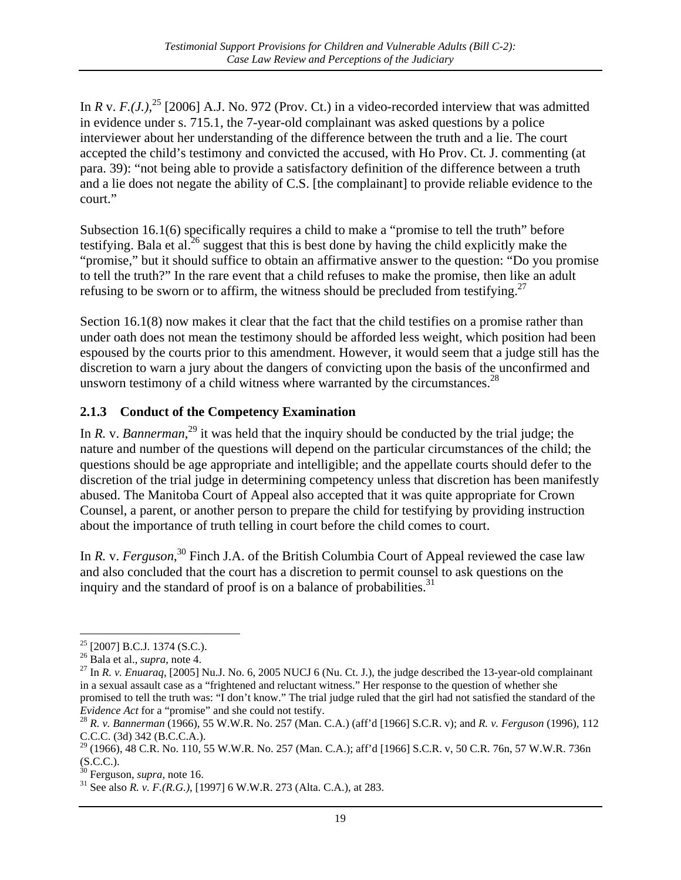In *R* v. *F.(J.)*,[25] [2006] A.J. No. 972 (Prov. Ct.) in a video-recorded interview that was admitted in evidence under s. 715.1, the 7-year-old complainant was asked questions by a police interviewer about her understanding of the difference between the truth and a lie. The court accepted the child's testimony and convicted the accused, with Ho Prov. Ct. J. commenting (at para. 39): "not being able to provide a satisfactory definition of the difference between a truth and a lie does not negate the ability of C.S. [the complainant] to provide reliable evidence to the court."

Subsection 16.1(6) specifically requires a child to make a "promise to tell the truth" before testifying. Bala et al.[26] suggest that this is best done by having the child explicitly make the "promise," but it should suffice to obtain an affirmative answer to the question: "Do you promise to tell the truth?" In the rare event that a child refuses to make the promise, then like an adult refusing to be sworn or to affirm, the witness should be precluded from testifying.[27]

Section 16.1(8) now makes it clear that the fact that the child testifies on a promise rather than under oath does not mean the testimony should be afforded less weight, which position had been espoused by the courts prior to this amendment. However, it would seem that a judge still has the discretion to warn a jury about the dangers of convicting upon the basis of the unconfirmed and unsworn testimony of a child witness where warranted by the circumstances.[28]

### 2.1.3 Conduct of the Competency Examination

In *R.* v. *Bannerman*,[29] it was held that the inquiry should be conducted by the trial judge; the nature and number of the questions will depend on the particular circumstances of the child; the questions should be age appropriate and intelligible; and the appellate courts should defer to the discretion of the trial judge in determining competency unless that discretion has been manifestly abused. The Manitoba Court of Appeal also accepted that it was quite appropriate for Crown Counsel, a parent, or another person to prepare the child for testifying by providing instruction about the importance of truth telling in court before the child comes to court.

In *R.* v. *Ferguson*,[30] Finch J.A. of the British Columbia Court of Appeal reviewed the case law and also concluded that the court has a discretion to permit counsel to ask questions on the inquiry and the standard of proof is on a balance of probabilities.[31]

---

[25] [2007] B.C.J. 1374 (S.C.).

[26] Bala et al., *supra*, note 4.

[27] In *R. v. Enuaraq*, [2005] Nu.J. No. 6, 2005 NUCJ 6 (Nu. Ct. J.), the judge described the 13-year-old complainant in a sexual assault case as a "frightened and reluctant witness." Her response to the question of whether she promised to tell the truth was: "I don't know." The trial judge ruled that the girl had not satisfied the standard of the *Evidence Act* for a "promise" and she could not testify.

[28] *R. v. Bannerman* (1966), 55 W.W.R. No. 257 (Man. C.A.) (aff'd [1966] S.C.R. v); and *R. v. Ferguson* (1996), 112 C.C.C. (3d) 342 (B.C.C.A.).

[29] (1966), 48 C.R. No. 110, 55 W.W.R. No. 257 (Man. C.A.); aff'd [1966] S.C.R. v, 50 C.R. 76n, 57 W.W.R. 736n (S.C.C.).

[30] Ferguson, *supra*, note 16.

[31] See also *R. v. F.(R.G.)*, [1997] 6 W.W.R. 273 (Alta. C.A.), at 283.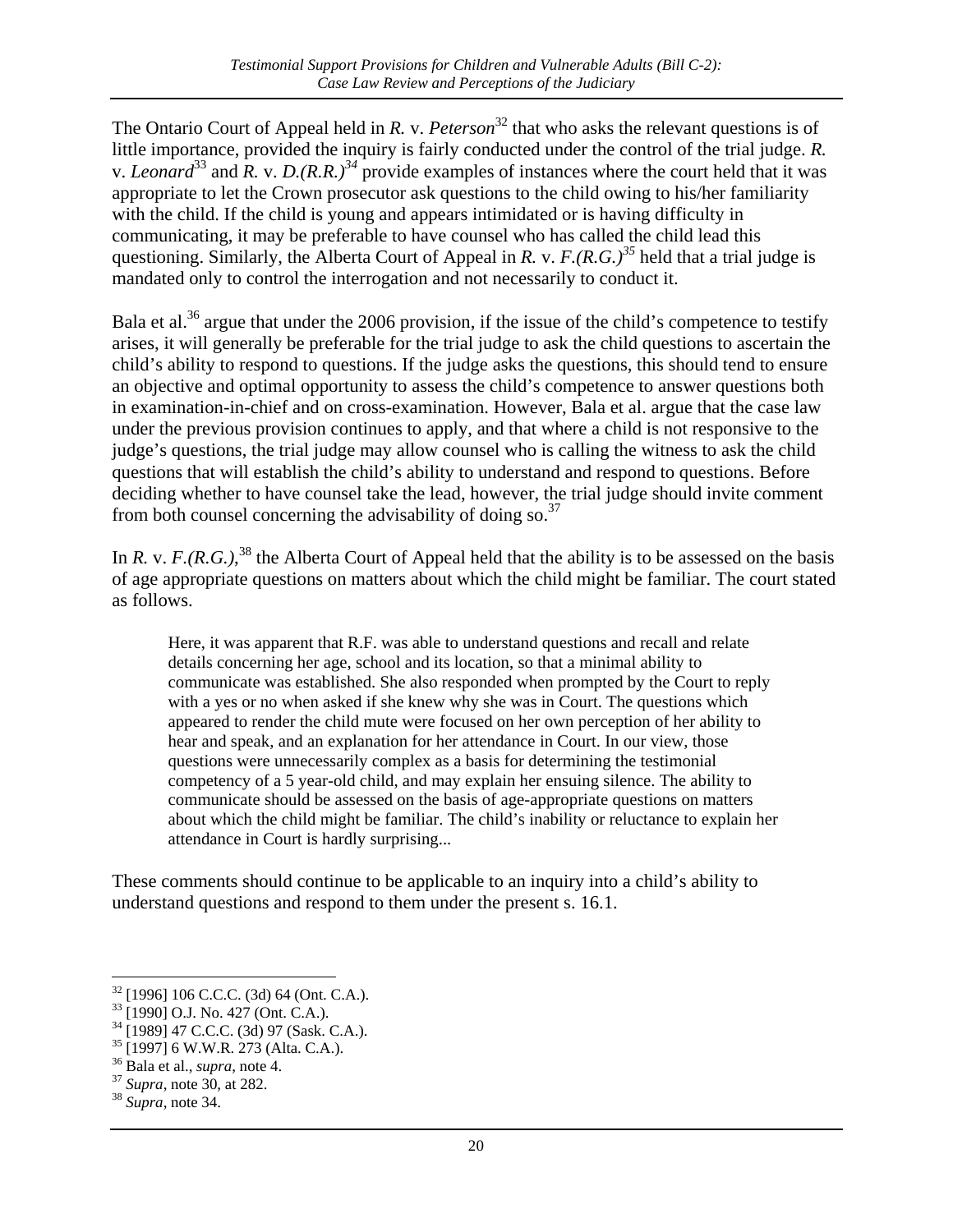The Ontario Court of Appeal held in *R.* v. *Peterson*[32] that who asks the relevant questions is of little importance, provided the inquiry is fairly conducted under the control of the trial judge. *R.* v. *Leonard*[33] and *R.* v. *D.(R.R.)*[34] provide examples of instances where the court held that it was appropriate to let the Crown prosecutor ask questions to the child owing to his/her familiarity with the child. If the child is young and appears intimidated or is having difficulty in communicating, it may be preferable to have counsel who has called the child lead this questioning. Similarly, the Alberta Court of Appeal in *R.* v. *F.(R.G.)*[35] held that a trial judge is mandated only to control the interrogation and not necessarily to conduct it.

Bala et al.[36] argue that under the 2006 provision, if the issue of the child's competence to testify arises, it will generally be preferable for the trial judge to ask the child questions to ascertain the child's ability to respond to questions. If the judge asks the questions, this should tend to ensure an objective and optimal opportunity to assess the child's competence to answer questions both in examination-in-chief and on cross-examination. However, Bala et al. argue that the case law under the previous provision continues to apply, and that where a child is not responsive to the judge's questions, the trial judge may allow counsel who is calling the witness to ask the child questions that will establish the child's ability to understand and respond to questions. Before deciding whether to have counsel take the lead, however, the trial judge should invite comment from both counsel concerning the advisability of doing so.[37]

In *R.* v. *F.(R.G.)*,[38] the Alberta Court of Appeal held that the ability is to be assessed on the basis of age appropriate questions on matters about which the child might be familiar. The court stated as follows.

> Here, it was apparent that R.F. was able to understand questions and recall and relate details concerning her age, school and its location, so that a minimal ability to communicate was established. She also responded when prompted by the Court to reply with a yes or no when asked if she knew why she was in Court. The questions which appeared to render the child mute were focused on her own perception of her ability to hear and speak, and an explanation for her attendance in Court. In our view, those questions were unnecessarily complex as a basis for determining the testimonial competency of a 5 year-old child, and may explain her ensuing silence. The ability to communicate should be assessed on the basis of age-appropriate questions on matters about which the child might be familiar. The child's inability or reluctance to explain her attendance in Court is hardly surprising...

These comments should continue to be applicable to an inquiry into a child's ability to understand questions and respond to them under the present s. 16.1.

---

[32] [1996] 106 C.C.C. (3d) 64 (Ont. C.A.).
[33] [1990] O.J. No. 427 (Ont. C.A.).
[34] [1989] 47 C.C.C. (3d) 97 (Sask. C.A.).
[35] [1997] 6 W.W.R. 273 (Alta. C.A.).
[36] Bala et al., *supra*, note 4.
[37] *Supra*, note 30, at 282.
[38] *Supra*, note 34.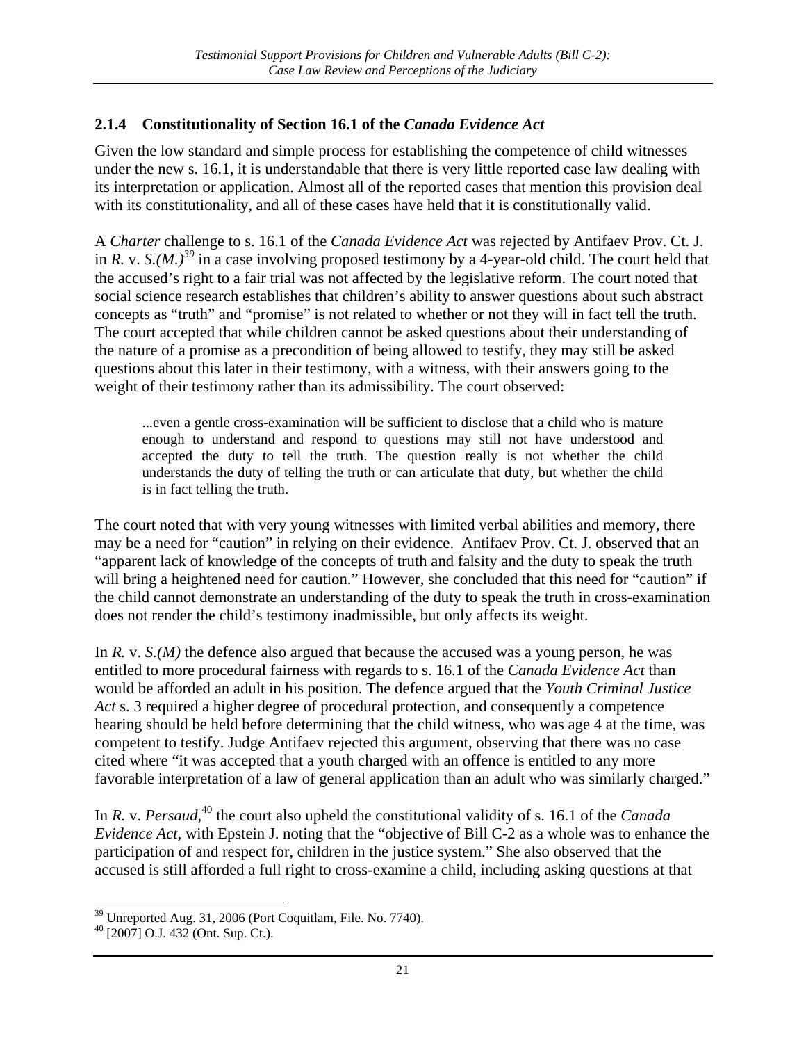### 2.1.4 Constitutionality of Section 16.1 of the *Canada Evidence Act*

Given the low standard and simple process for establishing the competence of child witnesses under the new s. 16.1, it is understandable that there is very little reported case law dealing with its interpretation or application. Almost all of the reported cases that mention this provision deal with its constitutionality, and all of these cases have held that it is constitutionally valid.

A *Charter* challenge to s. 16.1 of the *Canada Evidence Act* was rejected by Antifaev Prov. Ct. J. in *R.* v. *S.(M.)*[39] in a case involving proposed testimony by a 4-year-old child. The court held that the accused's right to a fair trial was not affected by the legislative reform. The court noted that social science research establishes that children's ability to answer questions about such abstract concepts as "truth" and "promise" is not related to whether or not they will in fact tell the truth. The court accepted that while children cannot be asked questions about their understanding of the nature of a promise as a precondition of being allowed to testify, they may still be asked questions about this later in their testimony, with a witness, with their answers going to the weight of their testimony rather than its admissibility. The court observed:

> ...even a gentle cross-examination will be sufficient to disclose that a child who is mature enough to understand and respond to questions may still not have understood and accepted the duty to tell the truth. The question really is not whether the child understands the duty of telling the truth or can articulate that duty, but whether the child is in fact telling the truth.

The court noted that with very young witnesses with limited verbal abilities and memory, there may be a need for "caution" in relying on their evidence. Antifaev Prov. Ct. J. observed that an "apparent lack of knowledge of the concepts of truth and falsity and the duty to speak the truth will bring a heightened need for caution." However, she concluded that this need for "caution" if the child cannot demonstrate an understanding of the duty to speak the truth in cross-examination does not render the child's testimony inadmissible, but only affects its weight.

In *R.* v. *S.(M)* the defence also argued that because the accused was a young person, he was entitled to more procedural fairness with regards to s. 16.1 of the *Canada Evidence Act* than would be afforded an adult in his position. The defence argued that the *Youth Criminal Justice Act* s. 3 required a higher degree of procedural protection, and consequently a competence hearing should be held before determining that the child witness, who was age 4 at the time, was competent to testify. Judge Antifaev rejected this argument, observing that there was no case cited where "it was accepted that a youth charged with an offence is entitled to any more favorable interpretation of a law of general application than an adult who was similarly charged."

In *R.* v. *Persaud*,[40] the court also upheld the constitutional validity of s. 16.1 of the *Canada Evidence Act*, with Epstein J. noting that the "objective of Bill C-2 as a whole was to enhance the participation of and respect for, children in the justice system." She also observed that the accused is still afforded a full right to cross-examine a child, including asking questions at that

---

[39] Unreported Aug. 31, 2006 (Port Coquitlam, File. No. 7740).

[40] [2007] O.J. 432 (Ont. Sup. Ct.).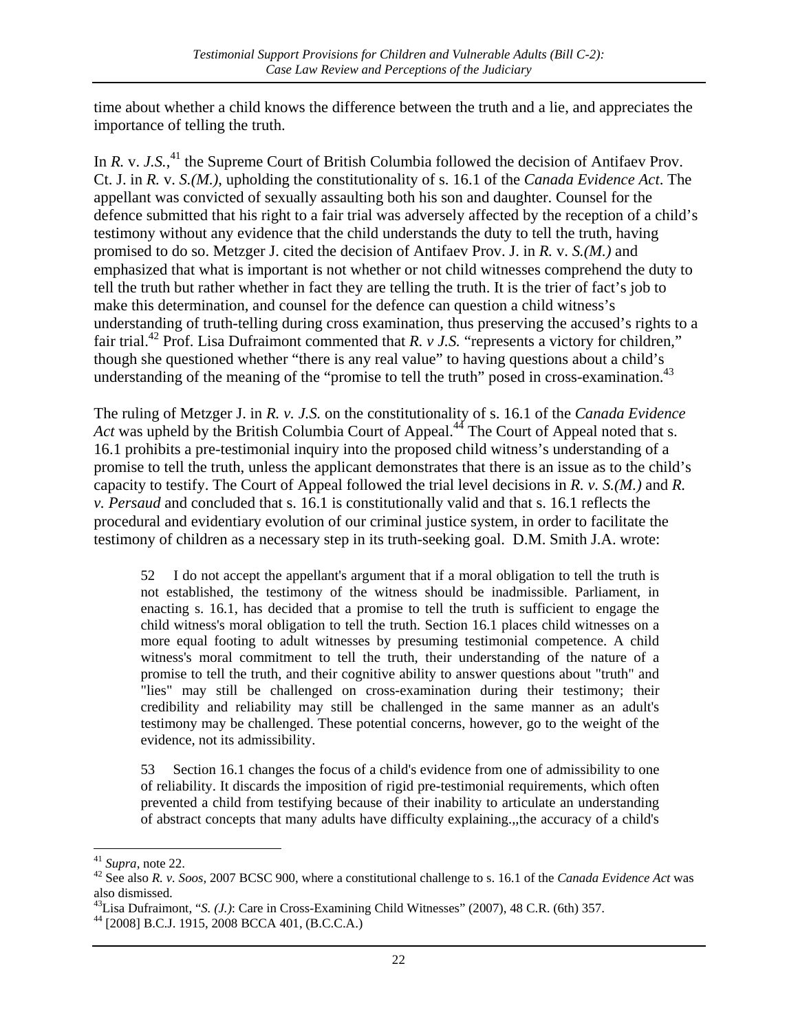time about whether a child knows the difference between the truth and a lie, and appreciates the importance of telling the truth.

In *R.* v. *J.S.*,[41] the Supreme Court of British Columbia followed the decision of Antifaev Prov. Ct. J. in *R.* v. *S.(M.)*, upholding the constitutionality of s. 16.1 of the *Canada Evidence Act*. The appellant was convicted of sexually assaulting both his son and daughter. Counsel for the defence submitted that his right to a fair trial was adversely affected by the reception of a child's testimony without any evidence that the child understands the duty to tell the truth, having promised to do so. Metzger J. cited the decision of Antifaev Prov. J. in *R.* v. *S.(M.)* and emphasized that what is important is not whether or not child witnesses comprehend the duty to tell the truth but rather whether in fact they are telling the truth. It is the trier of fact's job to make this determination, and counsel for the defence can question a child witness's understanding of truth-telling during cross examination, thus preserving the accused's rights to a fair trial.[42] Prof. Lisa Dufraimont commented that *R. v J.S.* "represents a victory for children," though she questioned whether "there is any real value" to having questions about a child's understanding of the meaning of the "promise to tell the truth" posed in cross-examination.[43]

The ruling of Metzger J. in *R. v. J.S.* on the constitutionality of s. 16.1 of the *Canada Evidence Act* was upheld by the British Columbia Court of Appeal.[44] The Court of Appeal noted that s. 16.1 prohibits a pre-testimonial inquiry into the proposed child witness's understanding of a promise to tell the truth, unless the applicant demonstrates that there is an issue as to the child's capacity to testify. The Court of Appeal followed the trial level decisions in *R. v. S.(M.)* and *R. v. Persaud* and concluded that s. 16.1 is constitutionally valid and that s. 16.1 reflects the procedural and evidentiary evolution of our criminal justice system, in order to facilitate the testimony of children as a necessary step in its truth-seeking goal. D.M. Smith J.A. wrote:

> 52 I do not accept the appellant's argument that if a moral obligation to tell the truth is not established, the testimony of the witness should be inadmissible. Parliament, in enacting s. 16.1, has decided that a promise to tell the truth is sufficient to engage the child witness's moral obligation to tell the truth. Section 16.1 places child witnesses on a more equal footing to adult witnesses by presuming testimonial competence. A child witness's moral commitment to tell the truth, their understanding of the nature of a promise to tell the truth, and their cognitive ability to answer questions about "truth" and "lies" may still be challenged on cross-examination during their testimony; their credibility and reliability may still be challenged in the same manner as an adult's testimony may be challenged. These potential concerns, however, go to the weight of the evidence, not its admissibility.
>
> 53 Section 16.1 changes the focus of a child's evidence from one of admissibility to one of reliability. It discards the imposition of rigid pre-testimonial requirements, which often prevented a child from testifying because of their inability to articulate an understanding of abstract concepts that many adults have difficulty explaining.,,the accuracy of a child's

---

[41] *Supra*, note 22.

[42] See also *R. v. Soos*, 2007 BCSC 900, where a constitutional challenge to s. 16.1 of the *Canada Evidence Act* was also dismissed.

[43] Lisa Dufraimont, "*S. (J.)*: Care in Cross-Examining Child Witnesses" (2007), 48 C.R. (6th) 357.

[44] [2008] B.C.J. 1915, 2008 BCCA 401, (B.C.C.A.)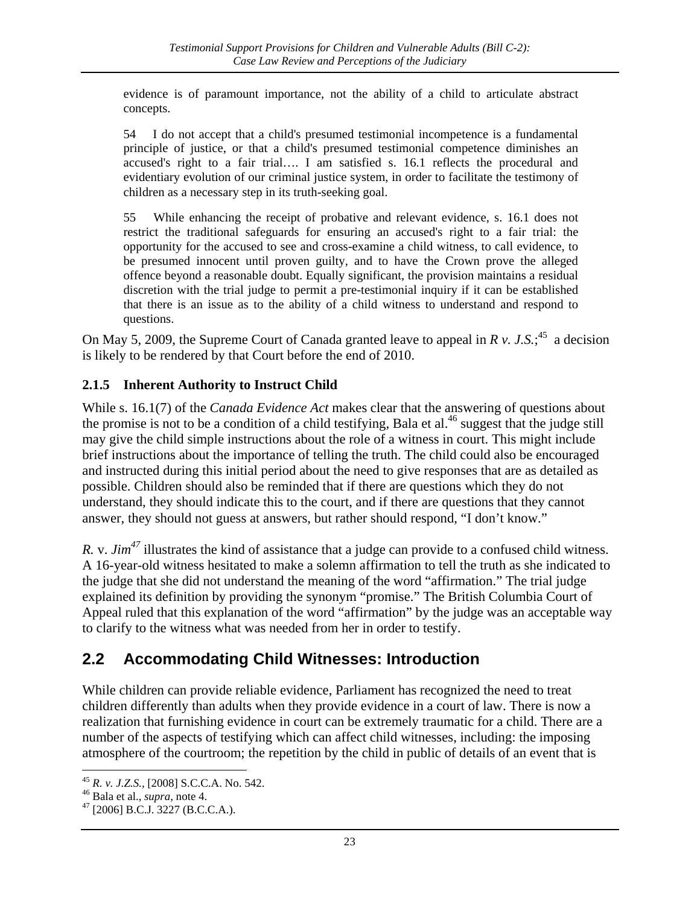> evidence is of paramount importance, not the ability of a child to articulate abstract concepts.
>
> 54 I do not accept that a child's presumed testimonial incompetence is a fundamental principle of justice, or that a child's presumed testimonial competence diminishes an accused's right to a fair trial…. I am satisfied s. 16.1 reflects the procedural and evidentiary evolution of our criminal justice system, in order to facilitate the testimony of children as a necessary step in its truth-seeking goal.
>
> 55 While enhancing the receipt of probative and relevant evidence, s. 16.1 does not restrict the traditional safeguards for ensuring an accused's right to a fair trial: the opportunity for the accused to see and cross-examine a child witness, to call evidence, to be presumed innocent until proven guilty, and to have the Crown prove the alleged offence beyond a reasonable doubt. Equally significant, the provision maintains a residual discretion with the trial judge to permit a pre-testimonial inquiry if it can be established that there is an issue as to the ability of a child witness to understand and respond to questions.

On May 5, 2009, the Supreme Court of Canada granted leave to appeal in *R v. J.S.*;[45] a decision is likely to be rendered by that Court before the end of 2010.

### 2.1.5 Inherent Authority to Instruct Child

While s. 16.1(7) of the *Canada Evidence Act* makes clear that the answering of questions about the promise is not to be a condition of a child testifying, Bala et al.[46] suggest that the judge still may give the child simple instructions about the role of a witness in court. This might include brief instructions about the importance of telling the truth. The child could also be encouraged and instructed during this initial period about the need to give responses that are as detailed as possible. Children should also be reminded that if there are questions which they do not understand, they should indicate this to the court, and if there are questions that they cannot answer, they should not guess at answers, but rather should respond, "I don't know."

*R.* v. *Jim*[47] illustrates the kind of assistance that a judge can provide to a confused child witness. A 16-year-old witness hesitated to make a solemn affirmation to tell the truth as she indicated to the judge that she did not understand the meaning of the word "affirmation." The trial judge explained its definition by providing the synonym "promise." The British Columbia Court of Appeal ruled that this explanation of the word "affirmation" by the judge was an acceptable way to clarify to the witness what was needed from her in order to testify.

## 2.2 Accommodating Child Witnesses: Introduction

While children can provide reliable evidence, Parliament has recognized the need to treat children differently than adults when they provide evidence in a court of law. There is now a realization that furnishing evidence in court can be extremely traumatic for a child. There are a number of the aspects of testifying which can affect child witnesses, including: the imposing atmosphere of the courtroom; the repetition by the child in public of details of an event that is

---

[45] *R. v. J.Z.S.*, [2008] S.C.C.A. No. 542.

[46] Bala et al., *supra*, note 4.

[47] [2006] B.C.J. 3227 (B.C.C.A.).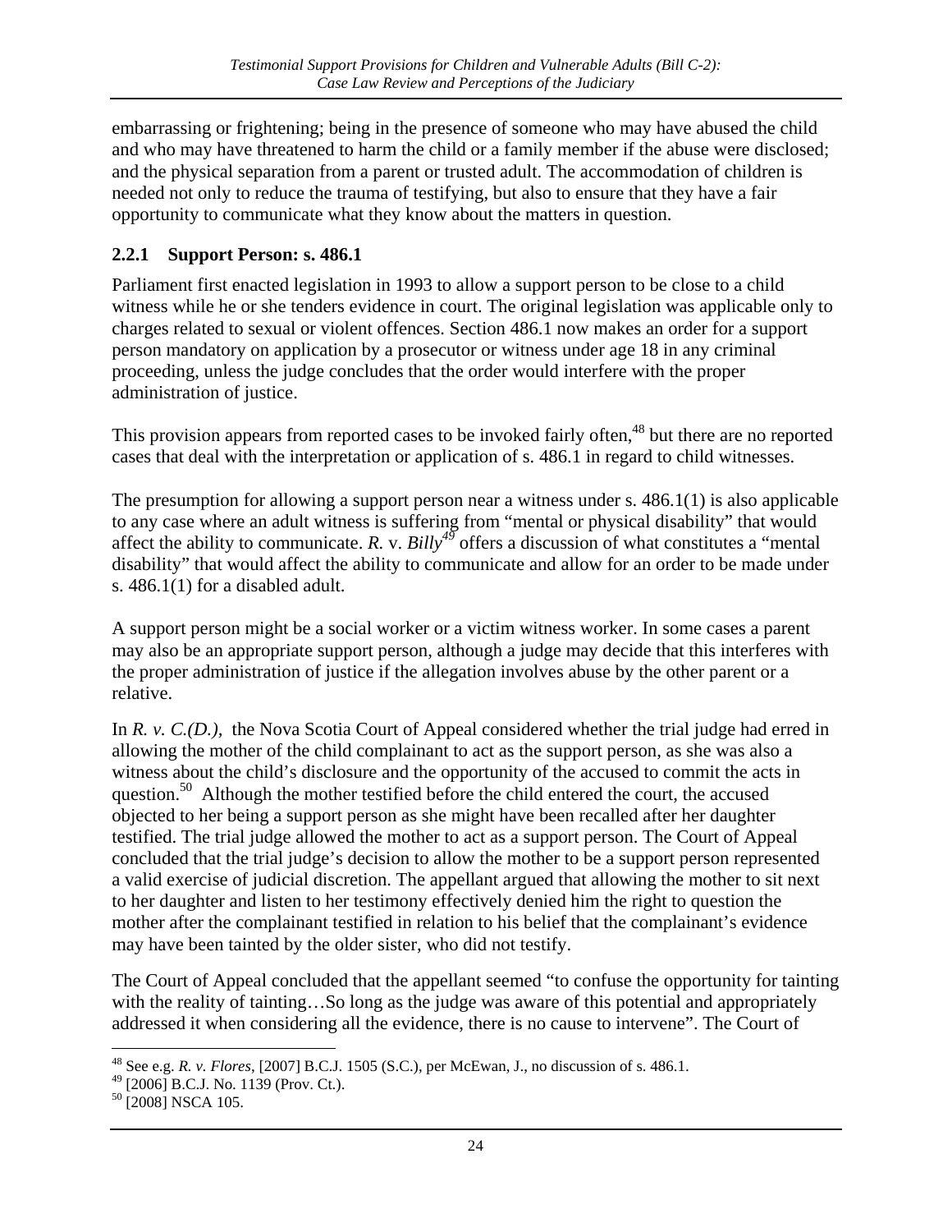embarrassing or frightening; being in the presence of someone who may have abused the child and who may have threatened to harm the child or a family member if the abuse were disclosed; and the physical separation from a parent or trusted adult. The accommodation of children is needed not only to reduce the trauma of testifying, but also to ensure that they have a fair opportunity to communicate what they know about the matters in question.

### 2.2.1 Support Person: s. 486.1

Parliament first enacted legislation in 1993 to allow a support person to be close to a child witness while he or she tenders evidence in court. The original legislation was applicable only to charges related to sexual or violent offences. Section 486.1 now makes an order for a support person mandatory on application by a prosecutor or witness under age 18 in any criminal proceeding, unless the judge concludes that the order would interfere with the proper administration of justice.

This provision appears from reported cases to be invoked fairly often,[48] but there are no reported cases that deal with the interpretation or application of s. 486.1 in regard to child witnesses.

The presumption for allowing a support person near a witness under s. 486.1(1) is also applicable to any case where an adult witness is suffering from "mental or physical disability" that would affect the ability to communicate. *R.* v. *Billy*[49] offers a discussion of what constitutes a "mental disability" that would affect the ability to communicate and allow for an order to be made under s. 486.1(1) for a disabled adult.

A support person might be a social worker or a victim witness worker. In some cases a parent may also be an appropriate support person, although a judge may decide that this interferes with the proper administration of justice if the allegation involves abuse by the other parent or a relative.

In *R. v. C.(D.),* the Nova Scotia Court of Appeal considered whether the trial judge had erred in allowing the mother of the child complainant to act as the support person, as she was also a witness about the child's disclosure and the opportunity of the accused to commit the acts in question.[50] Although the mother testified before the child entered the court, the accused objected to her being a support person as she might have been recalled after her daughter testified. The trial judge allowed the mother to act as a support person. The Court of Appeal concluded that the trial judge's decision to allow the mother to be a support person represented a valid exercise of judicial discretion. The appellant argued that allowing the mother to sit next to her daughter and listen to her testimony effectively denied him the right to question the mother after the complainant testified in relation to his belief that the complainant's evidence may have been tainted by the older sister, who did not testify.

The Court of Appeal concluded that the appellant seemed "to confuse the opportunity for tainting with the reality of tainting…So long as the judge was aware of this potential and appropriately addressed it when considering all the evidence, there is no cause to intervene". The Court of

---

[48] See e.g. *R. v. Flores*, [2007] B.C.J. 1505 (S.C.), per McEwan, J., no discussion of s. 486.1.

[49] [2006] B.C.J. No. 1139 (Prov. Ct.).

[50] [2008] NSCA 105.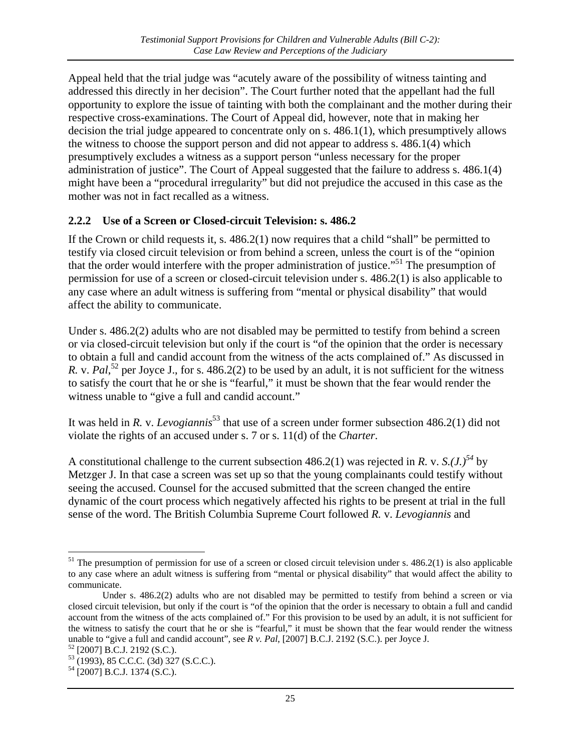Appeal held that the trial judge was "acutely aware of the possibility of witness tainting and addressed this directly in her decision". The Court further noted that the appellant had the full opportunity to explore the issue of tainting with both the complainant and the mother during their respective cross-examinations. The Court of Appeal did, however, note that in making her decision the trial judge appeared to concentrate only on s. 486.1(1), which presumptively allows the witness to choose the support person and did not appear to address s. 486.1(4) which presumptively excludes a witness as a support person "unless necessary for the proper administration of justice". The Court of Appeal suggested that the failure to address s. 486.1(4) might have been a "procedural irregularity" but did not prejudice the accused in this case as the mother was not in fact recalled as a witness.

### 2.2.2 Use of a Screen or Closed-circuit Television: s. 486.2

If the Crown or child requests it, s. 486.2(1) now requires that a child "shall" be permitted to testify via closed circuit television or from behind a screen, unless the court is of the "opinion that the order would interfere with the proper administration of justice."[51] The presumption of permission for use of a screen or closed-circuit television under s. 486.2(1) is also applicable to any case where an adult witness is suffering from "mental or physical disability" that would affect the ability to communicate.

Under s. 486.2(2) adults who are not disabled may be permitted to testify from behind a screen or via closed-circuit television but only if the court is "of the opinion that the order is necessary to obtain a full and candid account from the witness of the acts complained of." As discussed in *R.* v. *Pal*,[52] per Joyce J., for s. 486.2(2) to be used by an adult, it is not sufficient for the witness to satisfy the court that he or she is "fearful," it must be shown that the fear would render the witness unable to "give a full and candid account."

It was held in *R.* v. *Levogiannis*[53] that use of a screen under former subsection 486.2(1) did not violate the rights of an accused under s. 7 or s. 11(d) of the *Charter*.

A constitutional challenge to the current subsection 486.2(1) was rejected in *R.* v. *S.(J.)*[54] by Metzger J. In that case a screen was set up so that the young complainants could testify without seeing the accused. Counsel for the accused submitted that the screen changed the entire dynamic of the court process which negatively affected his rights to be present at trial in the full sense of the word. The British Columbia Supreme Court followed *R.* v. *Levogiannis* and

---

[51] The presumption of permission for use of a screen or closed circuit television under s. 486.2(1) is also applicable to any case where an adult witness is suffering from "mental or physical disability" that would affect the ability to communicate.

Under s. 486.2(2) adults who are not disabled may be permitted to testify from behind a screen or via closed circuit television, but only if the court is "of the opinion that the order is necessary to obtain a full and candid account from the witness of the acts complained of." For this provision to be used by an adult, it is not sufficient for the witness to satisfy the court that he or she is "fearful," it must be shown that the fear would render the witness unable to "give a full and candid account", see *R v. Pal*, [2007] B.C.J. 2192 (S.C.). per Joyce J.

[52] [2007] B.C.J. 2192 (S.C.).

[53] (1993), 85 C.C.C. (3d) 327 (S.C.C.).

[54] [2007] B.C.J. 1374 (S.C.).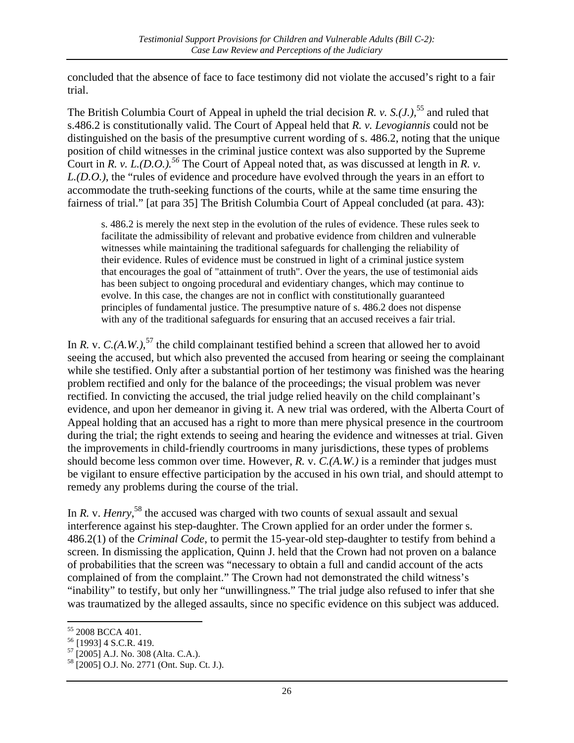concluded that the absence of face to face testimony did not violate the accused's right to a fair trial.

The British Columbia Court of Appeal in upheld the trial decision *R. v. S.(J.)*,[55] and ruled that s.486.2 is constitutionally valid. The Court of Appeal held that *R. v. Levogiannis* could not be distinguished on the basis of the presumptive current wording of s. 486.2, noting that the unique position of child witnesses in the criminal justice context was also supported by the Supreme Court in *R. v. L.(D.O.).*[56] The Court of Appeal noted that, as was discussed at length in *R. v. L.(D.O.)*, the "rules of evidence and procedure have evolved through the years in an effort to accommodate the truth-seeking functions of the courts, while at the same time ensuring the fairness of trial." [at para 35] The British Columbia Court of Appeal concluded (at para. 43):

> s. 486.2 is merely the next step in the evolution of the rules of evidence. These rules seek to facilitate the admissibility of relevant and probative evidence from children and vulnerable witnesses while maintaining the traditional safeguards for challenging the reliability of their evidence. Rules of evidence must be construed in light of a criminal justice system that encourages the goal of "attainment of truth". Over the years, the use of testimonial aids has been subject to ongoing procedural and evidentiary changes, which may continue to evolve. In this case, the changes are not in conflict with constitutionally guaranteed principles of fundamental justice. The presumptive nature of s. 486.2 does not dispense with any of the traditional safeguards for ensuring that an accused receives a fair trial.

In *R.* v. *C.(A.W.)*,[57] the child complainant testified behind a screen that allowed her to avoid seeing the accused, but which also prevented the accused from hearing or seeing the complainant while she testified. Only after a substantial portion of her testimony was finished was the hearing problem rectified and only for the balance of the proceedings; the visual problem was never rectified. In convicting the accused, the trial judge relied heavily on the child complainant's evidence, and upon her demeanor in giving it. A new trial was ordered, with the Alberta Court of Appeal holding that an accused has a right to more than mere physical presence in the courtroom during the trial; the right extends to seeing and hearing the evidence and witnesses at trial. Given the improvements in child-friendly courtrooms in many jurisdictions, these types of problems should become less common over time. However, *R.* v. *C.(A.W.)* is a reminder that judges must be vigilant to ensure effective participation by the accused in his own trial, and should attempt to remedy any problems during the course of the trial.

In *R.* v. *Henry*,[58] the accused was charged with two counts of sexual assault and sexual interference against his step-daughter. The Crown applied for an order under the former s. 486.2(1) of the *Criminal Code*, to permit the 15-year-old step-daughter to testify from behind a screen. In dismissing the application, Quinn J. held that the Crown had not proven on a balance of probabilities that the screen was "necessary to obtain a full and candid account of the acts complained of from the complaint." The Crown had not demonstrated the child witness's "inability" to testify, but only her "unwillingness." The trial judge also refused to infer that she was traumatized by the alleged assaults, since no specific evidence on this subject was adduced.

---

[55] 2008 BCCA 401.

[56] [1993] 4 S.C.R. 419.

[57] [2005] A.J. No. 308 (Alta. C.A.).

[58] [2005] O.J. No. 2771 (Ont. Sup. Ct. J.).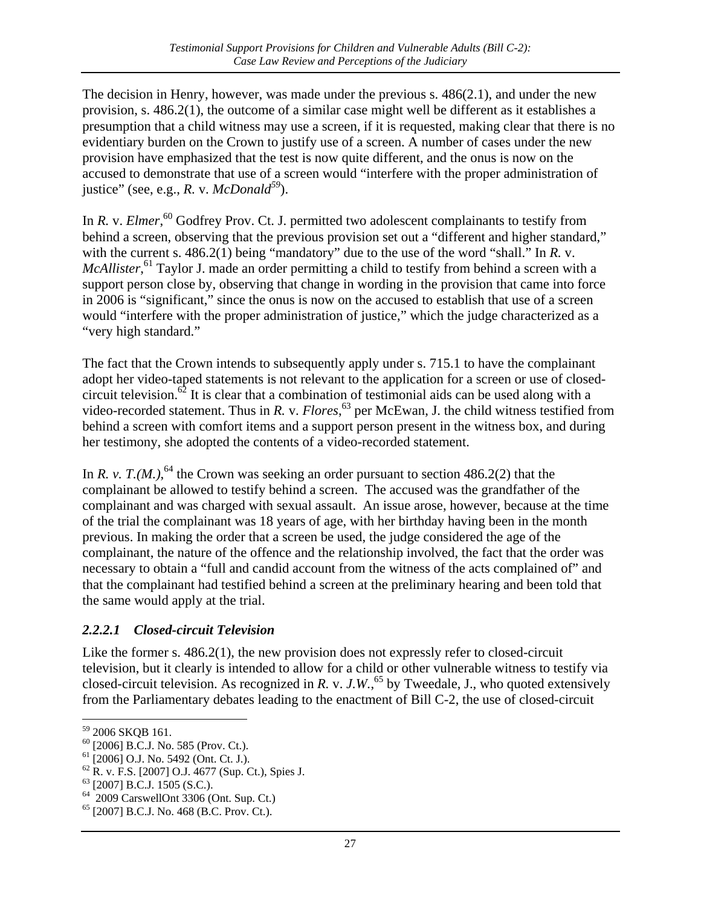The decision in Henry, however, was made under the previous s. 486(2.1), and under the new provision, s. 486.2(1), the outcome of a similar case might well be different as it establishes a presumption that a child witness may use a screen, if it is requested, making clear that there is no evidentiary burden on the Crown to justify use of a screen. A number of cases under the new provision have emphasized that the test is now quite different, and the onus is now on the accused to demonstrate that use of a screen would "interfere with the proper administration of justice" (see, e.g., *R.* v. *McDonald*[59]).

In *R.* v. *Elmer*,[60] Godfrey Prov. Ct. J. permitted two adolescent complainants to testify from behind a screen, observing that the previous provision set out a "different and higher standard," with the current s. 486.2(1) being "mandatory" due to the use of the word "shall." In *R.* v. *McAllister*,[61] Taylor J. made an order permitting a child to testify from behind a screen with a support person close by, observing that change in wording in the provision that came into force in 2006 is "significant," since the onus is now on the accused to establish that use of a screen would "interfere with the proper administration of justice," which the judge characterized as a "very high standard."

The fact that the Crown intends to subsequently apply under s. 715.1 to have the complainant adopt her video-taped statements is not relevant to the application for a screen or use of closed-circuit television.[62] It is clear that a combination of testimonial aids can be used along with a video-recorded statement. Thus in *R.* v. *Flores*,[63] per McEwan, J. the child witness testified from behind a screen with comfort items and a support person present in the witness box, and during her testimony, she adopted the contents of a video-recorded statement.

In *R. v. T.(M.)*,[64] the Crown was seeking an order pursuant to section 486.2(2) that the complainant be allowed to testify behind a screen. The accused was the grandfather of the complainant and was charged with sexual assault. An issue arose, however, because at the time of the trial the complainant was 18 years of age, with her birthday having been in the month previous. In making the order that a screen be used, the judge considered the age of the complainant, the nature of the offence and the relationship involved, the fact that the order was necessary to obtain a "full and candid account from the witness of the acts complained of" and that the complainant had testified behind a screen at the preliminary hearing and been told that the same would apply at the trial.

### *2.2.2.1 Closed-circuit Television*

Like the former s. 486.2(1), the new provision does not expressly refer to closed-circuit television, but it clearly is intended to allow for a child or other vulnerable witness to testify via closed-circuit television. As recognized in *R.* v. *J.W.*,[65] by Tweedale, J., who quoted extensively from the Parliamentary debates leading to the enactment of Bill C-2, the use of closed-circuit

---

[59] 2006 SKQB 161.

[60] [2006] B.C.J. No. 585 (Prov. Ct.).

[61] [2006] O.J. No. 5492 (Ont. Ct. J.).

[62] R. v. F.S. [2007] O.J. 4677 (Sup. Ct.), Spies J.

[63] [2007] B.C.J. 1505 (S.C.).

[64] 2009 CarswellOnt 3306 (Ont. Sup. Ct.)

[65] [2007] B.C.J. No. 468 (B.C. Prov. Ct.).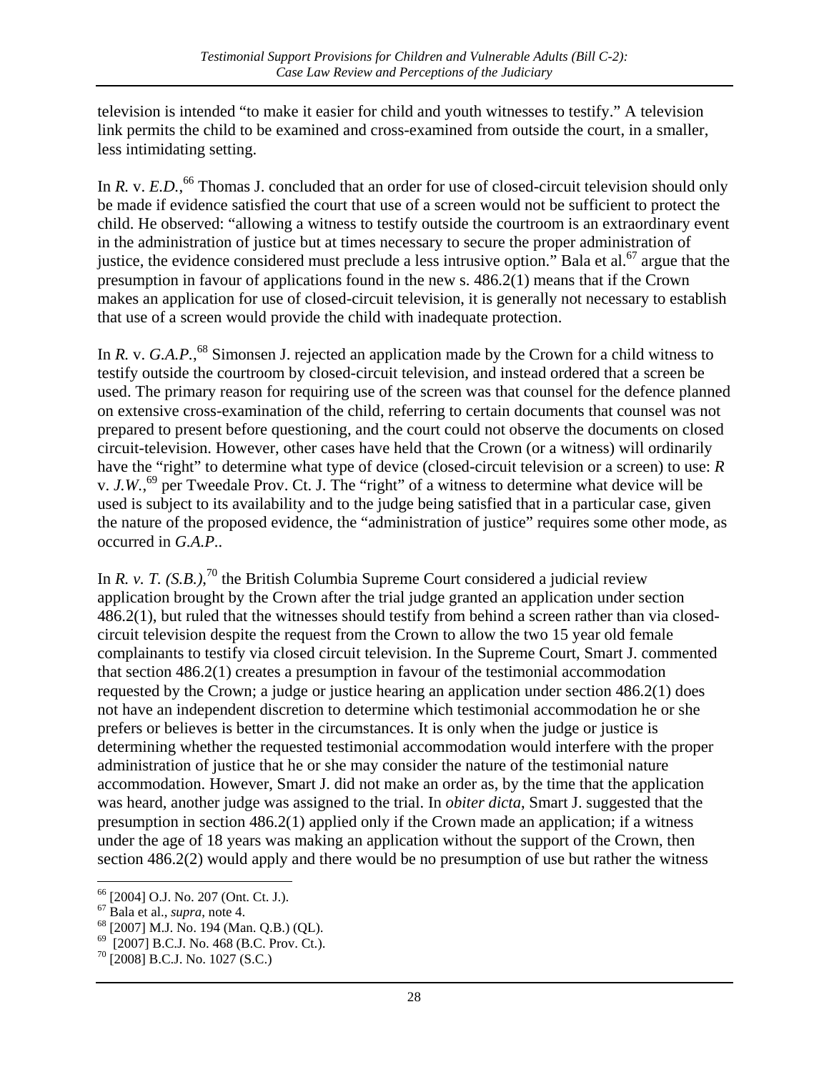television is intended "to make it easier for child and youth witnesses to testify." A television link permits the child to be examined and cross-examined from outside the court, in a smaller, less intimidating setting.

In *R.* v. *E.D.*,[66] Thomas J. concluded that an order for use of closed-circuit television should only be made if evidence satisfied the court that use of a screen would not be sufficient to protect the child. He observed: "allowing a witness to testify outside the courtroom is an extraordinary event in the administration of justice but at times necessary to secure the proper administration of justice, the evidence considered must preclude a less intrusive option." Bala et al.[67] argue that the presumption in favour of applications found in the new s. 486.2(1) means that if the Crown makes an application for use of closed-circuit television, it is generally not necessary to establish that use of a screen would provide the child with inadequate protection.

In *R.* v. *G.A.P.*,[68] Simonsen J. rejected an application made by the Crown for a child witness to testify outside the courtroom by closed-circuit television, and instead ordered that a screen be used. The primary reason for requiring use of the screen was that counsel for the defence planned on extensive cross-examination of the child, referring to certain documents that counsel was not prepared to present before questioning, and the court could not observe the documents on closed circuit-television. However, other cases have held that the Crown (or a witness) will ordinarily have the "right" to determine what type of device (closed-circuit television or a screen) to use: *R* v. *J.W.*,[69] per Tweedale Prov. Ct. J. The "right" of a witness to determine what device will be used is subject to its availability and to the judge being satisfied that in a particular case, given the nature of the proposed evidence, the "administration of justice" requires some other mode, as occurred in *G.A.P.*.

In *R. v. T. (S.B.)*,[70] the British Columbia Supreme Court considered a judicial review application brought by the Crown after the trial judge granted an application under section 486.2(1), but ruled that the witnesses should testify from behind a screen rather than via closed-circuit television despite the request from the Crown to allow the two 15 year old female complainants to testify via closed circuit television. In the Supreme Court, Smart J. commented that section 486.2(1) creates a presumption in favour of the testimonial accommodation requested by the Crown; a judge or justice hearing an application under section 486.2(1) does not have an independent discretion to determine which testimonial accommodation he or she prefers or believes is better in the circumstances. It is only when the judge or justice is determining whether the requested testimonial accommodation would interfere with the proper administration of justice that he or she may consider the nature of the testimonial nature accommodation. However, Smart J. did not make an order as, by the time that the application was heard, another judge was assigned to the trial. In *obiter dicta*, Smart J. suggested that the presumption in section 486.2(1) applied only if the Crown made an application; if a witness under the age of 18 years was making an application without the support of the Crown, then section 486.2(2) would apply and there would be no presumption of use but rather the witness

---

[66] [2004] O.J. No. 207 (Ont. Ct. J.).
[67] Bala et al., *supra*, note 4.
[68] [2007] M.J. No. 194 (Man. Q.B.) (QL).
[69] [2007] B.C.J. No. 468 (B.C. Prov. Ct.).
[70] [2008] B.C.J. No. 1027 (S.C.)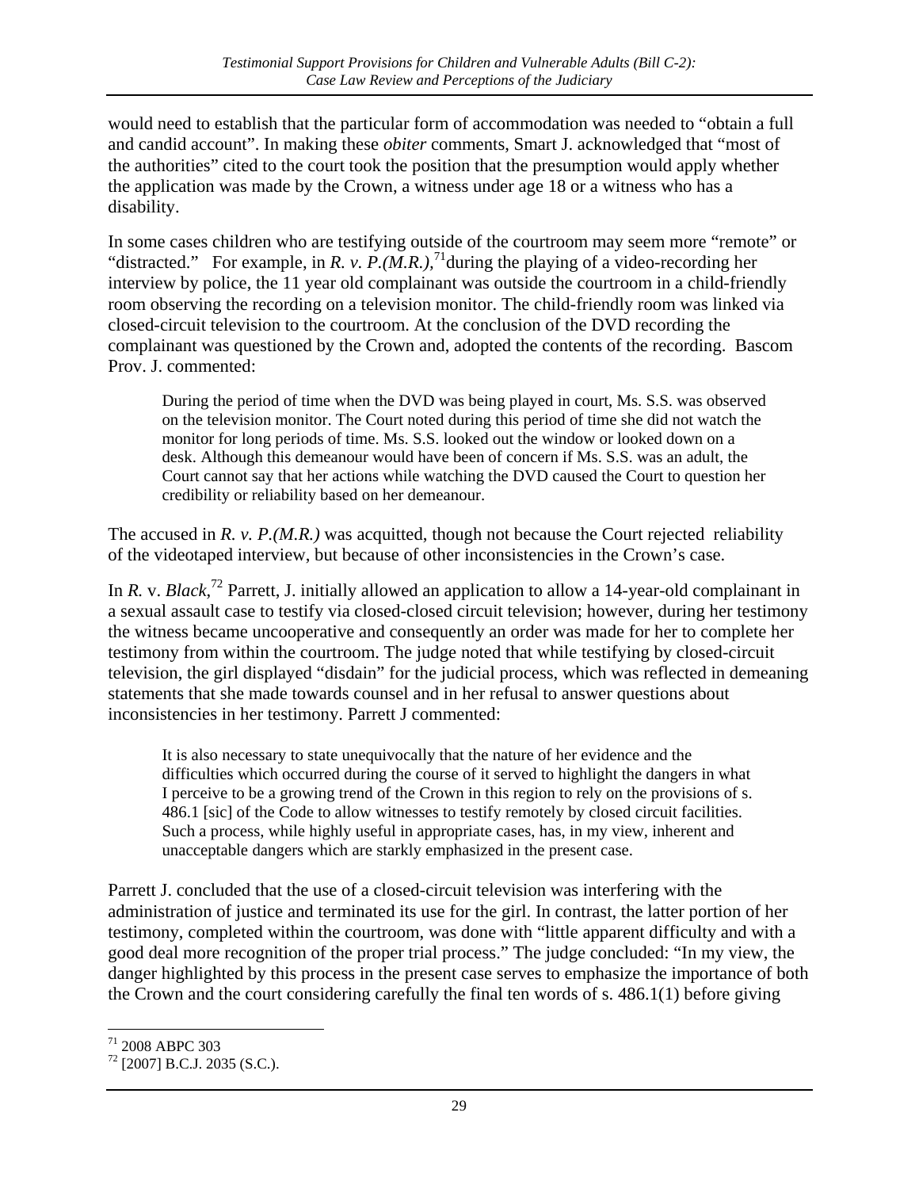would need to establish that the particular form of accommodation was needed to "obtain a full and candid account". In making these *obiter* comments, Smart J. acknowledged that "most of the authorities" cited to the court took the position that the presumption would apply whether the application was made by the Crown, a witness under age 18 or a witness who has a disability.

In some cases children who are testifying outside of the courtroom may seem more "remote" or "distracted." For example, in *R. v. P.(M.R.)*,[71]during the playing of a video-recording her interview by police, the 11 year old complainant was outside the courtroom in a child-friendly room observing the recording on a television monitor. The child-friendly room was linked via closed-circuit television to the courtroom. At the conclusion of the DVD recording the complainant was questioned by the Crown and, adopted the contents of the recording. Bascom Prov. J. commented:

> During the period of time when the DVD was being played in court, Ms. S.S. was observed on the television monitor. The Court noted during this period of time she did not watch the monitor for long periods of time. Ms. S.S. looked out the window or looked down on a desk. Although this demeanour would have been of concern if Ms. S.S. was an adult, the Court cannot say that her actions while watching the DVD caused the Court to question her credibility or reliability based on her demeanour.

The accused in *R. v. P.(M.R.)* was acquitted, though not because the Court rejected reliability of the videotaped interview, but because of other inconsistencies in the Crown's case.

In *R.* v. *Black*,[72] Parrett, J. initially allowed an application to allow a 14-year-old complainant in a sexual assault case to testify via closed-closed circuit television; however, during her testimony the witness became uncooperative and consequently an order was made for her to complete her testimony from within the courtroom. The judge noted that while testifying by closed-circuit television, the girl displayed "disdain" for the judicial process, which was reflected in demeaning statements that she made towards counsel and in her refusal to answer questions about inconsistencies in her testimony. Parrett J commented:

> It is also necessary to state unequivocally that the nature of her evidence and the difficulties which occurred during the course of it served to highlight the dangers in what I perceive to be a growing trend of the Crown in this region to rely on the provisions of s. 486.1 [sic] of the Code to allow witnesses to testify remotely by closed circuit facilities. Such a process, while highly useful in appropriate cases, has, in my view, inherent and unacceptable dangers which are starkly emphasized in the present case.

Parrett J. concluded that the use of a closed-circuit television was interfering with the administration of justice and terminated its use for the girl. In contrast, the latter portion of her testimony, completed within the courtroom, was done with "little apparent difficulty and with a good deal more recognition of the proper trial process." The judge concluded: "In my view, the danger highlighted by this process in the present case serves to emphasize the importance of both the Crown and the court considering carefully the final ten words of s. 486.1(1) before giving

---

[71] 2008 ABPC 303

[72] [2007] B.C.J. 2035 (S.C.).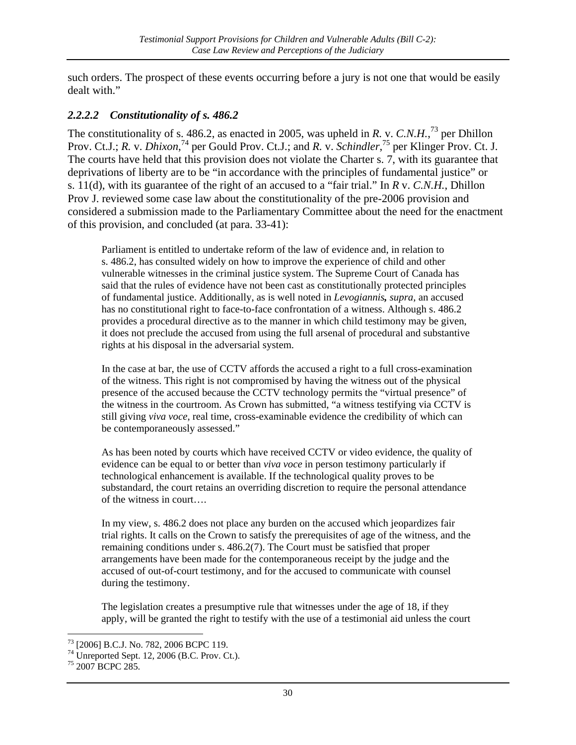such orders. The prospect of these events occurring before a jury is not one that would be easily dealt with."

#### *2.2.2.2 Constitutionality of s. 486.2*

The constitutionality of s. 486.2, as enacted in 2005, was upheld in *R.* v. *C.N.H.*,[73] per Dhillon Prov. Ct.J.; *R.* v. *Dhixon*,[74] per Gould Prov. Ct.J.; and *R.* v. *Schindler*,[75] per Klinger Prov. Ct. J. The courts have held that this provision does not violate the Charter s. 7, with its guarantee that deprivations of liberty are to be "in accordance with the principles of fundamental justice" or s. 11(d), with its guarantee of the right of an accused to a "fair trial." In *R* v. *C.N.H.*, Dhillon Prov J. reviewed some case law about the constitutionality of the pre-2006 provision and considered a submission made to the Parliamentary Committee about the need for the enactment of this provision, and concluded (at para. 33-41):

> Parliament is entitled to undertake reform of the law of evidence and, in relation to s. 486.2, has consulted widely on how to improve the experience of child and other vulnerable witnesses in the criminal justice system. The Supreme Court of Canada has said that the rules of evidence have not been cast as constitutionally protected principles of fundamental justice. Additionally, as is well noted in *Levogiannis**,** supra*, an accused has no constitutional right to face-to-face confrontation of a witness. Although s. 486.2 provides a procedural directive as to the manner in which child testimony may be given, it does not preclude the accused from using the full arsenal of procedural and substantive rights at his disposal in the adversarial system.
>
> In the case at bar, the use of CCTV affords the accused a right to a full cross-examination of the witness. This right is not compromised by having the witness out of the physical presence of the accused because the CCTV technology permits the "virtual presence" of the witness in the courtroom. As Crown has submitted, "a witness testifying via CCTV is still giving *viva voce*, real time, cross-examinable evidence the credibility of which can be contemporaneously assessed."
>
> As has been noted by courts which have received CCTV or video evidence, the quality of evidence can be equal to or better than *viva voce* in person testimony particularly if technological enhancement is available. If the technological quality proves to be substandard, the court retains an overriding discretion to require the personal attendance of the witness in court….
>
> In my view, s. 486.2 does not place any burden on the accused which jeopardizes fair trial rights. It calls on the Crown to satisfy the prerequisites of age of the witness, and the remaining conditions under s. 486.2(7). The Court must be satisfied that proper arrangements have been made for the contemporaneous receipt by the judge and the accused of out-of-court testimony, and for the accused to communicate with counsel during the testimony.
>
> The legislation creates a presumptive rule that witnesses under the age of 18, if they apply, will be granted the right to testify with the use of a testimonial aid unless the court

---

[73] [2006] B.C.J. No. 782, 2006 BCPC 119.

[74] Unreported Sept. 12, 2006 (B.C. Prov. Ct.).

[75] 2007 BCPC 285.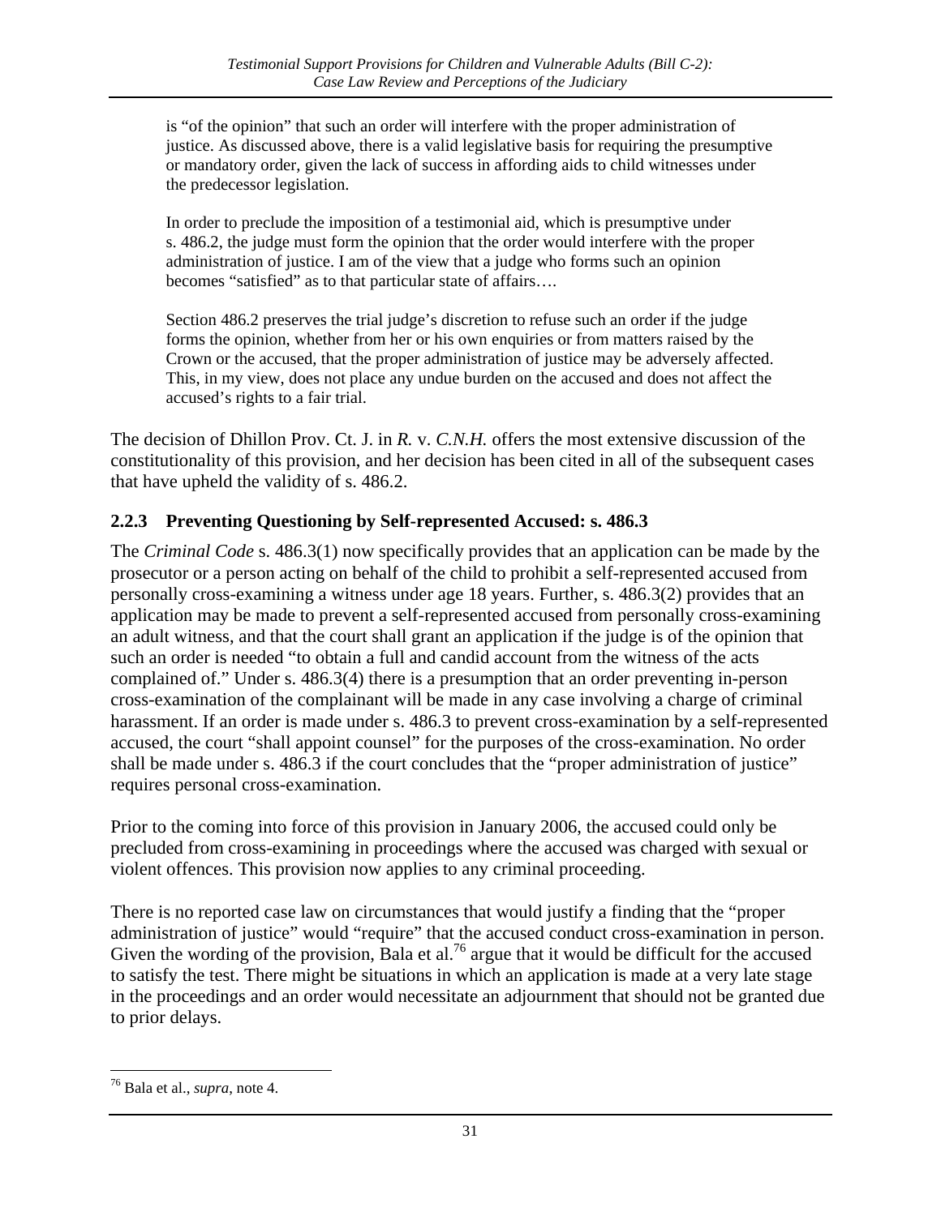> is "of the opinion" that such an order will interfere with the proper administration of justice. As discussed above, there is a valid legislative basis for requiring the presumptive or mandatory order, given the lack of success in affording aids to child witnesses under the predecessor legislation.
>
> In order to preclude the imposition of a testimonial aid, which is presumptive under s. 486.2, the judge must form the opinion that the order would interfere with the proper administration of justice. I am of the view that a judge who forms such an opinion becomes "satisfied" as to that particular state of affairs….
>
> Section 486.2 preserves the trial judge's discretion to refuse such an order if the judge forms the opinion, whether from her or his own enquiries or from matters raised by the Crown or the accused, that the proper administration of justice may be adversely affected. This, in my view, does not place any undue burden on the accused and does not affect the accused's rights to a fair trial.

The decision of Dhillon Prov. Ct. J. in *R.* v. *C.N.H.* offers the most extensive discussion of the constitutionality of this provision, and her decision has been cited in all of the subsequent cases that have upheld the validity of s. 486.2.

### 2.2.3 Preventing Questioning by Self-represented Accused: s. 486.3

The *Criminal Code* s. 486.3(1) now specifically provides that an application can be made by the prosecutor or a person acting on behalf of the child to prohibit a self-represented accused from personally cross-examining a witness under age 18 years. Further, s. 486.3(2) provides that an application may be made to prevent a self-represented accused from personally cross-examining an adult witness, and that the court shall grant an application if the judge is of the opinion that such an order is needed "to obtain a full and candid account from the witness of the acts complained of." Under s. 486.3(4) there is a presumption that an order preventing in-person cross-examination of the complainant will be made in any case involving a charge of criminal harassment. If an order is made under s. 486.3 to prevent cross-examination by a self-represented accused, the court "shall appoint counsel" for the purposes of the cross-examination. No order shall be made under s. 486.3 if the court concludes that the "proper administration of justice" requires personal cross-examination.

Prior to the coming into force of this provision in January 2006, the accused could only be precluded from cross-examining in proceedings where the accused was charged with sexual or violent offences. This provision now applies to any criminal proceeding.

There is no reported case law on circumstances that would justify a finding that the "proper administration of justice" would "require" that the accused conduct cross-examination in person. Given the wording of the provision, Bala et al.[76] argue that it would be difficult for the accused to satisfy the test. There might be situations in which an application is made at a very late stage in the proceedings and an order would necessitate an adjournment that should not be granted due to prior delays.

---

[76] Bala et al., *supra*, note 4.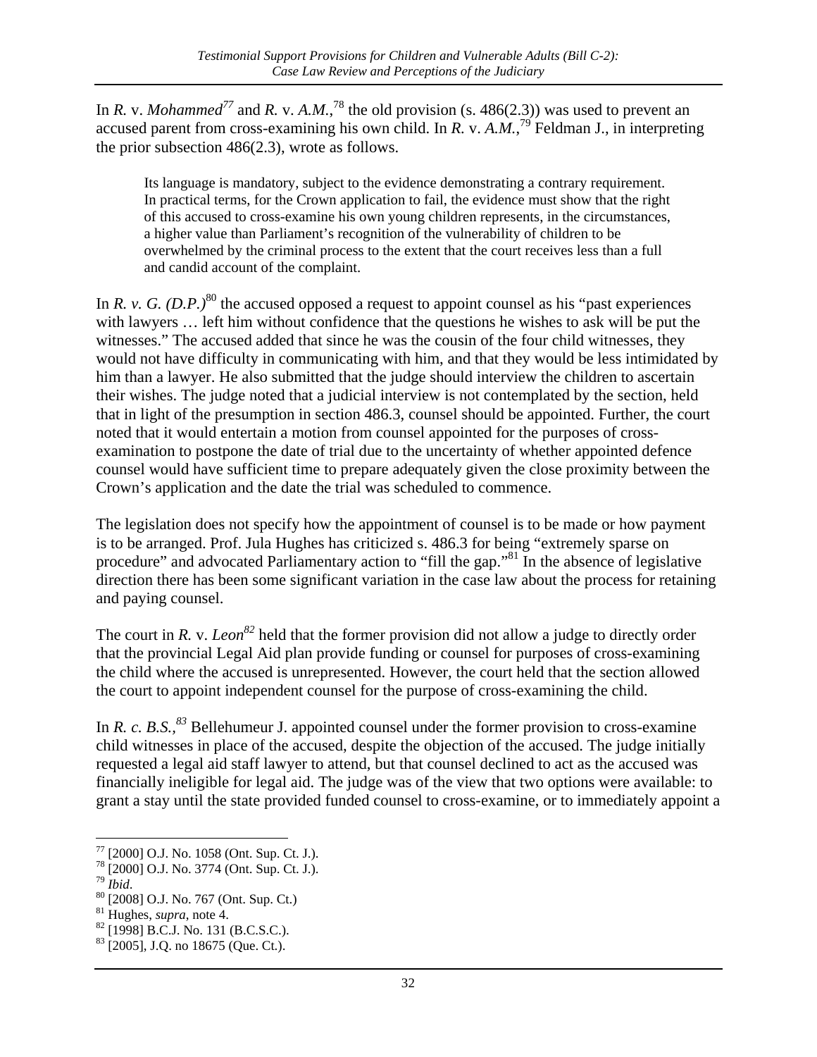In *R.* v. *Mohammed*[77] and *R.* v. *A.M.*,[78] the old provision (s. 486(2.3)) was used to prevent an accused parent from cross-examining his own child. In *R.* v. *A.M.*,[79] Feldman J., in interpreting the prior subsection 486(2.3), wrote as follows.

> Its language is mandatory, subject to the evidence demonstrating a contrary requirement. In practical terms, for the Crown application to fail, the evidence must show that the right of this accused to cross-examine his own young children represents, in the circumstances, a higher value than Parliament's recognition of the vulnerability of children to be overwhelmed by the criminal process to the extent that the court receives less than a full and candid account of the complaint.

In *R. v. G. (D.P.)*[80] the accused opposed a request to appoint counsel as his "past experiences with lawyers … left him without confidence that the questions he wishes to ask will be put the witnesses." The accused added that since he was the cousin of the four child witnesses, they would not have difficulty in communicating with him, and that they would be less intimidated by him than a lawyer. He also submitted that the judge should interview the children to ascertain their wishes. The judge noted that a judicial interview is not contemplated by the section, held that in light of the presumption in section 486.3, counsel should be appointed. Further, the court noted that it would entertain a motion from counsel appointed for the purposes of cross-examination to postpone the date of trial due to the uncertainty of whether appointed defence counsel would have sufficient time to prepare adequately given the close proximity between the Crown's application and the date the trial was scheduled to commence.

The legislation does not specify how the appointment of counsel is to be made or how payment is to be arranged. Prof. Jula Hughes has criticized s. 486.3 for being "extremely sparse on procedure" and advocated Parliamentary action to "fill the gap."[81] In the absence of legislative direction there has been some significant variation in the case law about the process for retaining and paying counsel.

The court in *R.* v. *Leon*[82] held that the former provision did not allow a judge to directly order that the provincial Legal Aid plan provide funding or counsel for purposes of cross-examining the child where the accused is unrepresented. However, the court held that the section allowed the court to appoint independent counsel for the purpose of cross-examining the child.

In *R. c. B.S.,*[83] Bellehumeur J. appointed counsel under the former provision to cross-examine child witnesses in place of the accused, despite the objection of the accused. The judge initially requested a legal aid staff lawyer to attend, but that counsel declined to act as the accused was financially ineligible for legal aid. The judge was of the view that two options were available: to grant a stay until the state provided funded counsel to cross-examine, or to immediately appoint a

---

[77] [2000] O.J. No. 1058 (Ont. Sup. Ct. J.).
[78] [2000] O.J. No. 3774 (Ont. Sup. Ct. J.).
[79] *Ibid*.
[80] [2008] O.J. No. 767 (Ont. Sup. Ct.)
[81] Hughes, *supra*, note 4.
[82] [1998] B.C.J. No. 131 (B.C.S.C.).
[83] [2005], J.Q. no 18675 (Que. Ct.).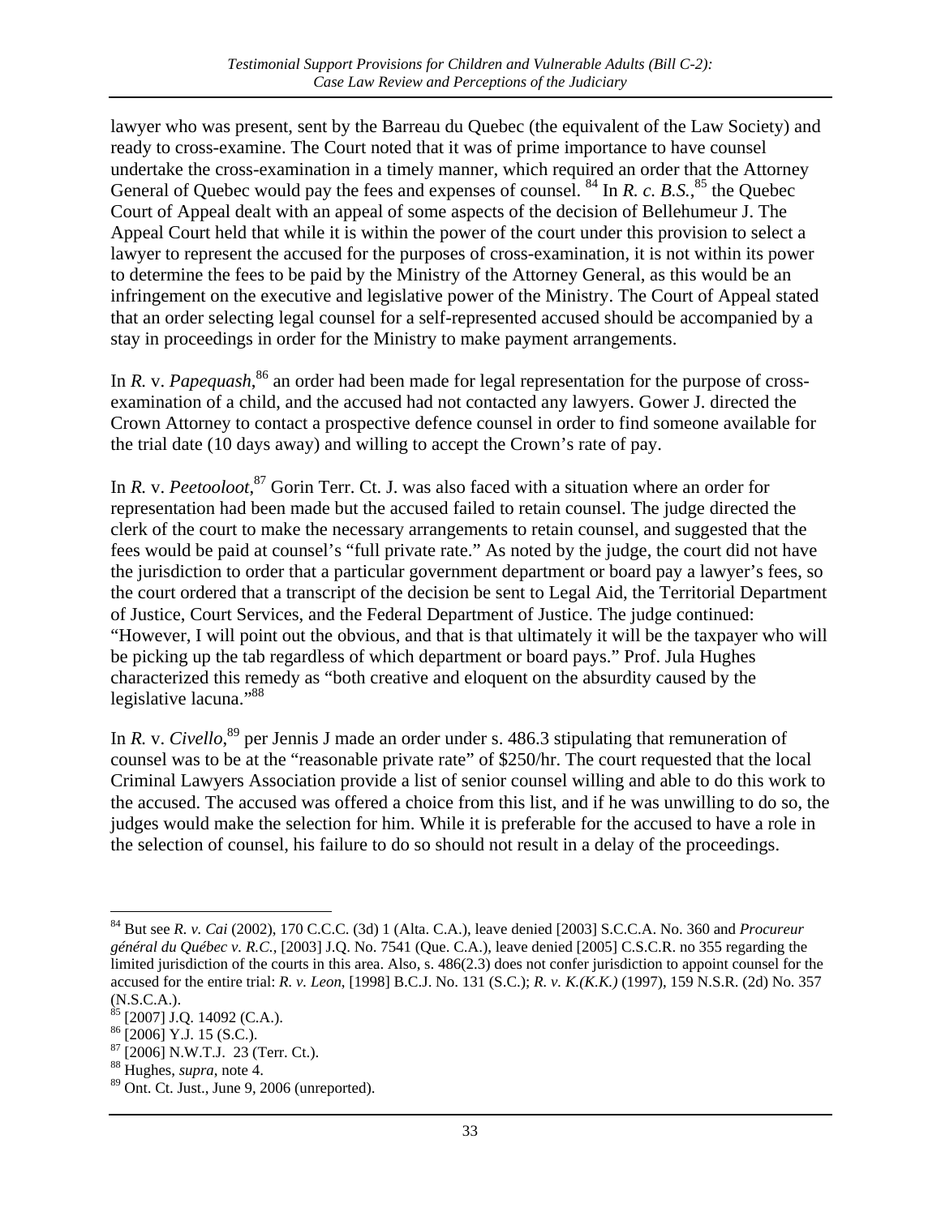lawyer who was present, sent by the Barreau du Quebec (the equivalent of the Law Society) and ready to cross-examine. The Court noted that it was of prime importance to have counsel undertake the cross-examination in a timely manner, which required an order that the Attorney General of Quebec would pay the fees and expenses of counsel. [84] In *R. c. B.S.*, [85] the Quebec Court of Appeal dealt with an appeal of some aspects of the decision of Bellehumeur J. The Appeal Court held that while it is within the power of the court under this provision to select a lawyer to represent the accused for the purposes of cross-examination, it is not within its power to determine the fees to be paid by the Ministry of the Attorney General, as this would be an infringement on the executive and legislative power of the Ministry. The Court of Appeal stated that an order selecting legal counsel for a self-represented accused should be accompanied by a stay in proceedings in order for the Ministry to make payment arrangements.

In *R.* v. *Papequash*, [86] an order had been made for legal representation for the purpose of cross-examination of a child, and the accused had not contacted any lawyers. Gower J. directed the Crown Attorney to contact a prospective defence counsel in order to find someone available for the trial date (10 days away) and willing to accept the Crown's rate of pay.

In *R.* v. *Peetooloot*, [87] Gorin Terr. Ct. J. was also faced with a situation where an order for representation had been made but the accused failed to retain counsel. The judge directed the clerk of the court to make the necessary arrangements to retain counsel, and suggested that the fees would be paid at counsel's "full private rate." As noted by the judge, the court did not have the jurisdiction to order that a particular government department or board pay a lawyer's fees, so the court ordered that a transcript of the decision be sent to Legal Aid, the Territorial Department of Justice, Court Services, and the Federal Department of Justice. The judge continued: "However, I will point out the obvious, and that is that ultimately it will be the taxpayer who will be picking up the tab regardless of which department or board pays." Prof. Jula Hughes characterized this remedy as "both creative and eloquent on the absurdity caused by the legislative lacuna." [88]

In *R.* v. *Civello*, [89] per Jennis J made an order under s. 486.3 stipulating that remuneration of counsel was to be at the "reasonable private rate" of $250/hr. The court requested that the local Criminal Lawyers Association provide a list of senior counsel willing and able to do this work to the accused. The accused was offered a choice from this list, and if he was unwilling to do so, the judges would make the selection for him. While it is preferable for the accused to have a role in the selection of counsel, his failure to do so should not result in a delay of the proceedings.

---

[84] But see *R. v. Cai* (2002), 170 C.C.C. (3d) 1 (Alta. C.A.), leave denied [2003] S.C.C.A. No. 360 and *Procureur général du Québec v. R.C.*, [2003] J.Q. No. 7541 (Que. C.A.), leave denied [2005] C.S.C.R. no 355 regarding the limited jurisdiction of the courts in this area. Also, s. 486(2.3) does not confer jurisdiction to appoint counsel for the accused for the entire trial: *R. v. Leon*, [1998] B.C.J. No. 131 (S.C.); *R. v. K.(K.K.)* (1997), 159 N.S.R. (2d) No. 357 (N.S.C.A.).

[85] [2007] J.Q. 14092 (C.A.).

[86] [2006] Y.J. 15 (S.C.).

[87] [2006] N.W.T.J. 23 (Terr. Ct.).

[88] Hughes, *supra*, note 4.

[89] Ont. Ct. Just., June 9, 2006 (unreported).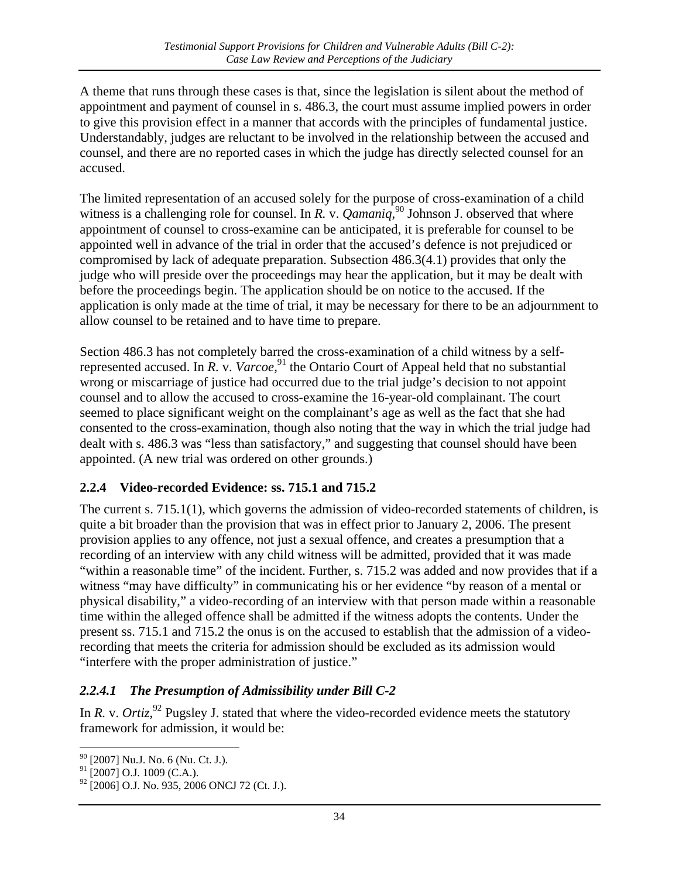A theme that runs through these cases is that, since the legislation is silent about the method of appointment and payment of counsel in s. 486.3, the court must assume implied powers in order to give this provision effect in a manner that accords with the principles of fundamental justice. Understandably, judges are reluctant to be involved in the relationship between the accused and counsel, and there are no reported cases in which the judge has directly selected counsel for an accused.

The limited representation of an accused solely for the purpose of cross-examination of a child witness is a challenging role for counsel. In *R.* v. *Qamaniq*,[90] Johnson J. observed that where appointment of counsel to cross-examine can be anticipated, it is preferable for counsel to be appointed well in advance of the trial in order that the accused's defence is not prejudiced or compromised by lack of adequate preparation. Subsection 486.3(4.1) provides that only the judge who will preside over the proceedings may hear the application, but it may be dealt with before the proceedings begin. The application should be on notice to the accused. If the application is only made at the time of trial, it may be necessary for there to be an adjournment to allow counsel to be retained and to have time to prepare.

Section 486.3 has not completely barred the cross-examination of a child witness by a self-represented accused. In *R.* v. *Varcoe*,[91] the Ontario Court of Appeal held that no substantial wrong or miscarriage of justice had occurred due to the trial judge's decision to not appoint counsel and to allow the accused to cross-examine the 16-year-old complainant. The court seemed to place significant weight on the complainant's age as well as the fact that she had consented to the cross-examination, though also noting that the way in which the trial judge had dealt with s. 486.3 was "less than satisfactory," and suggesting that counsel should have been appointed. (A new trial was ordered on other grounds.)

### 2.2.4 Video-recorded Evidence: ss. 715.1 and 715.2

The current s. 715.1(1), which governs the admission of video-recorded statements of children, is quite a bit broader than the provision that was in effect prior to January 2, 2006. The present provision applies to any offence, not just a sexual offence, and creates a presumption that a recording of an interview with any child witness will be admitted, provided that it was made "within a reasonable time" of the incident. Further, s. 715.2 was added and now provides that if a witness "may have difficulty" in communicating his or her evidence "by reason of a mental or physical disability," a video-recording of an interview with that person made within a reasonable time within the alleged offence shall be admitted if the witness adopts the contents. Under the present ss. 715.1 and 715.2 the onus is on the accused to establish that the admission of a video-recording that meets the criteria for admission should be excluded as its admission would "interfere with the proper administration of justice."

#### *2.2.4.1 The Presumption of Admissibility under Bill C-2*

In *R.* v. *Ortiz*,[92] Pugsley J. stated that where the video-recorded evidence meets the statutory framework for admission, it would be:

---

[90] [2007] Nu.J. No. 6 (Nu. Ct. J.).

[91] [2007] O.J. 1009 (C.A.).

[92] [2006] O.J. No. 935, 2006 ONCJ 72 (Ct. J.).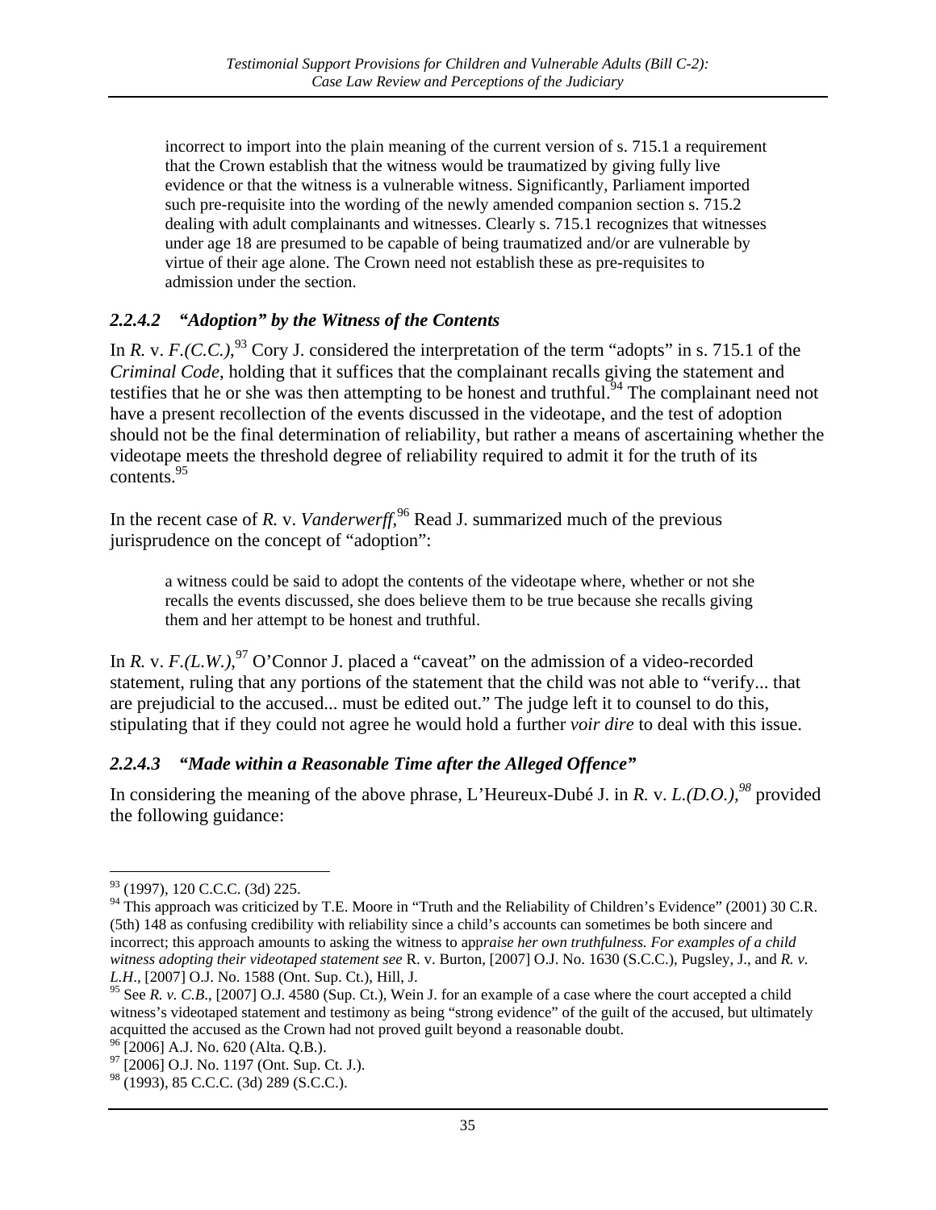> incorrect to import into the plain meaning of the current version of s. 715.1 a requirement that the Crown establish that the witness would be traumatized by giving fully live evidence or that the witness is a vulnerable witness. Significantly, Parliament imported such pre-requisite into the wording of the newly amended companion section s. 715.2 dealing with adult complainants and witnesses. Clearly s. 715.1 recognizes that witnesses under age 18 are presumed to be capable of being traumatized and/or are vulnerable by virtue of their age alone. The Crown need not establish these as pre-requisites to admission under the section.

### *2.2.4.2 "Adoption" by the Witness of the Contents*

In *R.* v. *F.(C.C.)*,[93] Cory J. considered the interpretation of the term "adopts" in s. 715.1 of the *Criminal Code*, holding that it suffices that the complainant recalls giving the statement and testifies that he or she was then attempting to be honest and truthful.[94] The complainant need not have a present recollection of the events discussed in the videotape, and the test of adoption should not be the final determination of reliability, but rather a means of ascertaining whether the videotape meets the threshold degree of reliability required to admit it for the truth of its contents.[95]

In the recent case of *R.* v. *Vanderwerff*,[96] Read J. summarized much of the previous jurisprudence on the concept of "adoption":

> a witness could be said to adopt the contents of the videotape where, whether or not she recalls the events discussed, she does believe them to be true because she recalls giving them and her attempt to be honest and truthful.

In *R.* v. *F.(L.W.)*,[97] O'Connor J. placed a "caveat" on the admission of a video-recorded statement, ruling that any portions of the statement that the child was not able to "verify... that are prejudicial to the accused... must be edited out." The judge left it to counsel to do this, stipulating that if they could not agree he would hold a further *voir dire* to deal with this issue.

### *2.2.4.3 "Made within a Reasonable Time after the Alleged Offence"*

In considering the meaning of the above phrase, L'Heureux-Dubé J. in *R.* v. *L.(D.O.)*,[98] provided the following guidance:

---

[93] (1997), 120 C.C.C. (3d) 225.

[94] This approach was criticized by T.E. Moore in "Truth and the Reliability of Children's Evidence" (2001) 30 C.R. (5th) 148 as confusing credibility with reliability since a child's accounts can sometimes be both sincere and incorrect; this approach amounts to asking the witness to app*raise her own truthfulness. For examples of a child witness adopting their videotaped statement see* R. v. Burton, [2007] O.J. No. 1630 (S.C.C.), Pugsley, J., and *R. v. L.H*., [2007] O.J. No. 1588 (Ont. Sup. Ct.), Hill, J.

[95] See *R. v. C.B*., [2007] O.J. 4580 (Sup. Ct.), Wein J. for an example of a case where the court accepted a child witness's videotaped statement and testimony as being "strong evidence" of the guilt of the accused, but ultimately acquitted the accused as the Crown had not proved guilt beyond a reasonable doubt.

[96] [2006] A.J. No. 620 (Alta. Q.B.).

[97] [2006] O.J. No. 1197 (Ont. Sup. Ct. J.).

[98] (1993), 85 C.C.C. (3d) 289 (S.C.C.).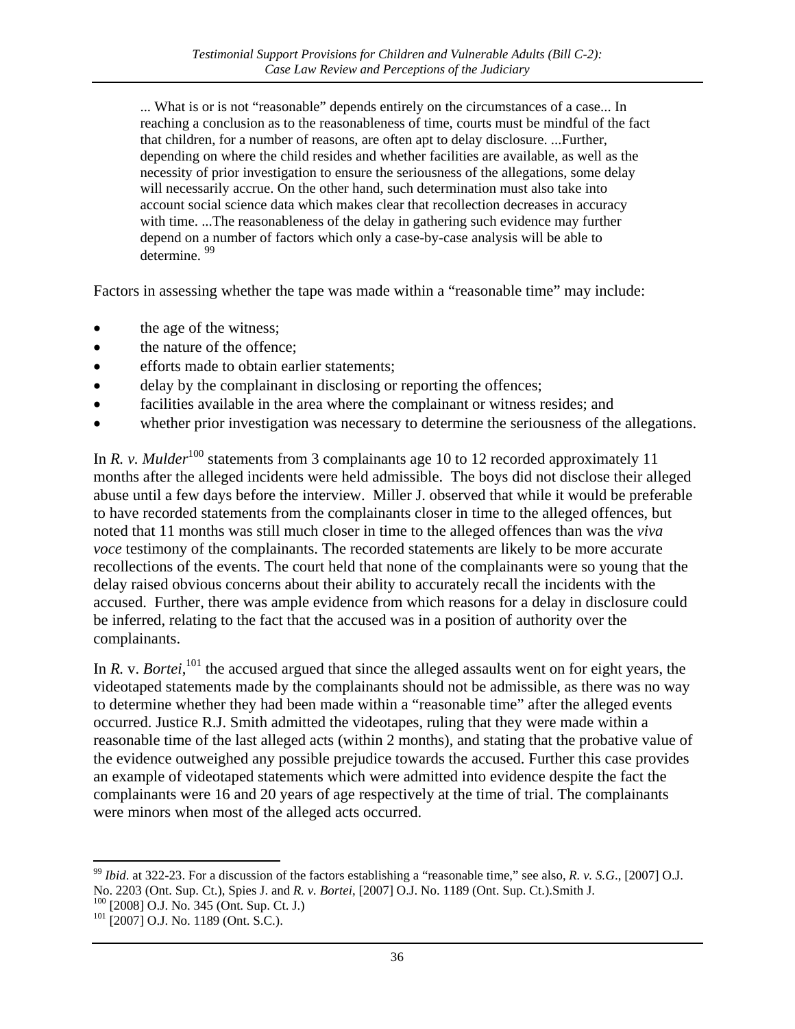> ... What is or is not "reasonable" depends entirely on the circumstances of a case... In reaching a conclusion as to the reasonableness of time, courts must be mindful of the fact that children, for a number of reasons, are often apt to delay disclosure. ...Further, depending on where the child resides and whether facilities are available, as well as the necessity of prior investigation to ensure the seriousness of the allegations, some delay will necessarily accrue. On the other hand, such determination must also take into account social science data which makes clear that recollection decreases in accuracy with time. ...The reasonableness of the delay in gathering such evidence may further depend on a number of factors which only a case-by-case analysis will be able to determine. [99]

Factors in assessing whether the tape was made within a "reasonable time" may include:

- the age of the witness;
- the nature of the offence;
- efforts made to obtain earlier statements;
- delay by the complainant in disclosing or reporting the offences;
- facilities available in the area where the complainant or witness resides; and
- whether prior investigation was necessary to determine the seriousness of the allegations.

In *R. v. Mulder*[100] statements from 3 complainants age 10 to 12 recorded approximately 11 months after the alleged incidents were held admissible. The boys did not disclose their alleged abuse until a few days before the interview. Miller J. observed that while it would be preferable to have recorded statements from the complainants closer in time to the alleged offences, but noted that 11 months was still much closer in time to the alleged offences than was the *viva voce* testimony of the complainants. The recorded statements are likely to be more accurate recollections of the events. The court held that none of the complainants were so young that the delay raised obvious concerns about their ability to accurately recall the incidents with the accused. Further, there was ample evidence from which reasons for a delay in disclosure could be inferred, relating to the fact that the accused was in a position of authority over the complainants.

In *R.* v. *Bortei*,[101] the accused argued that since the alleged assaults went on for eight years, the videotaped statements made by the complainants should not be admissible, as there was no way to determine whether they had been made within a "reasonable time" after the alleged events occurred. Justice R.J. Smith admitted the videotapes, ruling that they were made within a reasonable time of the last alleged acts (within 2 months), and stating that the probative value of the evidence outweighed any possible prejudice towards the accused. Further this case provides an example of videotaped statements which were admitted into evidence despite the fact the complainants were 16 and 20 years of age respectively at the time of trial. The complainants were minors when most of the alleged acts occurred.

---

[99] *Ibid*. at 322-23. For a discussion of the factors establishing a "reasonable time," see also, *R. v. S.G*., [2007] O.J. No. 2203 (Ont. Sup. Ct.), Spies J. and *R. v. Bortei*, [2007] O.J. No. 1189 (Ont. Sup. Ct.).Smith J.

[100] [2008] O.J. No. 345 (Ont. Sup. Ct. J.)

[101] [2007] O.J. No. 1189 (Ont. S.C.).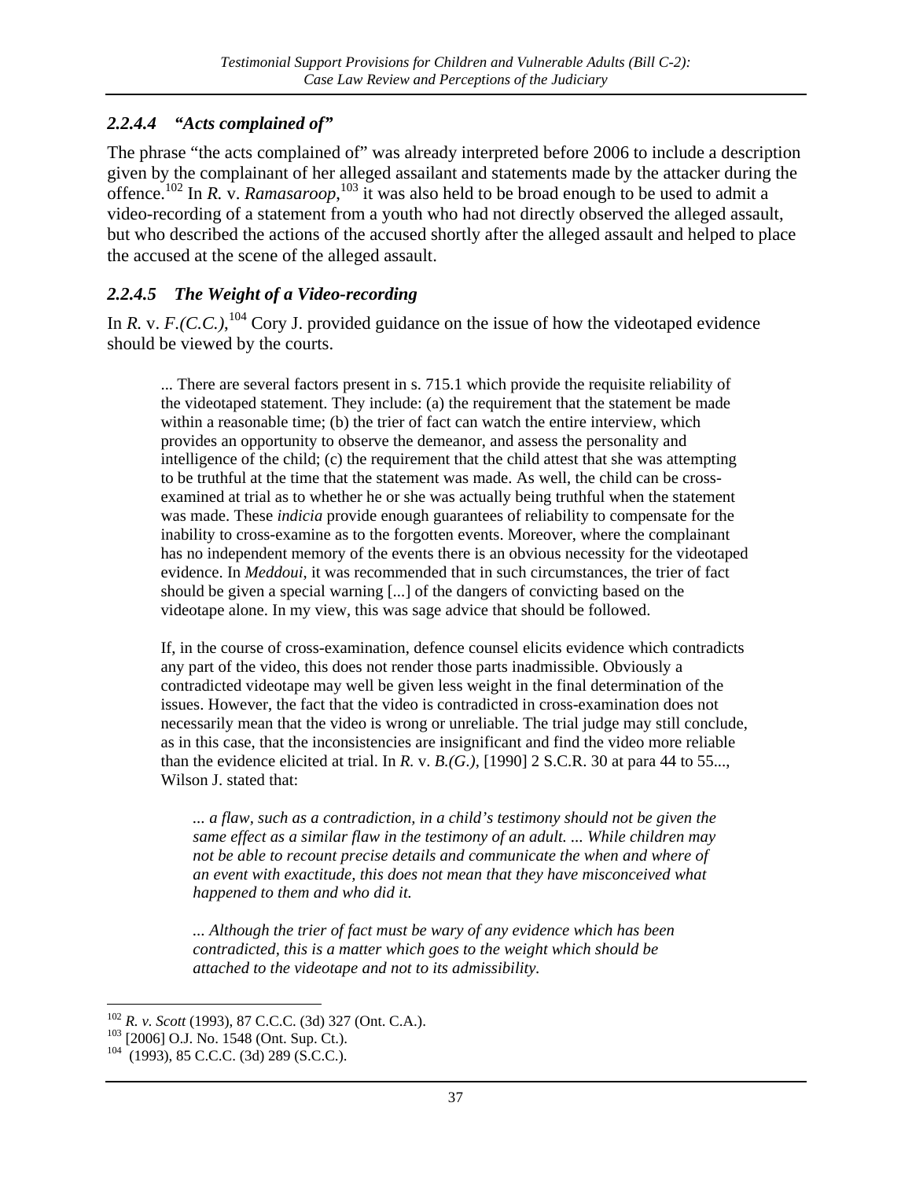### *2.2.4.4 "Acts complained of"*

The phrase "the acts complained of" was already interpreted before 2006 to include a description given by the complainant of her alleged assailant and statements made by the attacker during the offence.[102] In *R.* v. *Ramasaroop*,[103] it was also held to be broad enough to be used to admit a video-recording of a statement from a youth who had not directly observed the alleged assault, but who described the actions of the accused shortly after the alleged assault and helped to place the accused at the scene of the alleged assault.

### *2.2.4.5 The Weight of a Video-recording*

In *R.* v. *F.(C.C.),*[104] Cory J. provided guidance on the issue of how the videotaped evidence should be viewed by the courts.

> ... There are several factors present in s. 715.1 which provide the requisite reliability of the videotaped statement. They include: (a) the requirement that the statement be made within a reasonable time; (b) the trier of fact can watch the entire interview, which provides an opportunity to observe the demeanor, and assess the personality and intelligence of the child; (c) the requirement that the child attest that she was attempting to be truthful at the time that the statement was made. As well, the child can be cross-examined at trial as to whether he or she was actually being truthful when the statement was made. These *indicia* provide enough guarantees of reliability to compensate for the inability to cross-examine as to the forgotten events. Moreover, where the complainant has no independent memory of the events there is an obvious necessity for the videotaped evidence. In *Meddoui*, it was recommended that in such circumstances, the trier of fact should be given a special warning [...] of the dangers of convicting based on the videotape alone. In my view, this was sage advice that should be followed.
>
> If, in the course of cross-examination, defence counsel elicits evidence which contradicts any part of the video, this does not render those parts inadmissible. Obviously a contradicted videotape may well be given less weight in the final determination of the issues. However, the fact that the video is contradicted in cross-examination does not necessarily mean that the video is wrong or unreliable. The trial judge may still conclude, as in this case, that the inconsistencies are insignificant and find the video more reliable than the evidence elicited at trial. In *R.* v. *B.(G.)*, [1990] 2 S.C.R. 30 at para 44 to 55..., Wilson J. stated that:
>
> > *... a flaw, such as a contradiction, in a child's testimony should not be given the same effect as a similar flaw in the testimony of an adult. ... While children may not be able to recount precise details and communicate the when and where of an event with exactitude, this does not mean that they have misconceived what happened to them and who did it.*
> >
> > *... Although the trier of fact must be wary of any evidence which has been contradicted, this is a matter which goes to the weight which should be attached to the videotape and not to its admissibility.*

---

[102] *R. v. Scott* (1993), 87 C.C.C. (3d) 327 (Ont. C.A.).

[103] [2006] O.J. No. 1548 (Ont. Sup. Ct.).

[104] (1993), 85 C.C.C. (3d) 289 (S.C.C.).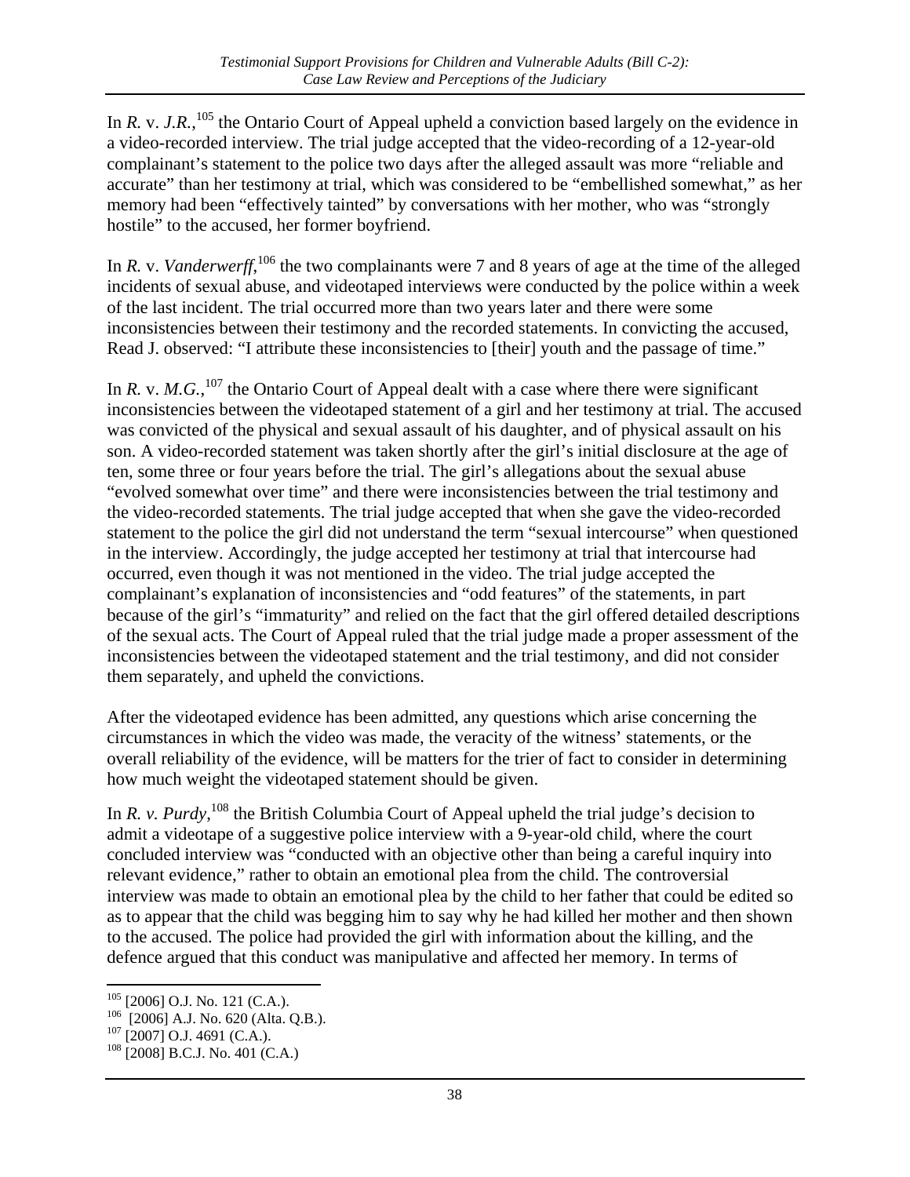In *R.* v. *J.R.*,[105] the Ontario Court of Appeal upheld a conviction based largely on the evidence in a video-recorded interview. The trial judge accepted that the video-recording of a 12-year-old complainant's statement to the police two days after the alleged assault was more "reliable and accurate" than her testimony at trial, which was considered to be "embellished somewhat," as her memory had been "effectively tainted" by conversations with her mother, who was "strongly hostile" to the accused, her former boyfriend.

In *R.* v. *Vanderwerff*,[106] the two complainants were 7 and 8 years of age at the time of the alleged incidents of sexual abuse, and videotaped interviews were conducted by the police within a week of the last incident. The trial occurred more than two years later and there were some inconsistencies between their testimony and the recorded statements. In convicting the accused, Read J. observed: "I attribute these inconsistencies to [their] youth and the passage of time."

In *R.* v. *M.G.*,[107] the Ontario Court of Appeal dealt with a case where there were significant inconsistencies between the videotaped statement of a girl and her testimony at trial. The accused was convicted of the physical and sexual assault of his daughter, and of physical assault on his son. A video-recorded statement was taken shortly after the girl's initial disclosure at the age of ten, some three or four years before the trial. The girl's allegations about the sexual abuse "evolved somewhat over time" and there were inconsistencies between the trial testimony and the video-recorded statements. The trial judge accepted that when she gave the video-recorded statement to the police the girl did not understand the term "sexual intercourse" when questioned in the interview. Accordingly, the judge accepted her testimony at trial that intercourse had occurred, even though it was not mentioned in the video. The trial judge accepted the complainant's explanation of inconsistencies and "odd features" of the statements, in part because of the girl's "immaturity" and relied on the fact that the girl offered detailed descriptions of the sexual acts. The Court of Appeal ruled that the trial judge made a proper assessment of the inconsistencies between the videotaped statement and the trial testimony, and did not consider them separately, and upheld the convictions.

After the videotaped evidence has been admitted, any questions which arise concerning the circumstances in which the video was made, the veracity of the witness' statements, or the overall reliability of the evidence, will be matters for the trier of fact to consider in determining how much weight the videotaped statement should be given.

In *R. v. Purdy*,[108] the British Columbia Court of Appeal upheld the trial judge's decision to admit a videotape of a suggestive police interview with a 9-year-old child, where the court concluded interview was "conducted with an objective other than being a careful inquiry into relevant evidence," rather to obtain an emotional plea from the child. The controversial interview was made to obtain an emotional plea by the child to her father that could be edited so as to appear that the child was begging him to say why he had killed her mother and then shown to the accused. The police had provided the girl with information about the killing, and the defence argued that this conduct was manipulative and affected her memory. In terms of

---

[105] [2006] O.J. No. 121 (C.A.).
[106] [2006] A.J. No. 620 (Alta. Q.B.).
[107] [2007] O.J. 4691 (C.A.).
[108] [2008] B.C.J. No. 401 (C.A.)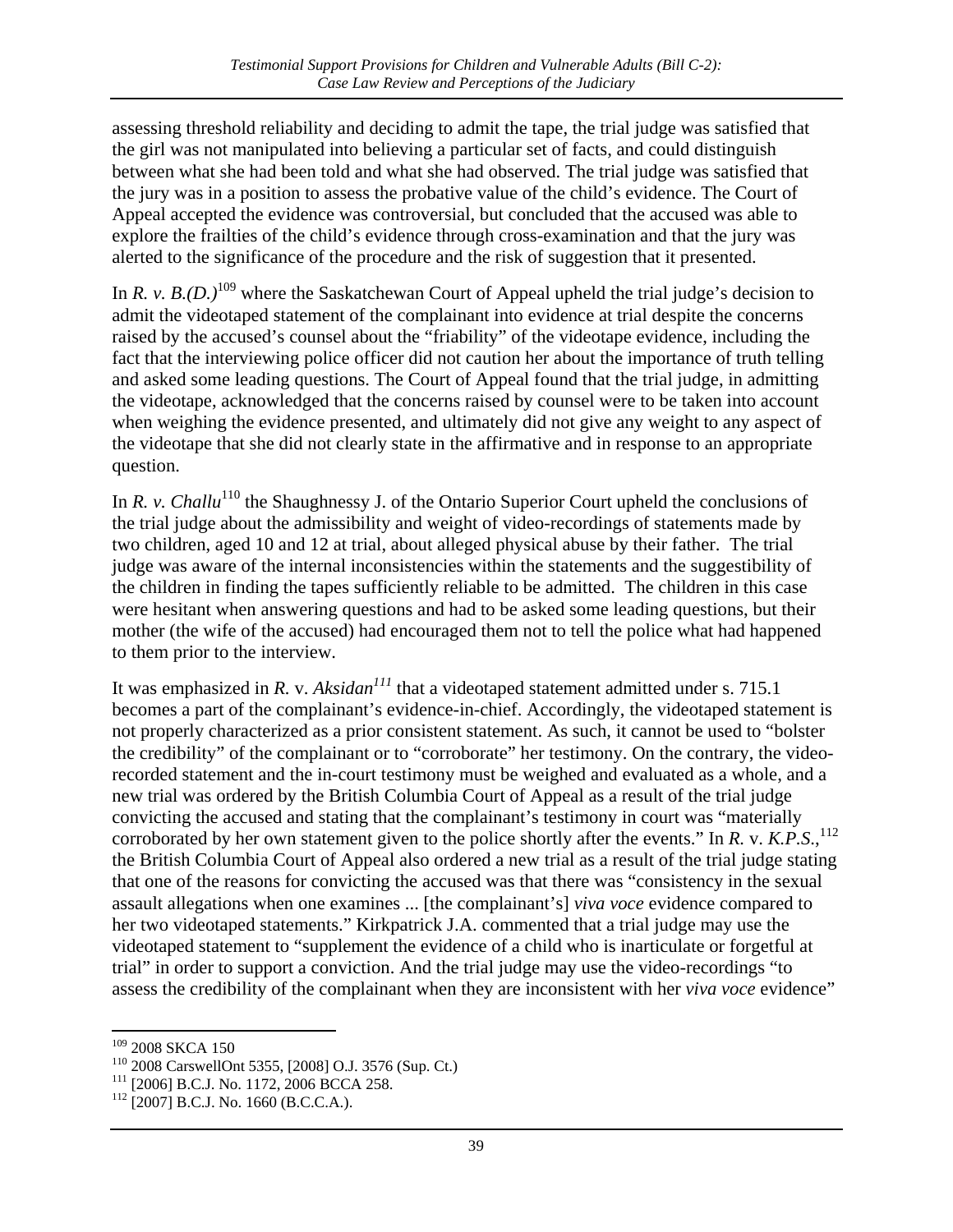assessing threshold reliability and deciding to admit the tape, the trial judge was satisfied that the girl was not manipulated into believing a particular set of facts, and could distinguish between what she had been told and what she had observed. The trial judge was satisfied that the jury was in a position to assess the probative value of the child's evidence. The Court of Appeal accepted the evidence was controversial, but concluded that the accused was able to explore the frailties of the child's evidence through cross-examination and that the jury was alerted to the significance of the procedure and the risk of suggestion that it presented.

In *R. v. B.(D.)*[109] where the Saskatchewan Court of Appeal upheld the trial judge's decision to admit the videotaped statement of the complainant into evidence at trial despite the concerns raised by the accused's counsel about the "friability" of the videotape evidence, including the fact that the interviewing police officer did not caution her about the importance of truth telling and asked some leading questions. The Court of Appeal found that the trial judge, in admitting the videotape, acknowledged that the concerns raised by counsel were to be taken into account when weighing the evidence presented, and ultimately did not give any weight to any aspect of the videotape that she did not clearly state in the affirmative and in response to an appropriate question.

In *R. v. Challu*[110] the Shaughnessy J. of the Ontario Superior Court upheld the conclusions of the trial judge about the admissibility and weight of video-recordings of statements made by two children, aged 10 and 12 at trial, about alleged physical abuse by their father. The trial judge was aware of the internal inconsistencies within the statements and the suggestibility of the children in finding the tapes sufficiently reliable to be admitted. The children in this case were hesitant when answering questions and had to be asked some leading questions, but their mother (the wife of the accused) had encouraged them not to tell the police what had happened to them prior to the interview.

It was emphasized in *R.* v. *Aksidan*[111] that a videotaped statement admitted under s. 715.1 becomes a part of the complainant's evidence-in-chief. Accordingly, the videotaped statement is not properly characterized as a prior consistent statement. As such, it cannot be used to "bolster the credibility" of the complainant or to "corroborate" her testimony. On the contrary, the video-recorded statement and the in-court testimony must be weighed and evaluated as a whole, and a new trial was ordered by the British Columbia Court of Appeal as a result of the trial judge convicting the accused and stating that the complainant's testimony in court was "materially corroborated by her own statement given to the police shortly after the events." In *R.* v. *K.P.S.*,[112] the British Columbia Court of Appeal also ordered a new trial as a result of the trial judge stating that one of the reasons for convicting the accused was that there was "consistency in the sexual assault allegations when one examines ... [the complainant's] *viva voce* evidence compared to her two videotaped statements." Kirkpatrick J.A. commented that a trial judge may use the videotaped statement to "supplement the evidence of a child who is inarticulate or forgetful at trial" in order to support a conviction. And the trial judge may use the video-recordings "to assess the credibility of the complainant when they are inconsistent with her *viva voce* evidence"

[109] 2008 SKCA 150
[110] 2008 CarswellOnt 5355, [2008] O.J. 3576 (Sup. Ct.)
[111] [2006] B.C.J. No. 1172, 2006 BCCA 258.
[112] [2007] B.C.J. No. 1660 (B.C.C.A.).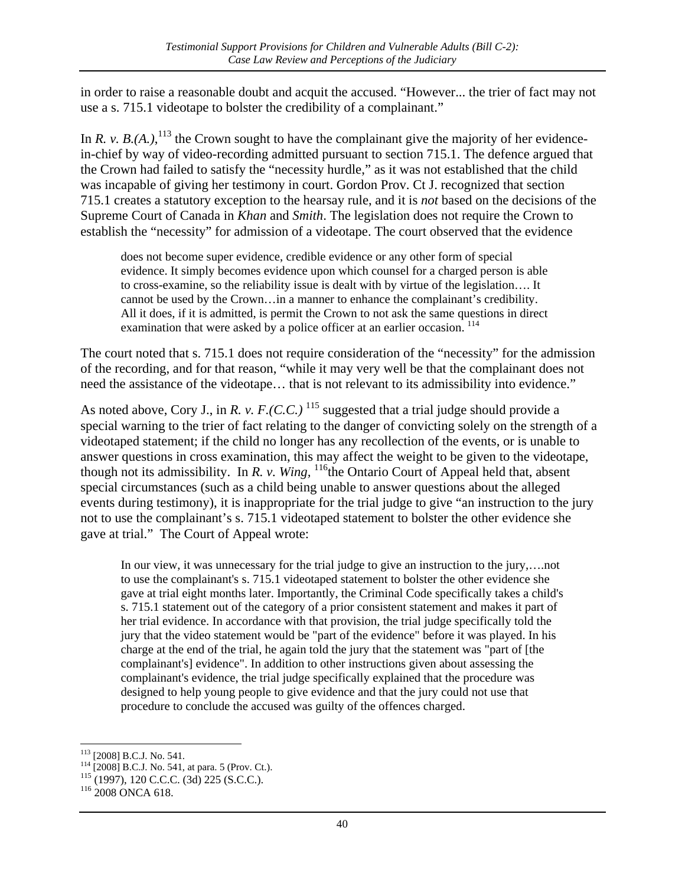in order to raise a reasonable doubt and acquit the accused. "However... the trier of fact may not use a s. 715.1 videotape to bolster the credibility of a complainant."

In *R. v. B.(A.)*,[113] the Crown sought to have the complainant give the majority of her evidence-in-chief by way of video-recording admitted pursuant to section 715.1. The defence argued that the Crown had failed to satisfy the "necessity hurdle," as it was not established that the child was incapable of giving her testimony in court. Gordon Prov. Ct J. recognized that section 715.1 creates a statutory exception to the hearsay rule, and it is *not* based on the decisions of the Supreme Court of Canada in *Khan* and *Smith*. The legislation does not require the Crown to establish the "necessity" for admission of a videotape. The court observed that the evidence

> does not become super evidence, credible evidence or any other form of special evidence. It simply becomes evidence upon which counsel for a charged person is able to cross-examine, so the reliability issue is dealt with by virtue of the legislation…. It cannot be used by the Crown…in a manner to enhance the complainant's credibility. All it does, if it is admitted, is permit the Crown to not ask the same questions in direct examination that were asked by a police officer at an earlier occasion. [114]

The court noted that s. 715.1 does not require consideration of the "necessity" for the admission of the recording, and for that reason, "while it may very well be that the complainant does not need the assistance of the videotape… that is not relevant to its admissibility into evidence."

As noted above, Cory J., in *R. v. F.(C.C.)* [115] suggested that a trial judge should provide a special warning to the trier of fact relating to the danger of convicting solely on the strength of a videotaped statement; if the child no longer has any recollection of the events, or is unable to answer questions in cross examination, this may affect the weight to be given to the videotape, though not its admissibility. In *R. v. Wing*, [116]the Ontario Court of Appeal held that, absent special circumstances (such as a child being unable to answer questions about the alleged events during testimony), it is inappropriate for the trial judge to give "an instruction to the jury not to use the complainant's s. 715.1 videotaped statement to bolster the other evidence she gave at trial." The Court of Appeal wrote:

> In our view, it was unnecessary for the trial judge to give an instruction to the jury,….not to use the complainant's s. 715.1 videotaped statement to bolster the other evidence she gave at trial eight months later. Importantly, the Criminal Code specifically takes a child's s. 715.1 statement out of the category of a prior consistent statement and makes it part of her trial evidence. In accordance with that provision, the trial judge specifically told the jury that the video statement would be "part of the evidence" before it was played. In his charge at the end of the trial, he again told the jury that the statement was "part of [the complainant's] evidence". In addition to other instructions given about assessing the complainant's evidence, the trial judge specifically explained that the procedure was designed to help young people to give evidence and that the jury could not use that procedure to conclude the accused was guilty of the offences charged.

---

[113] [2008] B.C.J. No. 541.
[114] [2008] B.C.J. No. 541, at para. 5 (Prov. Ct.).
[115] (1997), 120 C.C.C. (3d) 225 (S.C.C.).
[116] 2008 ONCA 618.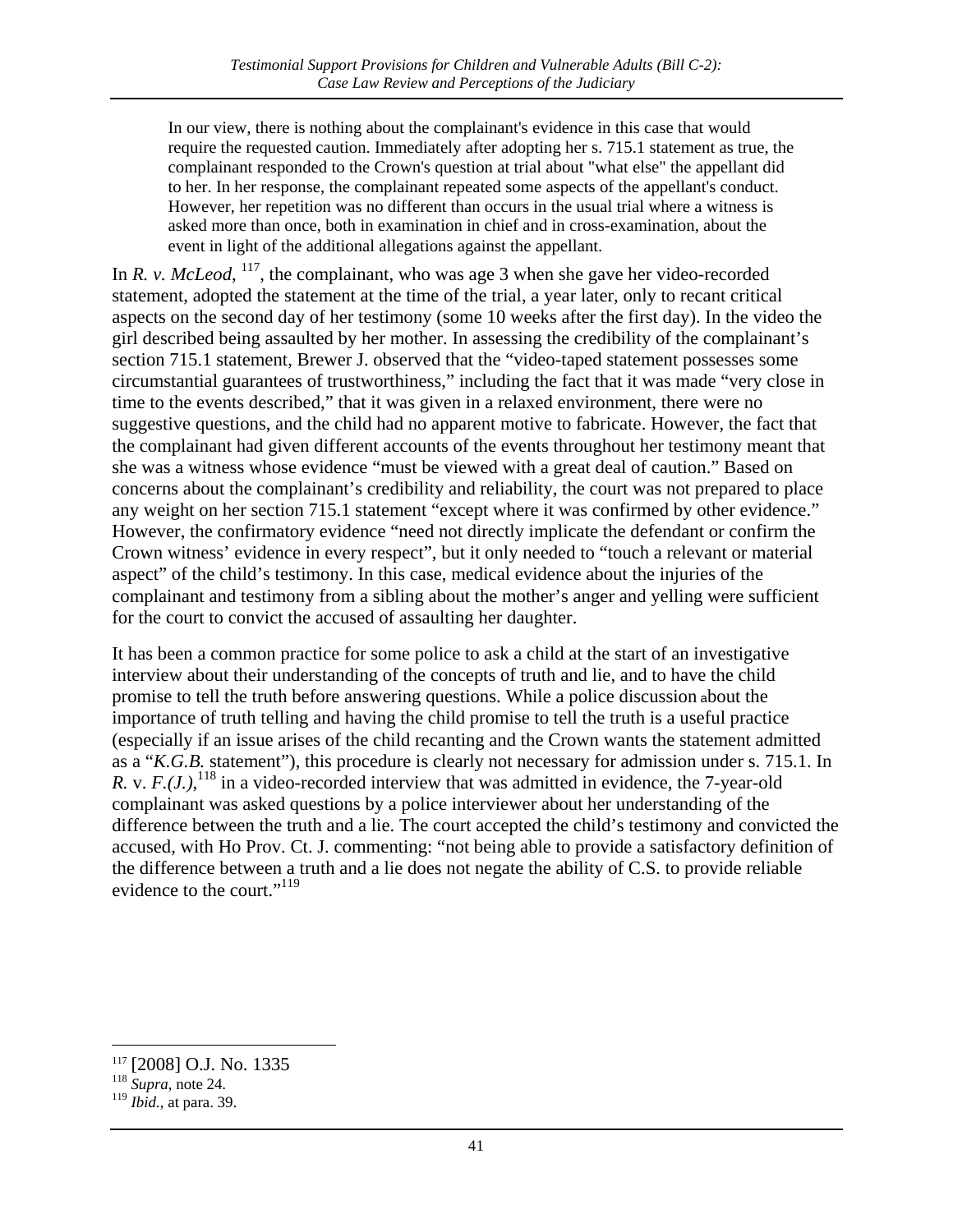> In our view, there is nothing about the complainant's evidence in this case that would require the requested caution. Immediately after adopting her s. 715.1 statement as true, the complainant responded to the Crown's question at trial about "what else" the appellant did to her. In her response, the complainant repeated some aspects of the appellant's conduct. However, her repetition was no different than occurs in the usual trial where a witness is asked more than once, both in examination in chief and in cross-examination, about the event in light of the additional allegations against the appellant.

In *R. v. McLeod*, [117], the complainant, who was age 3 when she gave her video-recorded statement, adopted the statement at the time of the trial, a year later, only to recant critical aspects on the second day of her testimony (some 10 weeks after the first day). In the video the girl described being assaulted by her mother. In assessing the credibility of the complainant's section 715.1 statement, Brewer J. observed that the "video-taped statement possesses some circumstantial guarantees of trustworthiness," including the fact that it was made "very close in time to the events described," that it was given in a relaxed environment, there were no suggestive questions, and the child had no apparent motive to fabricate. However, the fact that the complainant had given different accounts of the events throughout her testimony meant that she was a witness whose evidence "must be viewed with a great deal of caution." Based on concerns about the complainant's credibility and reliability, the court was not prepared to place any weight on her section 715.1 statement "except where it was confirmed by other evidence." However, the confirmatory evidence "need not directly implicate the defendant or confirm the Crown witness' evidence in every respect", but it only needed to "touch a relevant or material aspect" of the child's testimony. In this case, medical evidence about the injuries of the complainant and testimony from a sibling about the mother's anger and yelling were sufficient for the court to convict the accused of assaulting her daughter.

It has been a common practice for some police to ask a child at the start of an investigative interview about their understanding of the concepts of truth and lie, and to have the child promise to tell the truth before answering questions. While a police discussion about the importance of truth telling and having the child promise to tell the truth is a useful practice (especially if an issue arises of the child recanting and the Crown wants the statement admitted as a "*K.G.B.* statement"), this procedure is clearly not necessary for admission under s. 715.1. In *R.* v. *F.(J.)*,[118] in a video-recorded interview that was admitted in evidence, the 7-year-old complainant was asked questions by a police interviewer about her understanding of the difference between the truth and a lie. The court accepted the child's testimony and convicted the accused, with Ho Prov. Ct. J. commenting: "not being able to provide a satisfactory definition of the difference between a truth and a lie does not negate the ability of C.S. to provide reliable evidence to the court."[119]

---

[117] [2008] O.J. No. 1335

[118] *Supra*, note 24.

[119] *Ibid.*, at para. 39.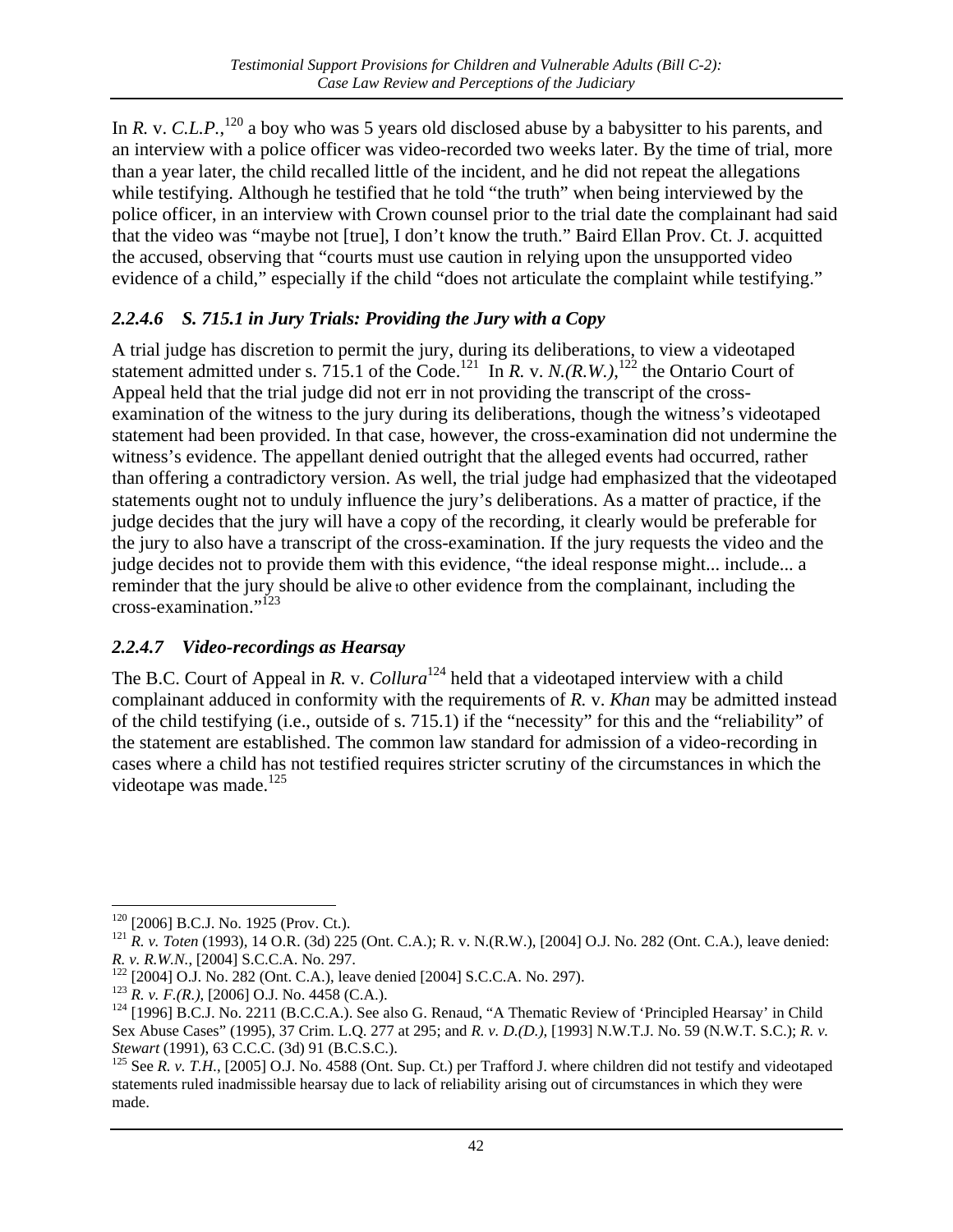In *R.* v. *C.L.P.*,[120] a boy who was 5 years old disclosed abuse by a babysitter to his parents, and an interview with a police officer was video-recorded two weeks later. By the time of trial, more than a year later, the child recalled little of the incident, and he did not repeat the allegations while testifying. Although he testified that he told "the truth" when being interviewed by the police officer, in an interview with Crown counsel prior to the trial date the complainant had said that the video was "maybe not [true], I don't know the truth." Baird Ellan Prov. Ct. J. acquitted the accused, observing that "courts must use caution in relying upon the unsupported video evidence of a child," especially if the child "does not articulate the complaint while testifying."

### *2.2.4.6 S. 715.1 in Jury Trials: Providing the Jury with a Copy*

A trial judge has discretion to permit the jury, during its deliberations, to view a videotaped statement admitted under s. 715.1 of the Code.[121] In *R.* v. *N.(R.W.)*,[122] the Ontario Court of Appeal held that the trial judge did not err in not providing the transcript of the cross-examination of the witness to the jury during its deliberations, though the witness's videotaped statement had been provided. In that case, however, the cross-examination did not undermine the witness's evidence. The appellant denied outright that the alleged events had occurred, rather than offering a contradictory version. As well, the trial judge had emphasized that the videotaped statements ought not to unduly influence the jury's deliberations. As a matter of practice, if the judge decides that the jury will have a copy of the recording, it clearly would be preferable for the jury to also have a transcript of the cross-examination. If the jury requests the video and the judge decides not to provide them with this evidence, "the ideal response might... include... a reminder that the jury should be alive to other evidence from the complainant, including the cross-examination."[123]

### *2.2.4.7 Video-recordings as Hearsay*

The B.C. Court of Appeal in *R.* v. *Collura*[124] held that a videotaped interview with a child complainant adduced in conformity with the requirements of *R.* v. *Khan* may be admitted instead of the child testifying (i.e., outside of s. 715.1) if the "necessity" for this and the "reliability" of the statement are established. The common law standard for admission of a video-recording in cases where a child has not testified requires stricter scrutiny of the circumstances in which the videotape was made.[125]

---

[120] [2006] B.C.J. No. 1925 (Prov. Ct.).

[121] *R. v. Toten* (1993), 14 O.R. (3d) 225 (Ont. C.A.); R. v. N.(R.W.), [2004] O.J. No. 282 (Ont. C.A.), leave denied: *R. v. R.W.N.*, [2004] S.C.C.A. No. 297.

[122] [2004] O.J. No. 282 (Ont. C.A.), leave denied [2004] S.C.C.A. No. 297).

[123] *R. v. F.(R.)*, [2006] O.J. No. 4458 (C.A.).

[124] [1996] B.C.J. No. 2211 (B.C.C.A.). See also G. Renaud, "A Thematic Review of 'Principled Hearsay' in Child Sex Abuse Cases" (1995), 37 Crim. L.Q. 277 at 295; and *R. v. D.(D.)*, [1993] N.W.T.J. No. 59 (N.W.T. S.C.); *R. v. Stewart* (1991), 63 C.C.C. (3d) 91 (B.C.S.C.).

[125] See *R. v. T.H.*, [2005] O.J. No. 4588 (Ont. Sup. Ct.) per Trafford J. where children did not testify and videotaped statements ruled inadmissible hearsay due to lack of reliability arising out of circumstances in which they were made.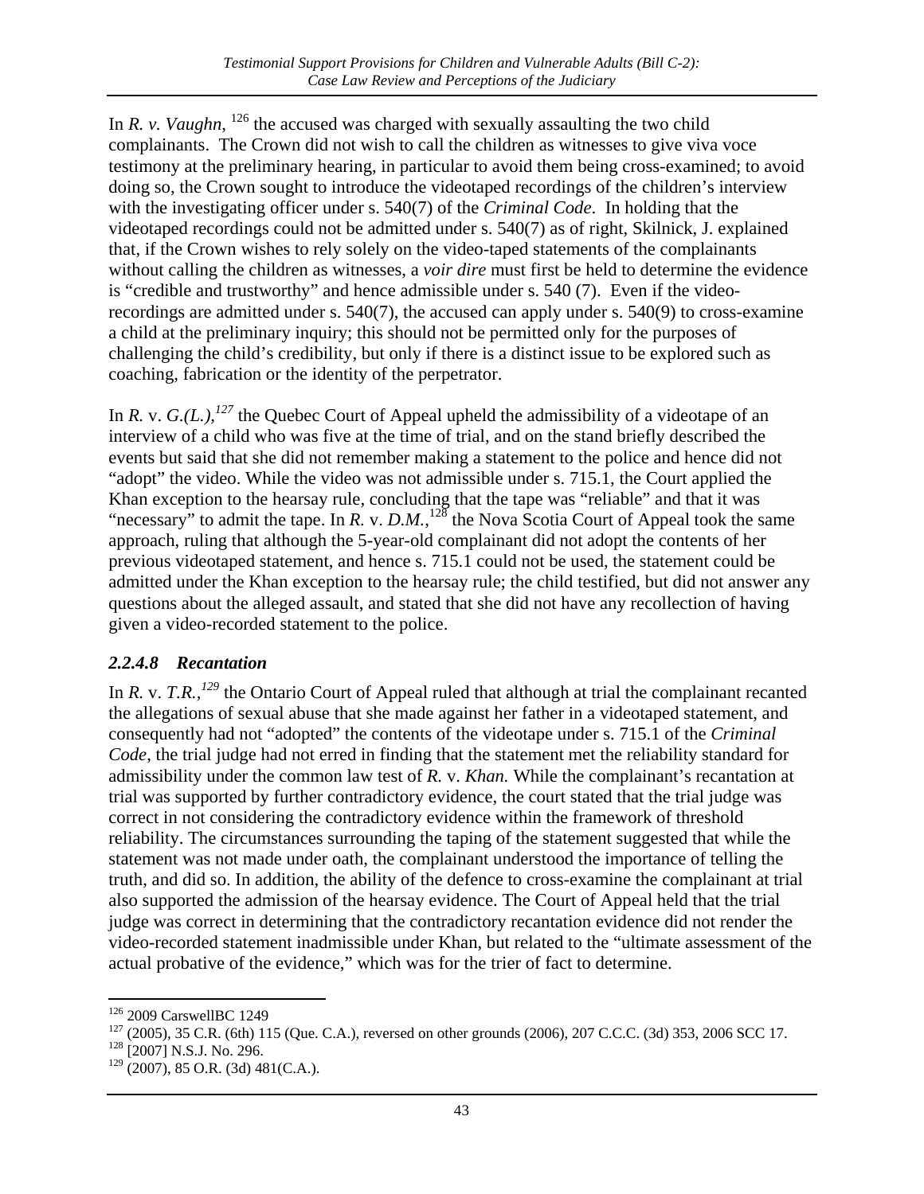In *R. v. Vaughn*, [126] the accused was charged with sexually assaulting the two child complainants. The Crown did not wish to call the children as witnesses to give viva voce testimony at the preliminary hearing, in particular to avoid them being cross-examined; to avoid doing so, the Crown sought to introduce the videotaped recordings of the children's interview with the investigating officer under s. 540(7) of the *Criminal Code*. In holding that the videotaped recordings could not be admitted under s. 540(7) as of right, Skilnick, J. explained that, if the Crown wishes to rely solely on the video-taped statements of the complainants without calling the children as witnesses, a *voir dire* must first be held to determine the evidence is "credible and trustworthy" and hence admissible under s. 540 (7). Even if the video-recordings are admitted under s. 540(7), the accused can apply under s. 540(9) to cross-examine a child at the preliminary inquiry; this should not be permitted only for the purposes of challenging the child's credibility, but only if there is a distinct issue to be explored such as coaching, fabrication or the identity of the perpetrator.

In *R.* v. *G.(L.)*,[127] the Quebec Court of Appeal upheld the admissibility of a videotape of an interview of a child who was five at the time of trial, and on the stand briefly described the events but said that she did not remember making a statement to the police and hence did not "adopt" the video. While the video was not admissible under s. 715.1, the Court applied the Khan exception to the hearsay rule, concluding that the tape was "reliable" and that it was "necessary" to admit the tape. In *R.* v. *D.M.*,[128] the Nova Scotia Court of Appeal took the same approach, ruling that although the 5-year-old complainant did not adopt the contents of her previous videotaped statement, and hence s. 715.1 could not be used, the statement could be admitted under the Khan exception to the hearsay rule; the child testified, but did not answer any questions about the alleged assault, and stated that she did not have any recollection of having given a video-recorded statement to the police.

### *2.2.4.8 Recantation*

In *R.* v. *T.R.*,[129] the Ontario Court of Appeal ruled that although at trial the complainant recanted the allegations of sexual abuse that she made against her father in a videotaped statement, and consequently had not "adopted" the contents of the videotape under s. 715.1 of the *Criminal Code*, the trial judge had not erred in finding that the statement met the reliability standard for admissibility under the common law test of *R.* v. *Khan.* While the complainant's recantation at trial was supported by further contradictory evidence, the court stated that the trial judge was correct in not considering the contradictory evidence within the framework of threshold reliability. The circumstances surrounding the taping of the statement suggested that while the statement was not made under oath, the complainant understood the importance of telling the truth, and did so. In addition, the ability of the defence to cross-examine the complainant at trial also supported the admission of the hearsay evidence. The Court of Appeal held that the trial judge was correct in determining that the contradictory recantation evidence did not render the video-recorded statement inadmissible under Khan, but related to the "ultimate assessment of the actual probative of the evidence," which was for the trier of fact to determine.

---

[126] 2009 CarswellBC 1249

[127] (2005), 35 C.R. (6th) 115 (Que. C.A.), reversed on other grounds (2006), 207 C.C.C. (3d) 353, 2006 SCC 17.

[128] [2007] N.S.J. No. 296.

[129] (2007), 85 O.R. (3d) 481(C.A.).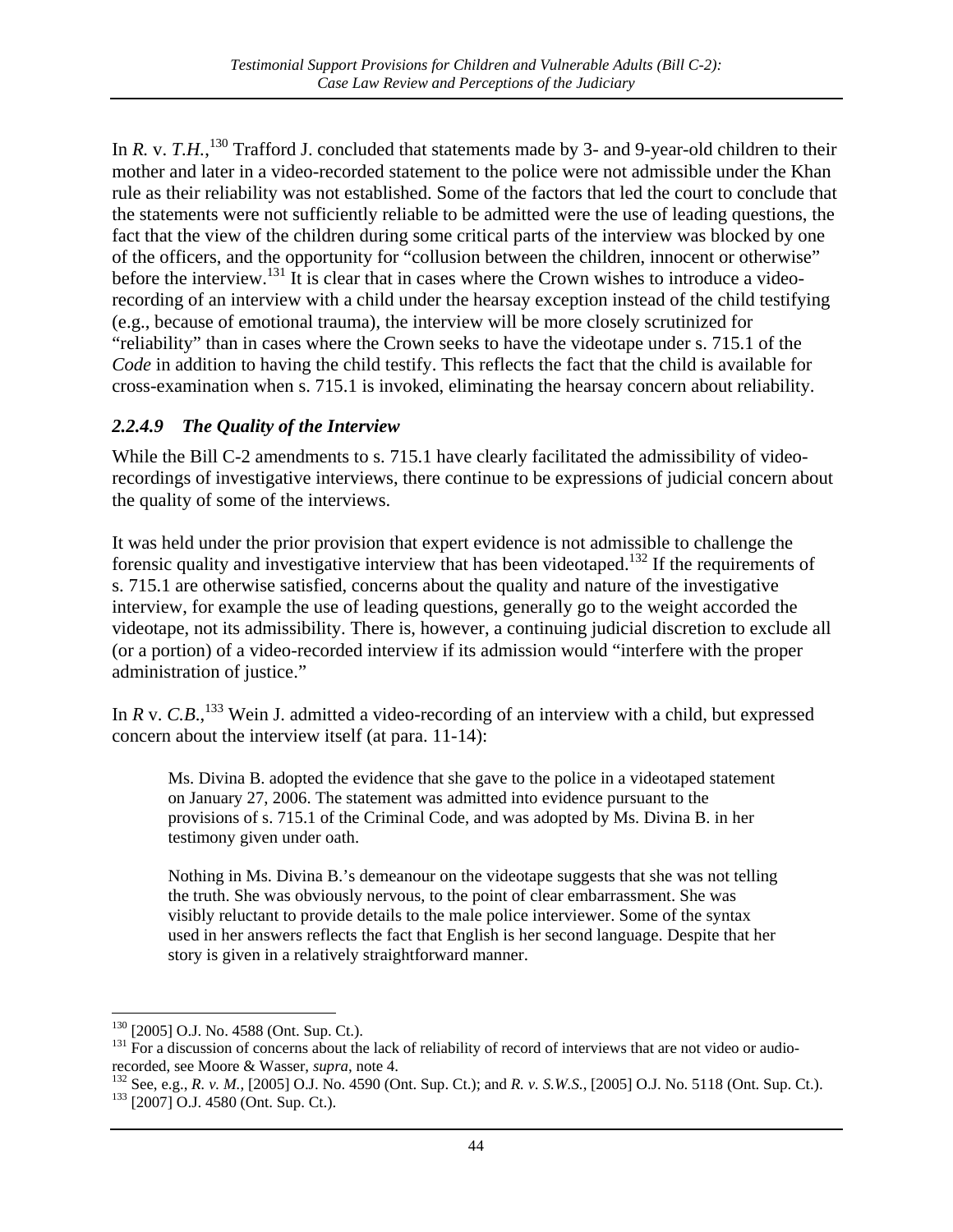In *R.* v. *T.H.*,[130] Trafford J. concluded that statements made by 3- and 9-year-old children to their mother and later in a video-recorded statement to the police were not admissible under the Khan rule as their reliability was not established. Some of the factors that led the court to conclude that the statements were not sufficiently reliable to be admitted were the use of leading questions, the fact that the view of the children during some critical parts of the interview was blocked by one of the officers, and the opportunity for "collusion between the children, innocent or otherwise" before the interview.[131] It is clear that in cases where the Crown wishes to introduce a video-recording of an interview with a child under the hearsay exception instead of the child testifying (e.g., because of emotional trauma), the interview will be more closely scrutinized for "reliability" than in cases where the Crown seeks to have the videotape under s. 715.1 of the *Code* in addition to having the child testify. This reflects the fact that the child is available for cross-examination when s. 715.1 is invoked, eliminating the hearsay concern about reliability.

### *2.2.4.9 The Quality of the Interview*

While the Bill C-2 amendments to s. 715.1 have clearly facilitated the admissibility of video-recordings of investigative interviews, there continue to be expressions of judicial concern about the quality of some of the interviews.

It was held under the prior provision that expert evidence is not admissible to challenge the forensic quality and investigative interview that has been videotaped.[132] If the requirements of s. 715.1 are otherwise satisfied, concerns about the quality and nature of the investigative interview, for example the use of leading questions, generally go to the weight accorded the videotape, not its admissibility. There is, however, a continuing judicial discretion to exclude all (or a portion) of a video-recorded interview if its admission would "interfere with the proper administration of justice."

In *R* v. *C.B.*,[133] Wein J. admitted a video-recording of an interview with a child, but expressed concern about the interview itself (at para. 11-14):

> Ms. Divina B. adopted the evidence that she gave to the police in a videotaped statement on January 27, 2006. The statement was admitted into evidence pursuant to the provisions of s. 715.1 of the Criminal Code, and was adopted by Ms. Divina B. in her testimony given under oath.
>
> Nothing in Ms. Divina B.'s demeanour on the videotape suggests that she was not telling the truth. She was obviously nervous, to the point of clear embarrassment. She was visibly reluctant to provide details to the male police interviewer. Some of the syntax used in her answers reflects the fact that English is her second language. Despite that her story is given in a relatively straightforward manner.

---

[130] [2005] O.J. No. 4588 (Ont. Sup. Ct.).

[131] For a discussion of concerns about the lack of reliability of record of interviews that are not video or audio-recorded, see Moore & Wasser, *supra*, note 4.

[132] See, e.g., *R. v. M.*, [2005] O.J. No. 4590 (Ont. Sup. Ct.); and *R. v. S.W.S.*, [2005] O.J. No. 5118 (Ont. Sup. Ct.).

[133] [2007] O.J. 4580 (Ont. Sup. Ct.).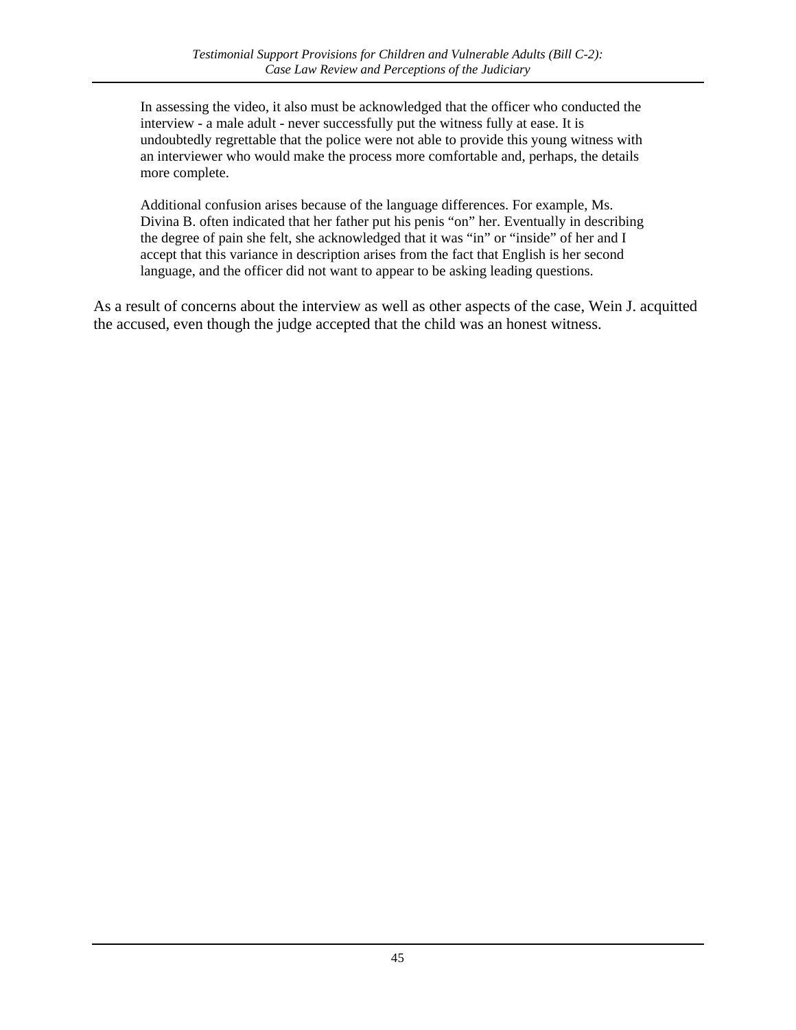> In assessing the video, it also must be acknowledged that the officer who conducted the interview - a male adult - never successfully put the witness fully at ease. It is undoubtedly regrettable that the police were not able to provide this young witness with an interviewer who would make the process more comfortable and, perhaps, the details more complete.
>
> Additional confusion arises because of the language differences. For example, Ms. Divina B. often indicated that her father put his penis "on" her. Eventually in describing the degree of pain she felt, she acknowledged that it was "in" or "inside" of her and I accept that this variance in description arises from the fact that English is her second language, and the officer did not want to appear to be asking leading questions.

As a result of concerns about the interview as well as other aspects of the case, Wein J. acquitted the accused, even though the judge accepted that the child was an honest witness.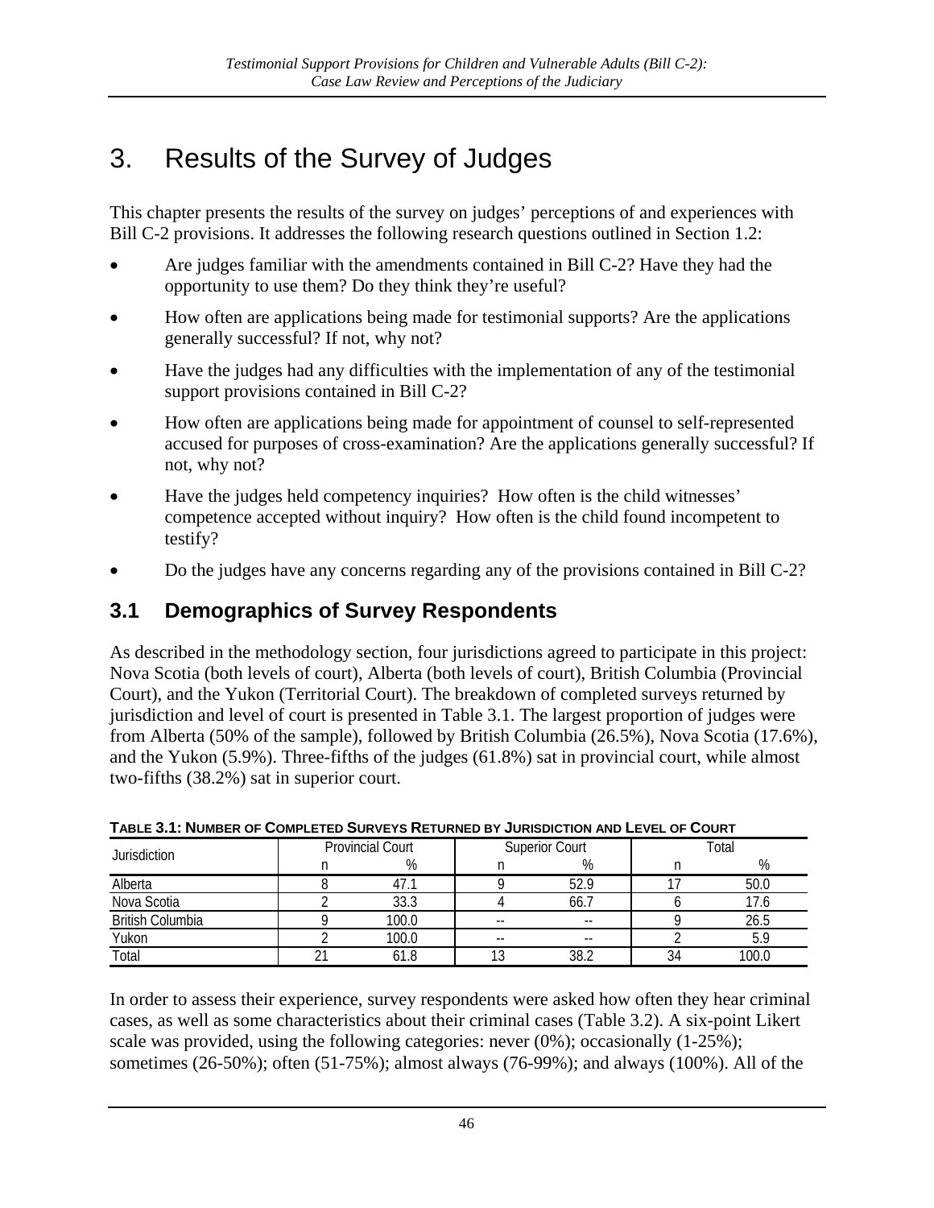# 3. Results of the Survey of Judges

This chapter presents the results of the survey on judges' perceptions of and experiences with Bill C-2 provisions. It addresses the following research questions outlined in Section 1.2:

- Are judges familiar with the amendments contained in Bill C-2? Have they had the opportunity to use them? Do they think they're useful?
- How often are applications being made for testimonial supports? Are the applications generally successful? If not, why not?
- Have the judges had any difficulties with the implementation of any of the testimonial support provisions contained in Bill C-2?
- How often are applications being made for appointment of counsel to self-represented accused for purposes of cross-examination? Are the applications generally successful? If not, why not?
- Have the judges held competency inquiries? How often is the child witnesses' competence accepted without inquiry? How often is the child found incompetent to testify?
- Do the judges have any concerns regarding any of the provisions contained in Bill C-2?

## 3.1 Demographics of Survey Respondents

As described in the methodology section, four jurisdictions agreed to participate in this project: Nova Scotia (both levels of court), Alberta (both levels of court), British Columbia (Provincial Court), and the Yukon (Territorial Court). The breakdown of completed surveys returned by jurisdiction and level of court is presented in Table 3.1. The largest proportion of judges were from Alberta (50% of the sample), followed by British Columbia (26.5%), Nova Scotia (17.6%), and the Yukon (5.9%). Three-fifths of the judges (61.8%) sat in provincial court, while almost two-fifths (38.2%) sat in superior court.

**TABLE 3.1: NUMBER OF COMPLETED SURVEYS RETURNED BY JURISDICTION AND LEVEL OF COURT**

| Jurisdiction | Provincial Court | | Superior Court | | Total | |
|---|---|---|---|---|---|---|
| | n | % | n | % | n | % |
| Alberta | 8 | 47.1 | 9 | 52.9 | 17 | 50.0 |
| Nova Scotia | 2 | 33.3 | 4 | 66.7 | 6 | 17.6 |
| British Columbia | 9 | 100.0 | -- | -- | 9 | 26.5 |
| Yukon | 2 | 100.0 | -- | -- | 2 | 5.9 |
| Total | 21 | 61.8 | 13 | 38.2 | 34 | 100.0 |

In order to assess their experience, survey respondents were asked how often they hear criminal cases, as well as some characteristics about their criminal cases (Table 3.2). A six-point Likert scale was provided, using the following categories: never (0%); occasionally (1-25%); sometimes (26-50%); often (51-75%); almost always (76-99%); and always (100%). All of the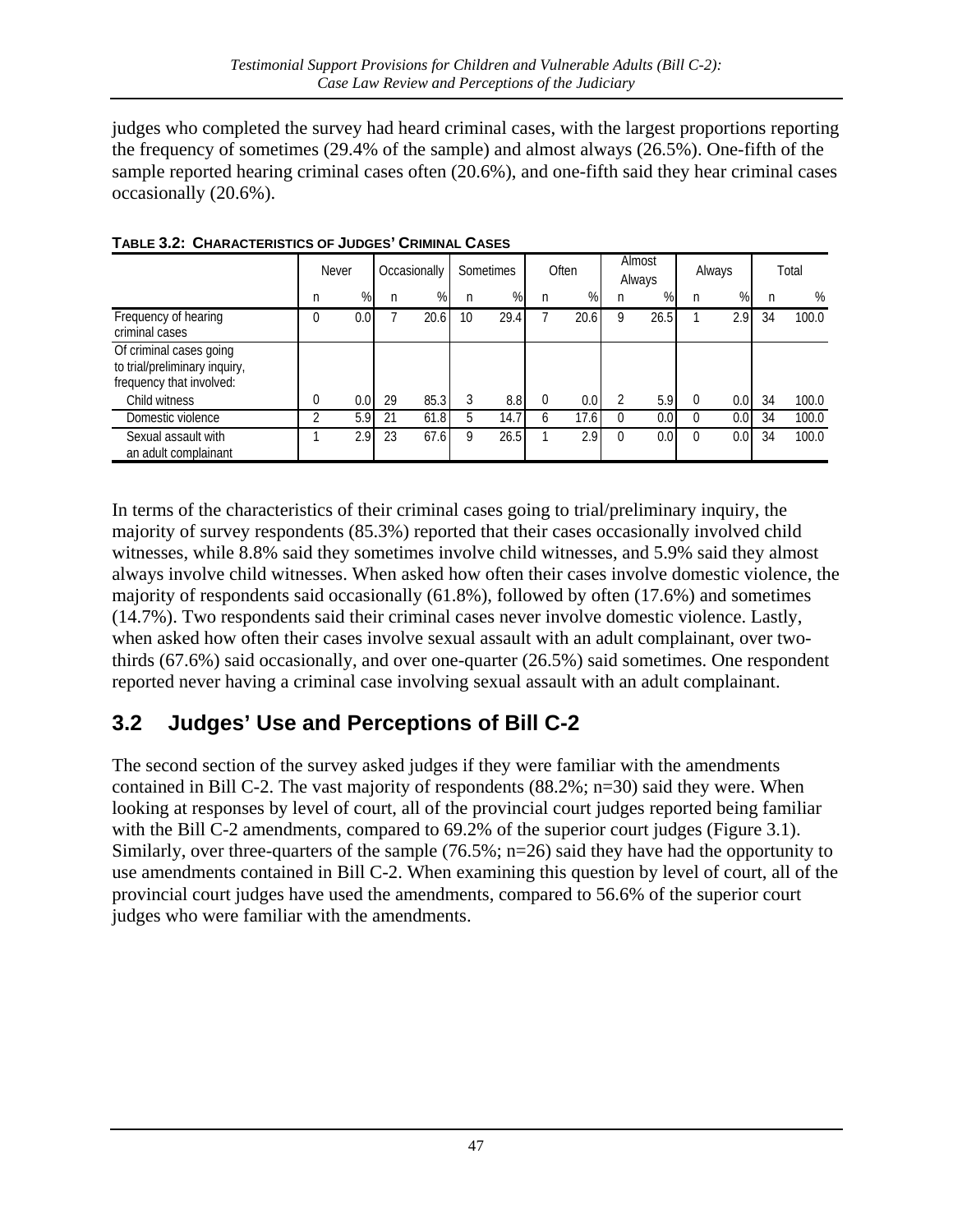judges who completed the survey had heard criminal cases, with the largest proportions reporting the frequency of sometimes (29.4% of the sample) and almost always (26.5%). One-fifth of the sample reported hearing criminal cases often (20.6%), and one-fifth said they hear criminal cases occasionally (20.6%).

**TABLE 3.2: CHARACTERISTICS OF JUDGES' CRIMINAL CASES**

| | Never | | Occasionally | | Sometimes | | Often | | Almost Always | | Always | | Total | |
|---|---|---|---|---|---|---|---|---|---|---|---|---|---|---|
| | n | % | n | % | n | % | n | % | n | % | n | % | n | % |
| Frequency of hearing criminal cases | 0 | 0.0 | 7 | 20.6 | 10 | 29.4 | 7 | 20.6 | 9 | 26.5 | 1 | 2.9 | 34 | 100.0 |
| Of criminal cases going to trial/preliminary inquiry, frequency that involved: | | | | | | | | | | | | | | |
| Child witness | 0 | 0.0 | 29 | 85.3 | 3 | 8.8 | 0 | 0.0 | 2 | 5.9 | 0 | 0.0 | 34 | 100.0 |
| Domestic violence | 2 | 5.9 | 21 | 61.8 | 5 | 14.7 | 6 | 17.6 | 0 | 0.0 | 0 | 0.0 | 34 | 100.0 |
| Sexual assault with an adult complainant | 1 | 2.9 | 23 | 67.6 | 9 | 26.5 | 1 | 2.9 | 0 | 0.0 | 0 | 0.0 | 34 | 100.0 |

In terms of the characteristics of their criminal cases going to trial/preliminary inquiry, the majority of survey respondents (85.3%) reported that their cases occasionally involved child witnesses, while 8.8% said they sometimes involve child witnesses, and 5.9% said they almost always involve child witnesses. When asked how often their cases involve domestic violence, the majority of respondents said occasionally (61.8%), followed by often (17.6%) and sometimes (14.7%). Two respondents said their criminal cases never involve domestic violence. Lastly, when asked how often their cases involve sexual assault with an adult complainant, over two-thirds (67.6%) said occasionally, and over one-quarter (26.5%) said sometimes. One respondent reported never having a criminal case involving sexual assault with an adult complainant.

## 3.2 Judges' Use and Perceptions of Bill C-2

The second section of the survey asked judges if they were familiar with the amendments contained in Bill C-2. The vast majority of respondents (88.2%; n=30) said they were. When looking at responses by level of court, all of the provincial court judges reported being familiar with the Bill C-2 amendments, compared to 69.2% of the superior court judges (Figure 3.1). Similarly, over three-quarters of the sample (76.5%; n=26) said they have had the opportunity to use amendments contained in Bill C-2. When examining this question by level of court, all of the provincial court judges have used the amendments, compared to 56.6% of the superior court judges who were familiar with the amendments.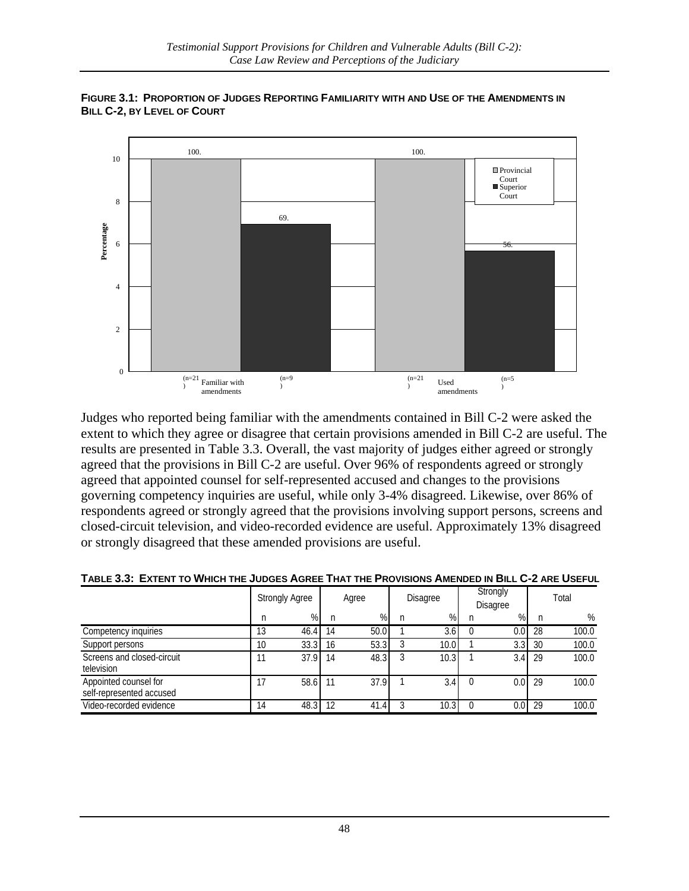**FIGURE 3.1: PROPORTION OF JUDGES REPORTING FAMILIARITY WITH AND USE OF THE AMENDMENTS IN BILL C-2, BY LEVEL OF COURT**

| | Provincial Court | Superior Court |
|---|---|---|
| Familiar with amendments | 100. (n=21) | 69. (n=9) |
| Used amendments | 100. (n=21) | 56. (n=5) |

Judges who reported being familiar with the amendments contained in Bill C-2 were asked the extent to which they agree or disagree that certain provisions amended in Bill C-2 are useful. The results are presented in Table 3.3. Overall, the vast majority of judges either agreed or strongly agreed that the provisions in Bill C-2 are useful. Over 96% of respondents agreed or strongly agreed that appointed counsel for self-represented accused and changes to the provisions governing competency inquiries are useful, while only 3-4% disagreed. Likewise, over 86% of respondents agreed or strongly agreed that the provisions involving support persons, screens and closed-circuit television, and video-recorded evidence are useful. Approximately 13% disagreed or strongly disagreed that these amended provisions are useful.

**TABLE 3.3: EXTENT TO WHICH THE JUDGES AGREE THAT THE PROVISIONS AMENDED IN BILL C-2 ARE USEFUL**

| | Strongly Agree | | Agree | | Disagree | | Strongly Disagree | | Total | |
|---|---|---|---|---|---|---|---|---|---|---|
| | n | % | n | % | n | % | n | % | n | % |
| Competency inquiries | 13 | 46.4 | 14 | 50.0 | 1 | 3.6 | 0 | 0.0 | 28 | 100.0 |
| Support persons | 10 | 33.3 | 16 | 53.3 | 3 | 10.0 | 1 | 3.3 | 30 | 100.0 |
| Screens and closed-circuit television | 11 | 37.9 | 14 | 48.3 | 3 | 10.3 | 1 | 3.4 | 29 | 100.0 |
| Appointed counsel for self-represented accused | 17 | 58.6 | 11 | 37.9 | 1 | 3.4 | 0 | 0.0 | 29 | 100.0 |
| Video-recorded evidence | 14 | 48.3 | 12 | 41.4 | 3 | 10.3 | 0 | 0.0 | 29 | 100.0 |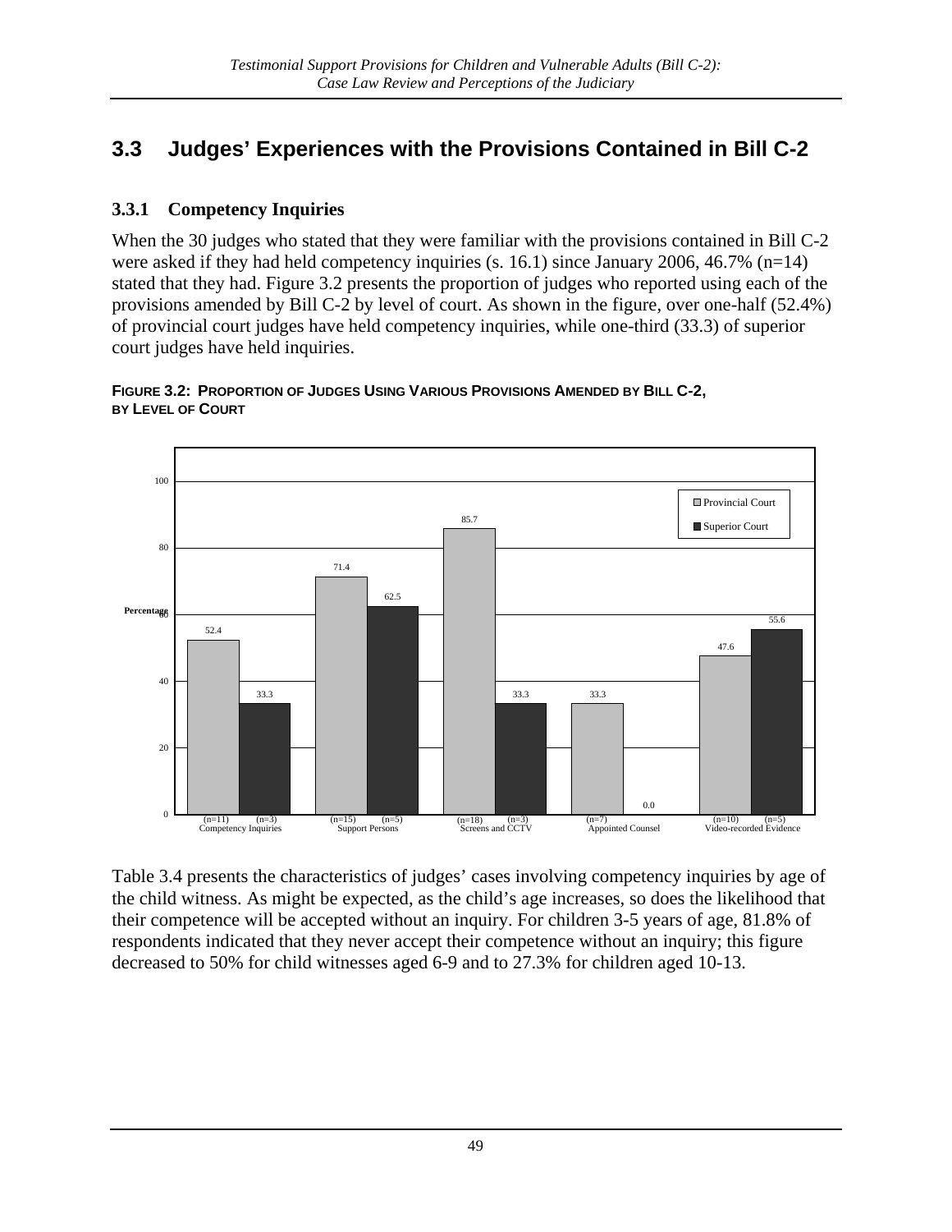## 3.3 Judges' Experiences with the Provisions Contained in Bill C-2

### 3.3.1 Competency Inquiries

When the 30 judges who stated that they were familiar with the provisions contained in Bill C-2 were asked if they had held competency inquiries (s. 16.1) since January 2006, 46.7% (n=14) stated that they had. Figure 3.2 presents the proportion of judges who reported using each of the provisions amended by Bill C-2 by level of court. As shown in the figure, over one-half (52.4%) of provincial court judges have held competency inquiries, while one-third (33.3) of superior court judges have held inquiries.

**FIGURE 3.2: PROPORTION OF JUDGES USING VARIOUS PROVISIONS AMENDED BY BILL C-2, BY LEVEL OF COURT**

| Provision | Provincial Court (%) | Superior Court (%) |
|---|---|---|
| Competency Inquiries | 52.4 (n=11) | 33.3 (n=3) |
| Support Persons | 71.4 (n=15) | 62.5 (n=5) |
| Screens and CCTV | 85.7 (n=18) | 33.3 (n=3) |
| Appointed Counsel | 33.3 (n=7) | 0.0 |
| Video-recorded Evidence | 47.6 (n=10) | 55.6 (n=5) |

Table 3.4 presents the characteristics of judges' cases involving competency inquiries by age of the child witness. As might be expected, as the child's age increases, so does the likelihood that their competence will be accepted without an inquiry. For children 3-5 years of age, 81.8% of respondents indicated that they never accept their competence without an inquiry; this figure decreased to 50% for child witnesses aged 6-9 and to 27.3% for children aged 10-13.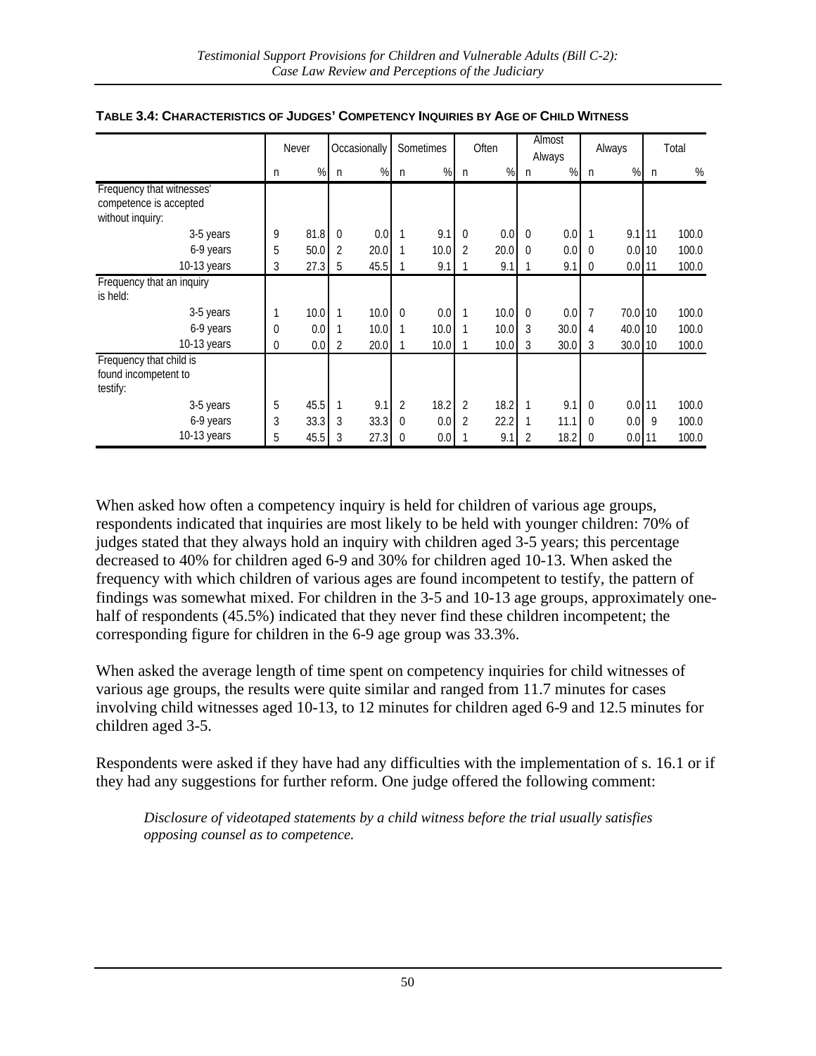**TABLE 3.4: CHARACTERISTICS OF JUDGES' COMPETENCY INQUIRIES BY AGE OF CHILD WITNESS**

| | Never | | Occasionally | | Sometimes | | Often | | Almost Always | | Always | | Total | |
|---|---|---|---|---|---|---|---|---|---|---|---|---|---|---|
| | n | % | n | % | n | % | n | % | n | % | n | % | n | % |
| Frequency that witnesses' competence is accepted without inquiry: | | | | | | | | | | | | | | |
| 3-5 years | 9 | 81.8 | 0 | 0.0 | 1 | 9.1 | 0 | 0.0 | 0 | 0.0 | 1 | 9.1 | 11 | 100.0 |
| 6-9 years | 5 | 50.0 | 2 | 20.0 | 1 | 10.0 | 2 | 20.0 | 0 | 0.0 | 0 | 0.0 | 10 | 100.0 |
| 10-13 years | 3 | 27.3 | 5 | 45.5 | 1 | 9.1 | 1 | 9.1 | 1 | 9.1 | 0 | 0.0 | 11 | 100.0 |
| Frequency that an inquiry is held: | | | | | | | | | | | | | | |
| 3-5 years | 1 | 10.0 | 1 | 10.0 | 0 | 0.0 | 1 | 10.0 | 0 | 0.0 | 7 | 70.0 | 10 | 100.0 |
| 6-9 years | 0 | 0.0 | 1 | 10.0 | 1 | 10.0 | 1 | 10.0 | 3 | 30.0 | 4 | 40.0 | 10 | 100.0 |
| 10-13 years | 0 | 0.0 | 2 | 20.0 | 1 | 10.0 | 1 | 10.0 | 3 | 30.0 | 3 | 30.0 | 10 | 100.0 |
| Frequency that child is found incompetent to testify: | | | | | | | | | | | | | | |
| 3-5 years | 5 | 45.5 | 1 | 9.1 | 2 | 18.2 | 2 | 18.2 | 1 | 9.1 | 0 | 0.0 | 11 | 100.0 |
| 6-9 years | 3 | 33.3 | 3 | 33.3 | 0 | 0.0 | 2 | 22.2 | 1 | 11.1 | 0 | 0.0 | 9 | 100.0 |
| 10-13 years | 5 | 45.5 | 3 | 27.3 | 0 | 0.0 | 1 | 9.1 | 2 | 18.2 | 0 | 0.0 | 11 | 100.0 |

When asked how often a competency inquiry is held for children of various age groups, respondents indicated that inquiries are most likely to be held with younger children: 70% of judges stated that they always hold an inquiry with children aged 3-5 years; this percentage decreased to 40% for children aged 6-9 and 30% for children aged 10-13. When asked the frequency with which children of various ages are found incompetent to testify, the pattern of findings was somewhat mixed. For children in the 3-5 and 10-13 age groups, approximately one-half of respondents (45.5%) indicated that they never find these children incompetent; the corresponding figure for children in the 6-9 age group was 33.3%.

When asked the average length of time spent on competency inquiries for child witnesses of various age groups, the results were quite similar and ranged from 11.7 minutes for cases involving child witnesses aged 10-13, to 12 minutes for children aged 6-9 and 12.5 minutes for children aged 3-5.

Respondents were asked if they have had any difficulties with the implementation of s. 16.1 or if they had any suggestions for further reform. One judge offered the following comment:

> *Disclosure of videotaped statements by a child witness before the trial usually satisfies opposing counsel as to competence.*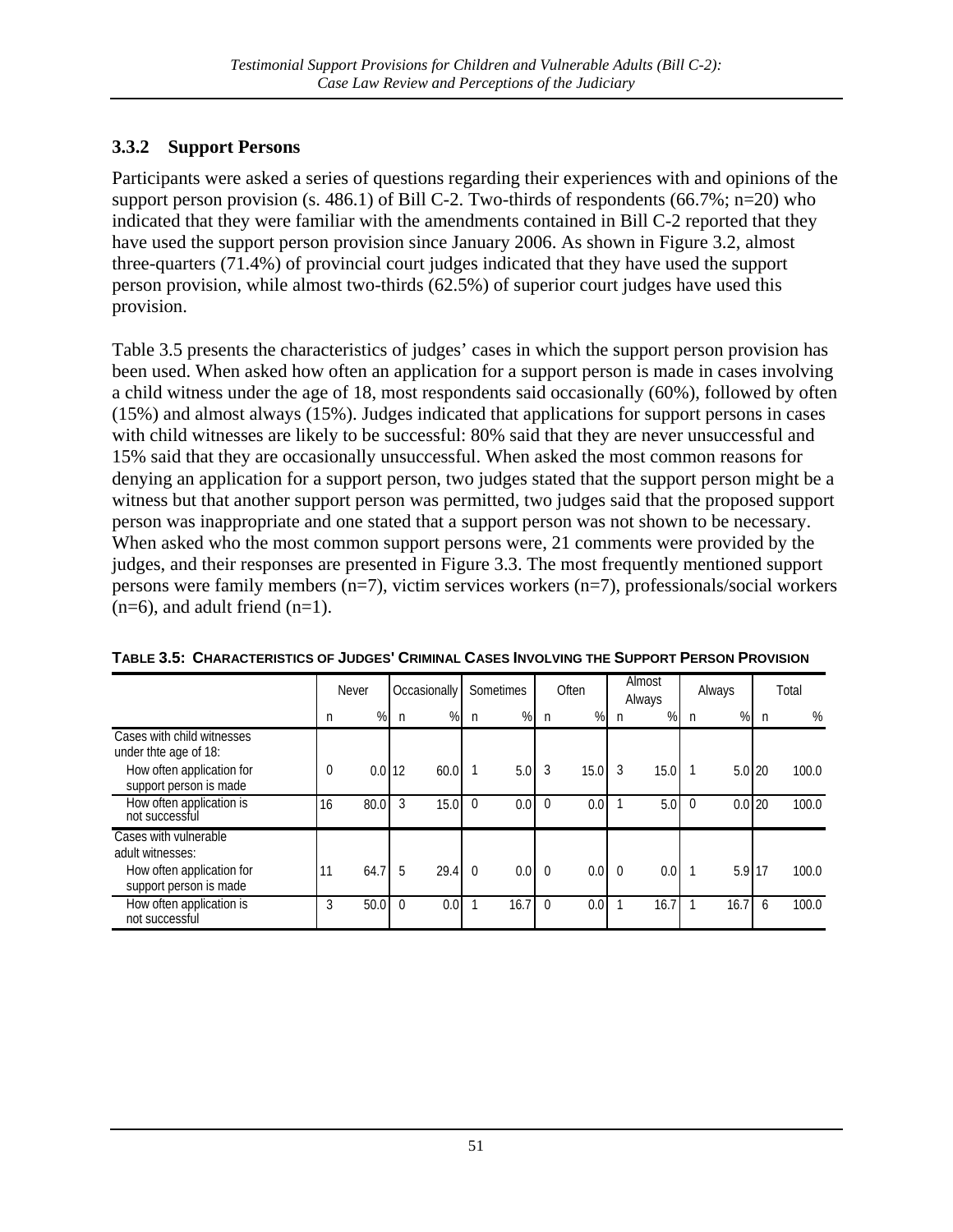### 3.3.2 Support Persons

Participants were asked a series of questions regarding their experiences with and opinions of the support person provision (s. 486.1) of Bill C-2. Two-thirds of respondents (66.7%; n=20) who indicated that they were familiar with the amendments contained in Bill C-2 reported that they have used the support person provision since January 2006. As shown in Figure 3.2, almost three-quarters (71.4%) of provincial court judges indicated that they have used the support person provision, while almost two-thirds (62.5%) of superior court judges have used this provision.

Table 3.5 presents the characteristics of judges' cases in which the support person provision has been used. When asked how often an application for a support person is made in cases involving a child witness under the age of 18, most respondents said occasionally (60%), followed by often (15%) and almost always (15%). Judges indicated that applications for support persons in cases with child witnesses are likely to be successful: 80% said that they are never unsuccessful and 15% said that they are occasionally unsuccessful. When asked the most common reasons for denying an application for a support person, two judges stated that the support person might be a witness but that another support person was permitted, two judges said that the proposed support person was inappropriate and one stated that a support person was not shown to be necessary. When asked who the most common support persons were, 21 comments were provided by the judges, and their responses are presented in Figure 3.3. The most frequently mentioned support persons were family members (n=7), victim services workers (n=7), professionals/social workers (n=6), and adult friend (n=1).

**TABLE 3.5: CHARACTERISTICS OF JUDGES' CRIMINAL CASES INVOLVING THE SUPPORT PERSON PROVISION**

| | Never | | Occasionally | | Sometimes | | Often | | Almost Always | | Always | | Total | |
|---|---|---|---|---|---|---|---|---|---|---|---|---|---|---|
| | n | % | n | % | n | % | n | % | n | % | n | % | n | % |
| **Cases with child witnesses under thte age of 18:** | | | | | | | | | | | | | | |
| How often application for support person is made | 0 | 0.0 | 12 | 60.0 | 1 | 5.0 | 3 | 15.0 | 3 | 15.0 | 1 | 5.0 | 20 | 100.0 |
| How often application is not successful | 16 | 80.0 | 3 | 15.0 | 0 | 0.0 | 0 | 0.0 | 1 | 5.0 | 0 | 0.0 | 20 | 100.0 |
| **Cases with vulnerable adult witnesses:** | | | | | | | | | | | | | | |
| How often application for support person is made | 11 | 64.7 | 5 | 29.4 | 0 | 0.0 | 0 | 0.0 | 0 | 0.0 | 1 | 5.9 | 17 | 100.0 |
| How often application is not successful | 3 | 50.0 | 0 | 0.0 | 1 | 16.7 | 0 | 0.0 | 1 | 16.7 | 1 | 16.7 | 6 | 100.0 |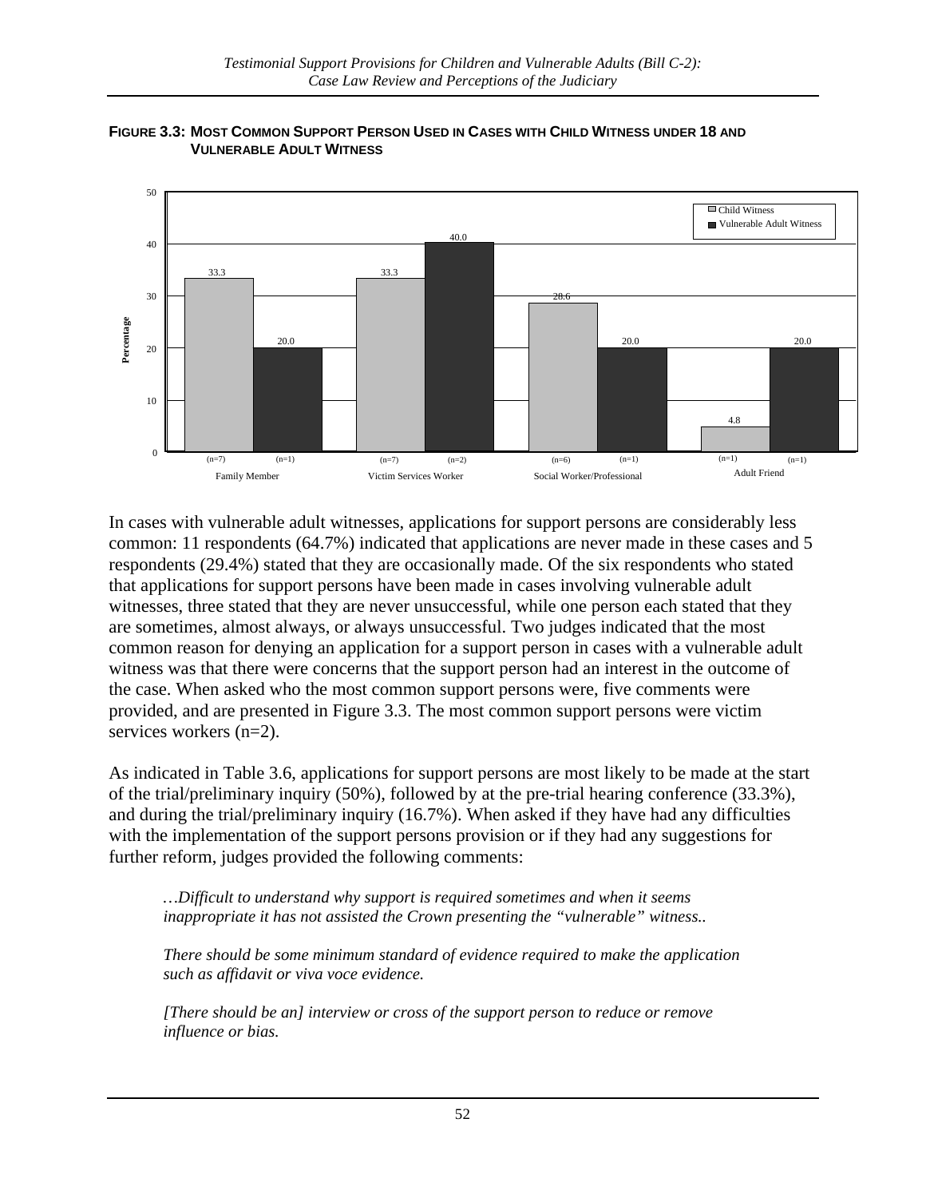**FIGURE 3.3: MOST COMMON SUPPORT PERSON USED IN CASES WITH CHILD WITNESS UNDER 18 AND VULNERABLE ADULT WITNESS**

| | Child Witness | Vulnerable Adult Witness |
|---|---|---|
| Family Member | 33.3 (n=7) | 20.0 (n=1) |
| Victim Services Worker | 33.3 (n=7) | 40.0 (n=2) |
| Social Worker/Professional | 28.6 (n=6) | 20.0 (n=1) |
| Adult Friend | 4.8 (n=1) | 20.0 (n=1) |

In cases with vulnerable adult witnesses, applications for support persons are considerably less common: 11 respondents (64.7%) indicated that applications are never made in these cases and 5 respondents (29.4%) stated that they are occasionally made. Of the six respondents who stated that applications for support persons have been made in cases involving vulnerable adult witnesses, three stated that they are never unsuccessful, while one person each stated that they are sometimes, almost always, or always unsuccessful. Two judges indicated that the most common reason for denying an application for a support person in cases with a vulnerable adult witness was that there were concerns that the support person had an interest in the outcome of the case. When asked who the most common support persons were, five comments were provided, and are presented in Figure 3.3. The most common support persons were victim services workers (n=2).

As indicated in Table 3.6, applications for support persons are most likely to be made at the start of the trial/preliminary inquiry (50%), followed by at the pre-trial hearing conference (33.3%), and during the trial/preliminary inquiry (16.7%). When asked if they have had any difficulties with the implementation of the support persons provision or if they had any suggestions for further reform, judges provided the following comments:

> *…Difficult to understand why support is required sometimes and when it seems inappropriate it has not assisted the Crown presenting the "vulnerable" witness..*
>
> *There should be some minimum standard of evidence required to make the application such as affidavit or viva voce evidence.*
>
> *[There should be an] interview or cross of the support person to reduce or remove influence or bias.*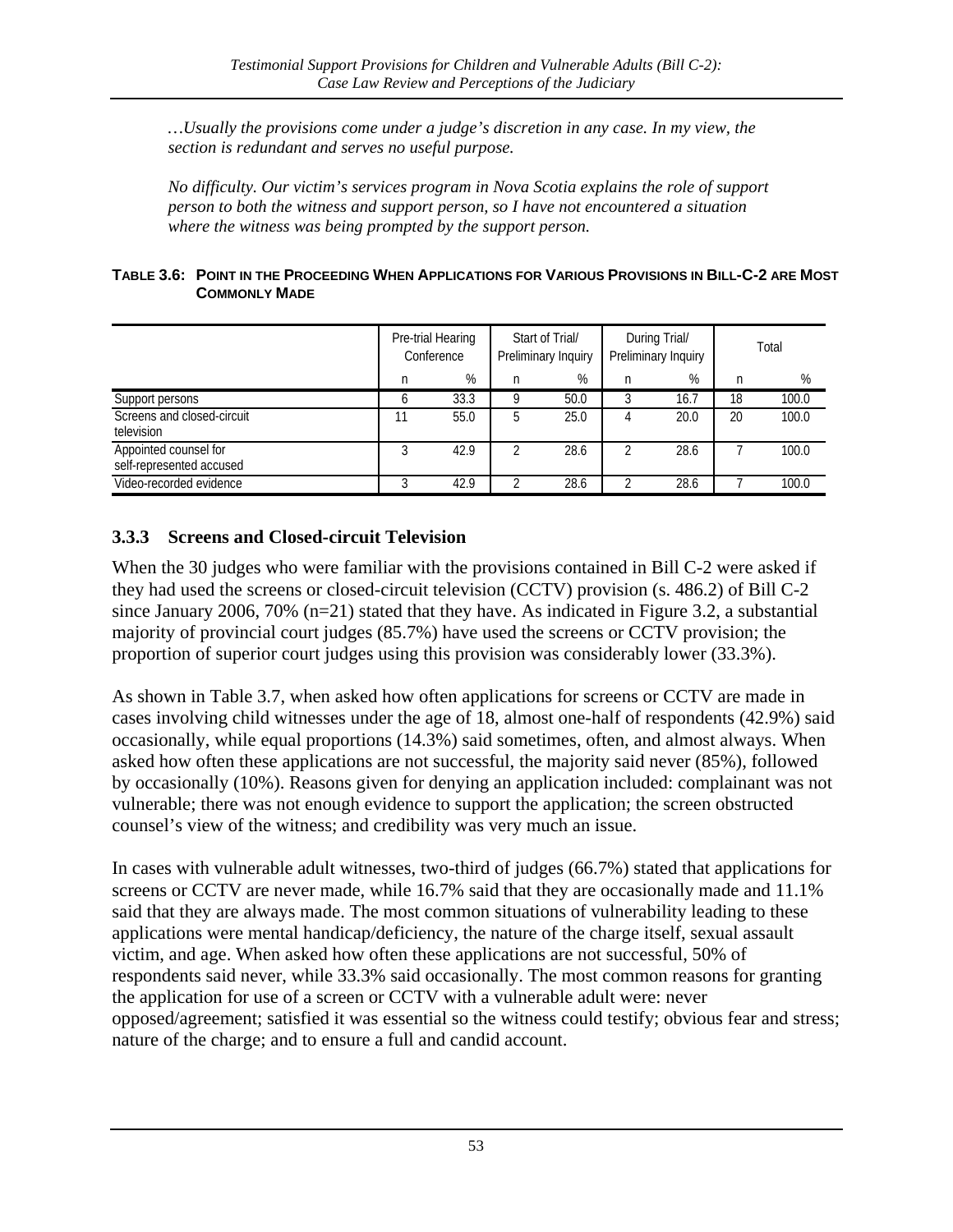*…Usually the provisions come under a judge's discretion in any case. In my view, the section is redundant and serves no useful purpose.*

*No difficulty. Our victim's services program in Nova Scotia explains the role of support person to both the witness and support person, so I have not encountered a situation where the witness was being prompted by the support person.*

**TABLE 3.6: POINT IN THE PROCEEDING WHEN APPLICATIONS FOR VARIOUS PROVISIONS IN BILL-C-2 ARE MOST COMMONLY MADE**

| | Pre-trial Hearing Conference | | Start of Trial/ Preliminary Inquiry | | During Trial/ Preliminary Inquiry | | Total | |
|---|---|---|---|---|---|---|---|---|
| | n | % | n | % | n | % | n | % |
| Support persons | 6 | 33.3 | 9 | 50.0 | 3 | 16.7 | 18 | 100.0 |
| Screens and closed-circuit television | 11 | 55.0 | 5 | 25.0 | 4 | 20.0 | 20 | 100.0 |
| Appointed counsel for self-represented accused | 3 | 42.9 | 2 | 28.6 | 2 | 28.6 | 7 | 100.0 |
| Video-recorded evidence | 3 | 42.9 | 2 | 28.6 | 2 | 28.6 | 7 | 100.0 |

### 3.3.3 Screens and Closed-circuit Television

When the 30 judges who were familiar with the provisions contained in Bill C-2 were asked if they had used the screens or closed-circuit television (CCTV) provision (s. 486.2) of Bill C-2 since January 2006, 70% (n=21) stated that they have. As indicated in Figure 3.2, a substantial majority of provincial court judges (85.7%) have used the screens or CCTV provision; the proportion of superior court judges using this provision was considerably lower (33.3%).

As shown in Table 3.7, when asked how often applications for screens or CCTV are made in cases involving child witnesses under the age of 18, almost one-half of respondents (42.9%) said occasionally, while equal proportions (14.3%) said sometimes, often, and almost always. When asked how often these applications are not successful, the majority said never (85%), followed by occasionally (10%). Reasons given for denying an application included: complainant was not vulnerable; there was not enough evidence to support the application; the screen obstructed counsel's view of the witness; and credibility was very much an issue.

In cases with vulnerable adult witnesses, two-third of judges (66.7%) stated that applications for screens or CCTV are never made, while 16.7% said that they are occasionally made and 11.1% said that they are always made. The most common situations of vulnerability leading to these applications were mental handicap/deficiency, the nature of the charge itself, sexual assault victim, and age. When asked how often these applications are not successful, 50% of respondents said never, while 33.3% said occasionally. The most common reasons for granting the application for use of a screen or CCTV with a vulnerable adult were: never opposed/agreement; satisfied it was essential so the witness could testify; obvious fear and stress; nature of the charge; and to ensure a full and candid account.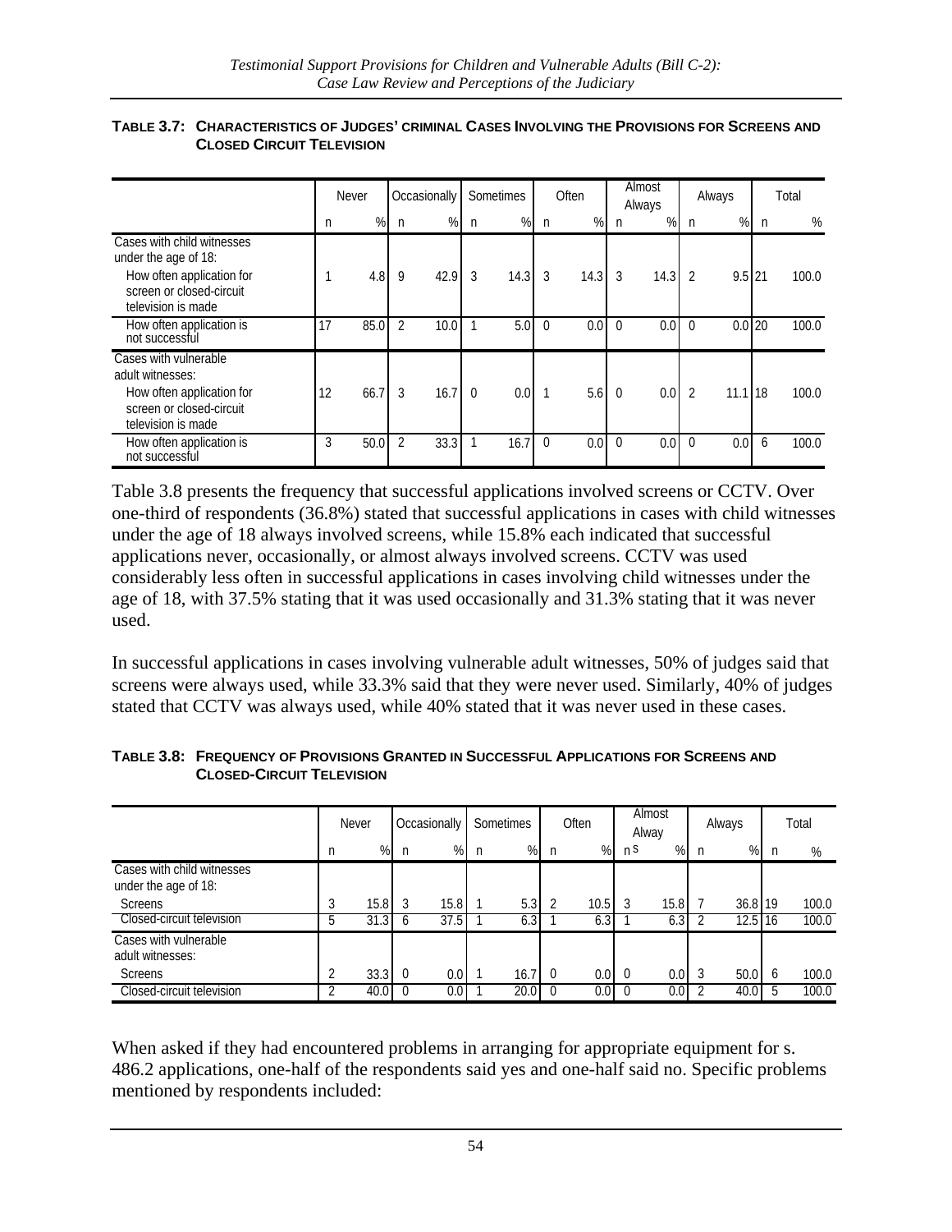**TABLE 3.7: CHARACTERISTICS OF JUDGES' CRIMINAL CASES INVOLVING THE PROVISIONS FOR SCREENS AND CLOSED CIRCUIT TELEVISION**

| | Never | | Occasionally | | Sometimes | | Often | | Almost Always | | Always | | Total | |
|---|---|---|---|---|---|---|---|---|---|---|---|---|---|---|
| | n | % | n | % | n | % | n | % | n | % | n | % | n | % |
| Cases with child witnesses under the age of 18: | | | | | | | | | | | | | | |
| How often application for screen or closed-circuit television is made | 1 | 4.8 | 9 | 42.9 | 3 | 14.3 | 3 | 14.3 | 3 | 14.3 | 2 | 9.5 | 21 | 100.0 |
| How often application is not successful | 17 | 85.0 | 2 | 10.0 | 1 | 5.0 | 0 | 0.0 | 0 | 0.0 | 0 | 0.0 | 20 | 100.0 |
| Cases with vulnerable adult witnesses: | | | | | | | | | | | | | | |
| How often application for screen or closed-circuit television is made | 12 | 66.7 | 3 | 16.7 | 0 | 0.0 | 1 | 5.6 | 0 | 0.0 | 2 | 11.1 | 18 | 100.0 |
| How often application is not successful | 3 | 50.0 | 2 | 33.3 | 1 | 16.7 | 0 | 0.0 | 0 | 0.0 | 0 | 0.0 | 6 | 100.0 |

Table 3.8 presents the frequency that successful applications involved screens or CCTV. Over one-third of respondents (36.8%) stated that successful applications in cases with child witnesses under the age of 18 always involved screens, while 15.8% each indicated that successful applications never, occasionally, or almost always involved screens. CCTV was used considerably less often in successful applications in cases involving child witnesses under the age of 18, with 37.5% stating that it was used occasionally and 31.3% stating that it was never used.

In successful applications in cases involving vulnerable adult witnesses, 50% of judges said that screens were always used, while 33.3% said that they were never used. Similarly, 40% of judges stated that CCTV was always used, while 40% stated that it was never used in these cases.

**TABLE 3.8: FREQUENCY OF PROVISIONS GRANTED IN SUCCESSFUL APPLICATIONS FOR SCREENS AND CLOSED-CIRCUIT TELEVISION**

| | Never | | Occasionally | | Sometimes | | Often | | Almost Always | | Always | | Total | |
|---|---|---|---|---|---|---|---|---|---|---|---|---|---|---|
| | n | % | n | % | n | % | n | % | n | % | n | % | n | % |
| Cases with child witnesses under the age of 18: | | | | | | | | | | | | | | |
| Screens | 3 | 15.8 | 3 | 15.8 | 1 | 5.3 | 2 | 10.5 | 3 | 15.8 | 7 | 36.8 | 19 | 100.0 |
| Closed-circuit television | 5 | 31.3 | 6 | 37.5 | 1 | 6.3 | 1 | 6.3 | 1 | 6.3 | 2 | 12.5 | 16 | 100.0 |
| Cases with vulnerable adult witnesses: | | | | | | | | | | | | | | |
| Screens | 2 | 33.3 | 0 | 0.0 | 1 | 16.7 | 0 | 0.0 | 0 | 0.0 | 3 | 50.0 | 6 | 100.0 |
| Closed-circuit television | 2 | 40.0 | 0 | 0.0 | 1 | 20.0 | 0 | 0.0 | 0 | 0.0 | 2 | 40.0 | 5 | 100.0 |

When asked if they had encountered problems in arranging for appropriate equipment for s. 486.2 applications, one-half of the respondents said yes and one-half said no. Specific problems mentioned by respondents included: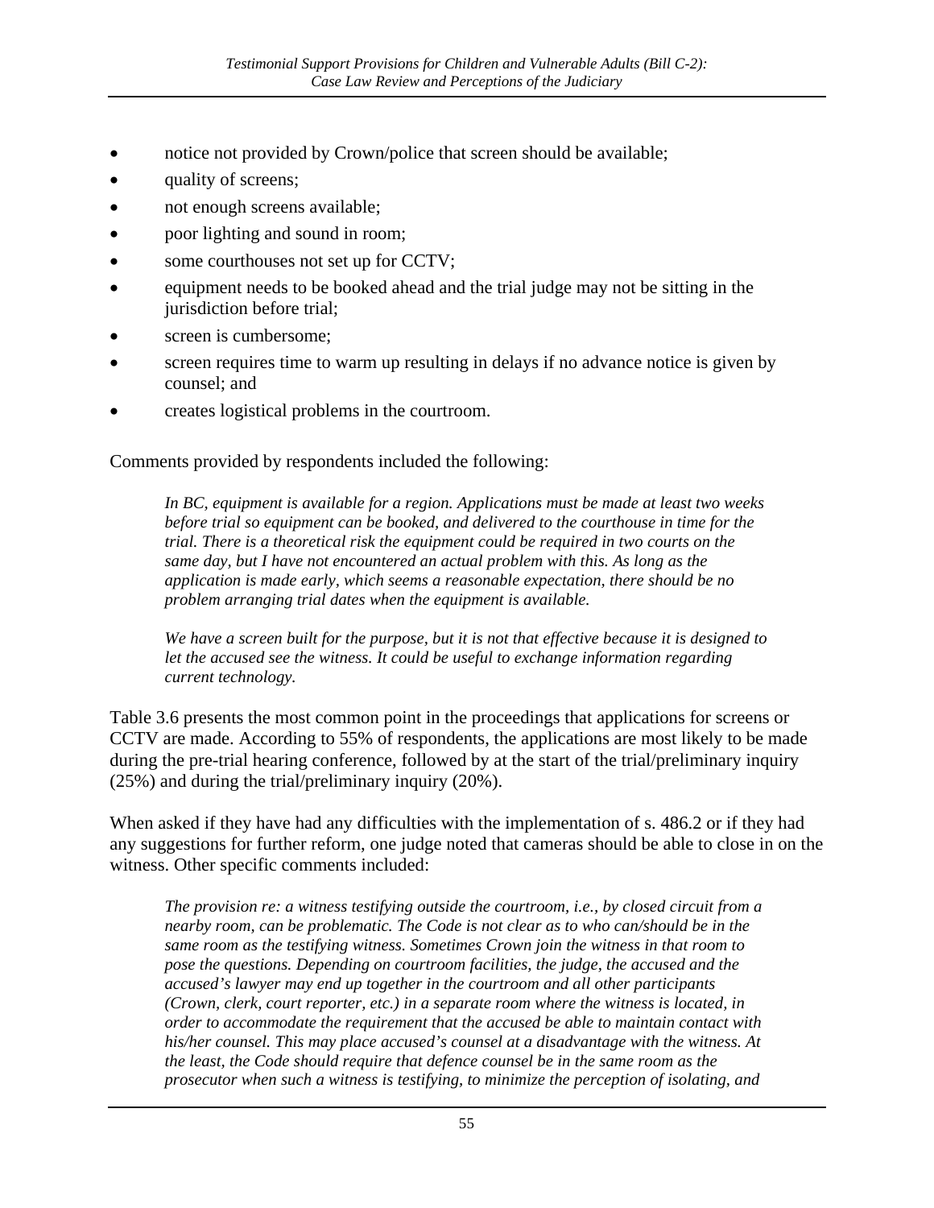- notice not provided by Crown/police that screen should be available;
- quality of screens;
- not enough screens available;
- poor lighting and sound in room;
- some courthouses not set up for CCTV;
- equipment needs to be booked ahead and the trial judge may not be sitting in the jurisdiction before trial;
- screen is cumbersome;
- screen requires time to warm up resulting in delays if no advance notice is given by counsel; and
- creates logistical problems in the courtroom.

Comments provided by respondents included the following:

> *In BC, equipment is available for a region. Applications must be made at least two weeks before trial so equipment can be booked, and delivered to the courthouse in time for the trial. There is a theoretical risk the equipment could be required in two courts on the same day, but I have not encountered an actual problem with this. As long as the application is made early, which seems a reasonable expectation, there should be no problem arranging trial dates when the equipment is available.*
>
> *We have a screen built for the purpose, but it is not that effective because it is designed to let the accused see the witness. It could be useful to exchange information regarding current technology.*

Table 3.6 presents the most common point in the proceedings that applications for screens or CCTV are made. According to 55% of respondents, the applications are most likely to be made during the pre-trial hearing conference, followed by at the start of the trial/preliminary inquiry (25%) and during the trial/preliminary inquiry (20%).

When asked if they have had any difficulties with the implementation of s. 486.2 or if they had any suggestions for further reform, one judge noted that cameras should be able to close in on the witness. Other specific comments included:

> *The provision re: a witness testifying outside the courtroom, i.e., by closed circuit from a nearby room, can be problematic. The Code is not clear as to who can/should be in the same room as the testifying witness. Sometimes Crown join the witness in that room to pose the questions. Depending on courtroom facilities, the judge, the accused and the accused's lawyer may end up together in the courtroom and all other participants (Crown, clerk, court reporter, etc.) in a separate room where the witness is located, in order to accommodate the requirement that the accused be able to maintain contact with his/her counsel. This may place accused's counsel at a disadvantage with the witness. At the least, the Code should require that defence counsel be in the same room as the prosecutor when such a witness is testifying, to minimize the perception of isolating, and*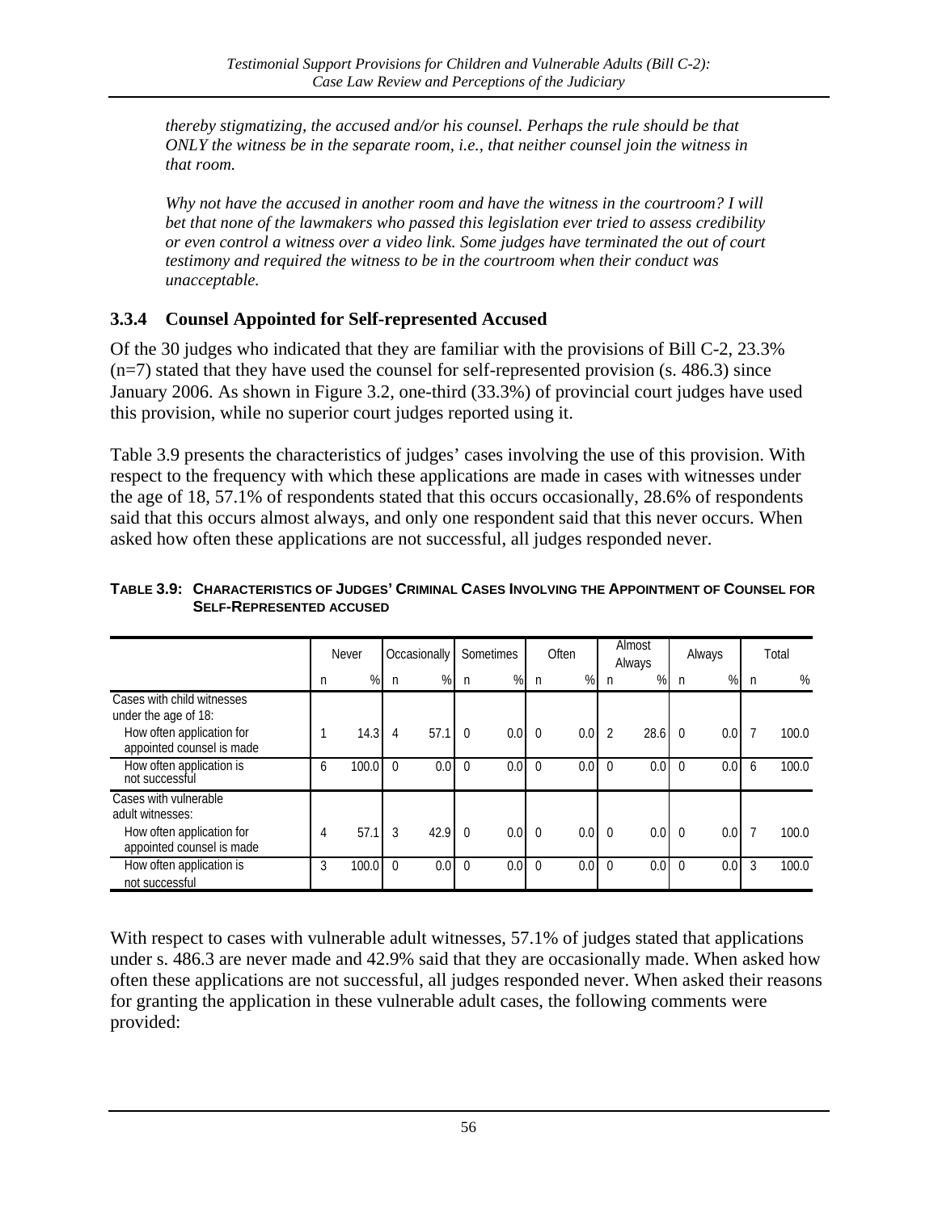*thereby stigmatizing, the accused and/or his counsel. Perhaps the rule should be that ONLY the witness be in the separate room, i.e., that neither counsel join the witness in that room.*

*Why not have the accused in another room and have the witness in the courtroom? I will bet that none of the lawmakers who passed this legislation ever tried to assess credibility or even control a witness over a video link. Some judges have terminated the out of court testimony and required the witness to be in the courtroom when their conduct was unacceptable.*

### 3.3.4 Counsel Appointed for Self-represented Accused

Of the 30 judges who indicated that they are familiar with the provisions of Bill C-2, 23.3% (n=7) stated that they have used the counsel for self-represented provision (s. 486.3) since January 2006. As shown in Figure 3.2, one-third (33.3%) of provincial court judges have used this provision, while no superior court judges reported using it.

Table 3.9 presents the characteristics of judges' cases involving the use of this provision. With respect to the frequency with which these applications are made in cases with witnesses under the age of 18, 57.1% of respondents stated that this occurs occasionally, 28.6% of respondents said that this occurs almost always, and only one respondent said that this never occurs. When asked how often these applications are not successful, all judges responded never.

**TABLE 3.9: CHARACTERISTICS OF JUDGES' CRIMINAL CASES INVOLVING THE APPOINTMENT OF COUNSEL FOR SELF-REPRESENTED ACCUSED**

| | Never | | Occasionally | | Sometimes | | Often | | Almost Always | | Always | | Total | |
|---|---|---|---|---|---|---|---|---|---|---|---|---|---|---|
| | n | % | n | % | n | % | n | % | n | % | n | % | n | % |
| Cases with child witnesses under the age of 18: | | | | | | | | | | | | | | |
| How often application for appointed counsel is made | 1 | 14.3 | 4 | 57.1 | 0 | 0.0 | 0 | 0.0 | 2 | 28.6 | 0 | 0.0 | 7 | 100.0 |
| How often application is not successful | 6 | 100.0 | 0 | 0.0 | 0 | 0.0 | 0 | 0.0 | 0 | 0.0 | 0 | 0.0 | 6 | 100.0 |
| Cases with vulnerable adult witnesses: | | | | | | | | | | | | | | |
| How often application for appointed counsel is made | 4 | 57.1 | 3 | 42.9 | 0 | 0.0 | 0 | 0.0 | 0 | 0.0 | 0 | 0.0 | 7 | 100.0 |
| How often application is not successful | 3 | 100.0 | 0 | 0.0 | 0 | 0.0 | 0 | 0.0 | 0 | 0.0 | 0 | 0.0 | 3 | 100.0 |

With respect to cases with vulnerable adult witnesses, 57.1% of judges stated that applications under s. 486.3 are never made and 42.9% said that they are occasionally made. When asked how often these applications are not successful, all judges responded never. When asked their reasons for granting the application in these vulnerable adult cases, the following comments were provided: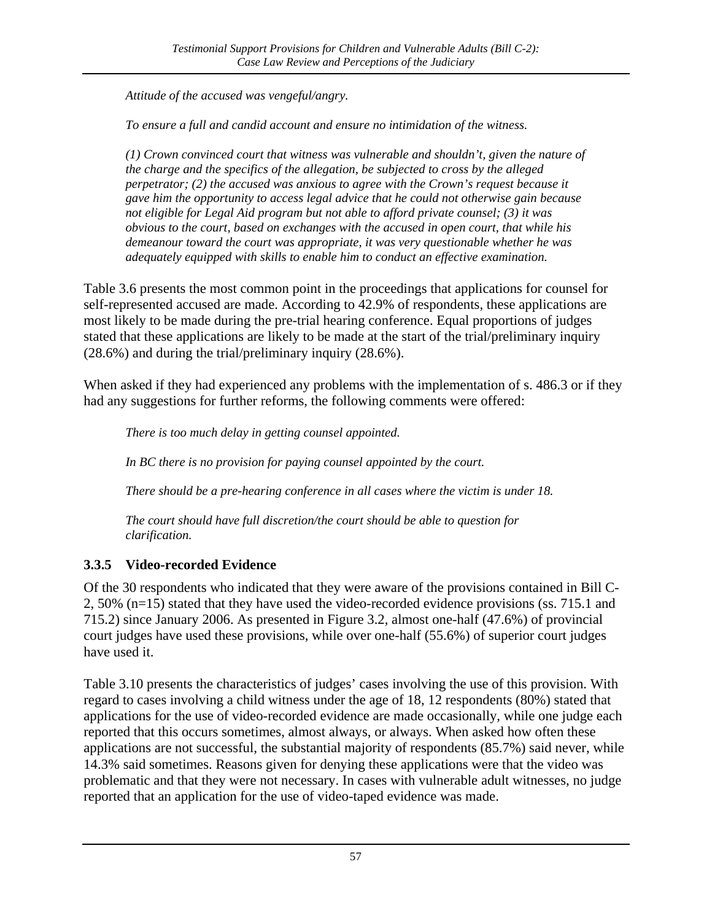*Attitude of the accused was vengeful/angry.*

*To ensure a full and candid account and ensure no intimidation of the witness.*

*(1) Crown convinced court that witness was vulnerable and shouldn't, given the nature of the charge and the specifics of the allegation, be subjected to cross by the alleged perpetrator; (2) the accused was anxious to agree with the Crown's request because it gave him the opportunity to access legal advice that he could not otherwise gain because not eligible for Legal Aid program but not able to afford private counsel; (3) it was obvious to the court, based on exchanges with the accused in open court, that while his demeanour toward the court was appropriate, it was very questionable whether he was adequately equipped with skills to enable him to conduct an effective examination.*

Table 3.6 presents the most common point in the proceedings that applications for counsel for self-represented accused are made. According to 42.9% of respondents, these applications are most likely to be made during the pre-trial hearing conference. Equal proportions of judges stated that these applications are likely to be made at the start of the trial/preliminary inquiry (28.6%) and during the trial/preliminary inquiry (28.6%).

When asked if they had experienced any problems with the implementation of s. 486.3 or if they had any suggestions for further reforms, the following comments were offered:

*There is too much delay in getting counsel appointed.*

*In BC there is no provision for paying counsel appointed by the court.*

*There should be a pre-hearing conference in all cases where the victim is under 18.*

*The court should have full discretion/the court should be able to question for clarification.*

### 3.3.5 Video-recorded Evidence

Of the 30 respondents who indicated that they were aware of the provisions contained in Bill C-2, 50% (n=15) stated that they have used the video-recorded evidence provisions (ss. 715.1 and 715.2) since January 2006. As presented in Figure 3.2, almost one-half (47.6%) of provincial court judges have used these provisions, while over one-half (55.6%) of superior court judges have used it.

Table 3.10 presents the characteristics of judges' cases involving the use of this provision. With regard to cases involving a child witness under the age of 18, 12 respondents (80%) stated that applications for the use of video-recorded evidence are made occasionally, while one judge each reported that this occurs sometimes, almost always, or always. When asked how often these applications are not successful, the substantial majority of respondents (85.7%) said never, while 14.3% said sometimes. Reasons given for denying these applications were that the video was problematic and that they were not necessary. In cases with vulnerable adult witnesses, no judge reported that an application for the use of video-taped evidence was made.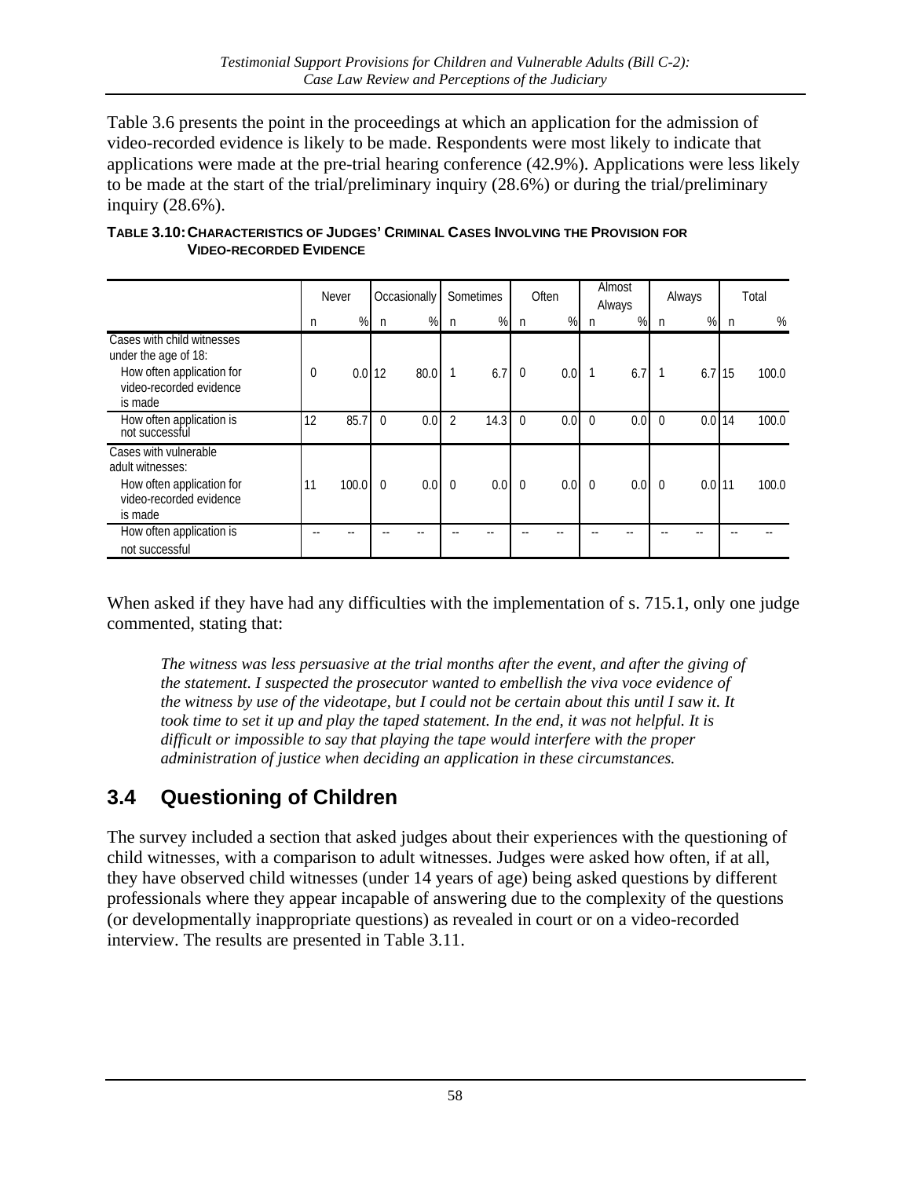Table 3.6 presents the point in the proceedings at which an application for the admission of video-recorded evidence is likely to be made. Respondents were most likely to indicate that applications were made at the pre-trial hearing conference (42.9%). Applications were less likely to be made at the start of the trial/preliminary inquiry (28.6%) or during the trial/preliminary inquiry (28.6%).

**TABLE 3.10: CHARACTERISTICS OF JUDGES' CRIMINAL CASES INVOLVING THE PROVISION FOR VIDEO-RECORDED EVIDENCE**

| | Never | | Occasionally | | Sometimes | | Often | | Almost Always | | Always | | Total | |
|---|---|---|---|---|---|---|---|---|---|---|---|---|---|---|
| | n | % | n | % | n | % | n | % | n | % | n | % | n | % |
| Cases with child witnesses under the age of 18: How often application for video-recorded evidence is made | 0 | 0.0 | 12 | 80.0 | 1 | 6.7 | 0 | 0.0 | 1 | 6.7 | 1 | 6.7 | 15 | 100.0 |
| How often application is not successful | 12 | 85.7 | 0 | 0.0 | 2 | 14.3 | 0 | 0.0 | 0 | 0.0 | 0 | 0.0 | 14 | 100.0 |
| Cases with vulnerable adult witnesses: How often application for video-recorded evidence is made | 11 | 100.0 | 0 | 0.0 | 0 | 0.0 | 0 | 0.0 | 0 | 0.0 | 0 | 0.0 | 11 | 100.0 |
| How often application is not successful | -- | -- | -- | -- | -- | -- | -- | -- | -- | -- | -- | -- | -- | -- |

When asked if they have had any difficulties with the implementation of s. 715.1, only one judge commented, stating that:

> *The witness was less persuasive at the trial months after the event, and after the giving of the statement. I suspected the prosecutor wanted to embellish the viva voce evidence of the witness by use of the videotape, but I could not be certain about this until I saw it. It took time to set it up and play the taped statement. In the end, it was not helpful. It is difficult or impossible to say that playing the tape would interfere with the proper administration of justice when deciding an application in these circumstances.*

## 3.4 Questioning of Children

The survey included a section that asked judges about their experiences with the questioning of child witnesses, with a comparison to adult witnesses. Judges were asked how often, if at all, they have observed child witnesses (under 14 years of age) being asked questions by different professionals where they appear incapable of answering due to the complexity of the questions (or developmentally inappropriate questions) as revealed in court or on a video-recorded interview. The results are presented in Table 3.11.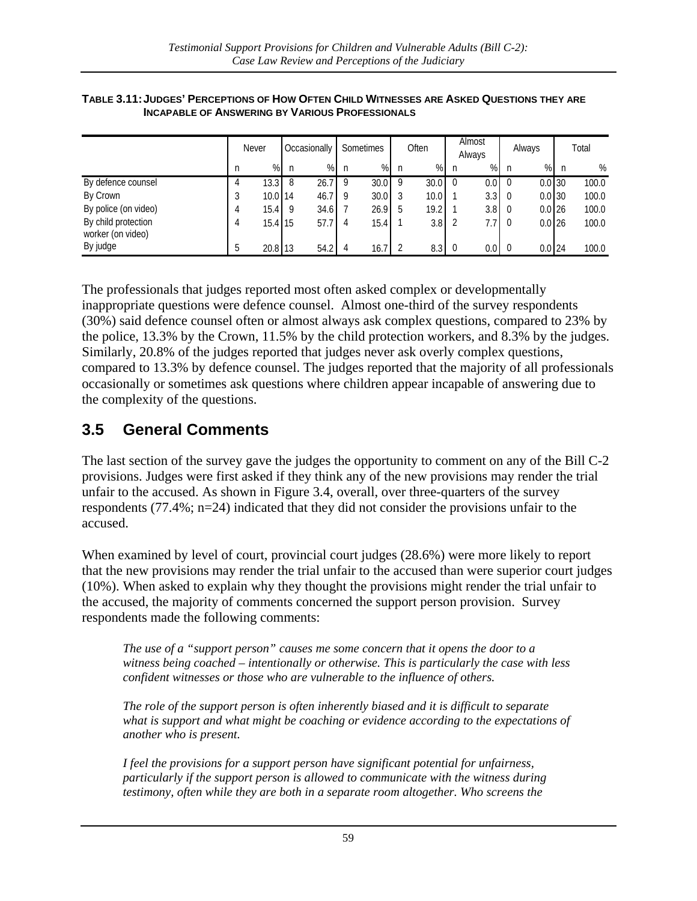**TABLE 3.11: JUDGES' PERCEPTIONS OF HOW OFTEN CHILD WITNESSES ARE ASKED QUESTIONS THEY ARE INCAPABLE OF ANSWERING BY VARIOUS PROFESSIONALS**

| | Never | | Occasionally | | Sometimes | | Often | | Almost Always | | Always | | Total | |
|---|---|---|---|---|---|---|---|---|---|---|---|---|---|---|
| | n | % | n | % | n | % | n | % | n | % | n | % | n | % |
| By defence counsel | 4 | 13.3 | 8 | 26.7 | 9 | 30.0 | 9 | 30.0 | 0 | 0.0 | 0 | 0.0 | 30 | 100.0 |
| By Crown | 3 | 10.0 | 14 | 46.7 | 9 | 30.0 | 3 | 10.0 | 1 | 3.3 | 0 | 0.0 | 30 | 100.0 |
| By police (on video) | 4 | 15.4 | 9 | 34.6 | 7 | 26.9 | 5 | 19.2 | 1 | 3.8 | 0 | 0.0 | 26 | 100.0 |
| By child protection worker (on video) | 4 | 15.4 | 15 | 57.7 | 4 | 15.4 | 1 | 3.8 | 2 | 7.7 | 0 | 0.0 | 26 | 100.0 |
| By judge | 5 | 20.8 | 13 | 54.2 | 4 | 16.7 | 2 | 8.3 | 0 | 0.0 | 0 | 0.0 | 24 | 100.0 |

The professionals that judges reported most often asked complex or developmentally inappropriate questions were defence counsel. Almost one-third of the survey respondents (30%) said defence counsel often or almost always ask complex questions, compared to 23% by the police, 13.3% by the Crown, 11.5% by the child protection workers, and 8.3% by the judges. Similarly, 20.8% of the judges reported that judges never ask overly complex questions, compared to 13.3% by defence counsel. The judges reported that the majority of all professionals occasionally or sometimes ask questions where children appear incapable of answering due to the complexity of the questions.

## 3.5 General Comments

The last section of the survey gave the judges the opportunity to comment on any of the Bill C-2 provisions. Judges were first asked if they think any of the new provisions may render the trial unfair to the accused. As shown in Figure 3.4, overall, over three-quarters of the survey respondents (77.4%; n=24) indicated that they did not consider the provisions unfair to the accused.

When examined by level of court, provincial court judges (28.6%) were more likely to report that the new provisions may render the trial unfair to the accused than were superior court judges (10%). When asked to explain why they thought the provisions might render the trial unfair to the accused, the majority of comments concerned the support person provision. Survey respondents made the following comments:

> *The use of a "support person" causes me some concern that it opens the door to a witness being coached – intentionally or otherwise. This is particularly the case with less confident witnesses or those who are vulnerable to the influence of others.*

> *The role of the support person is often inherently biased and it is difficult to separate what is support and what might be coaching or evidence according to the expectations of another who is present.*

> *I feel the provisions for a support person have significant potential for unfairness, particularly if the support person is allowed to communicate with the witness during testimony, often while they are both in a separate room altogether. Who screens the*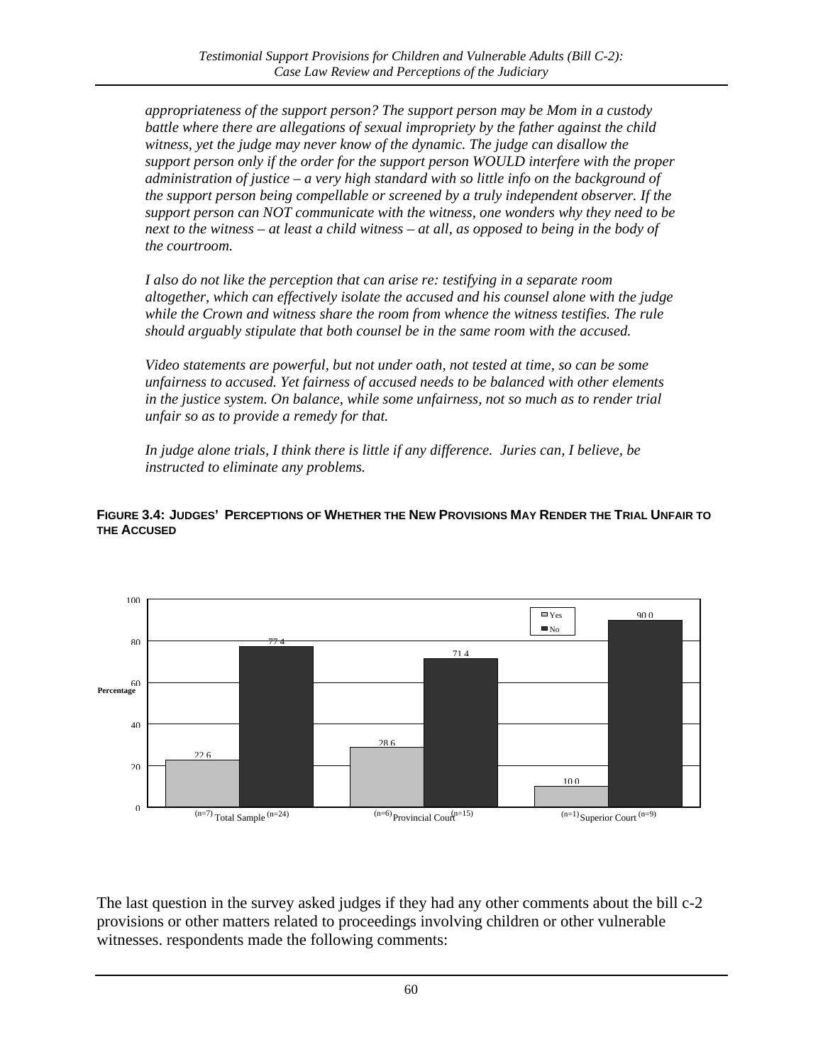*appropriateness of the support person? The support person may be Mom in a custody battle where there are allegations of sexual impropriety by the father against the child witness, yet the judge may never know of the dynamic. The judge can disallow the support person only if the order for the support person WOULD interfere with the proper administration of justice – a very high standard with so little info on the background of the support person being compellable or screened by a truly independent observer. If the support person can NOT communicate with the witness, one wonders why they need to be next to the witness – at least a child witness – at all, as opposed to being in the body of the courtroom.*

*I also do not like the perception that can arise re: testifying in a separate room altogether, which can effectively isolate the accused and his counsel alone with the judge while the Crown and witness share the room from whence the witness testifies. The rule should arguably stipulate that both counsel be in the same room with the accused.*

*Video statements are powerful, but not under oath, not tested at time, so can be some unfairness to accused. Yet fairness of accused needs to be balanced with other elements in the justice system. On balance, while some unfairness, not so much as to render trial unfair so as to provide a remedy for that.*

*In judge alone trials, I think there is little if any difference. Juries can, I believe, be instructed to eliminate any problems.*

**FIGURE 3.4: JUDGES' PERCEPTIONS OF WHETHER THE NEW PROVISIONS MAY RENDER THE TRIAL UNFAIR TO THE ACCUSED**

| Percentage | Yes | No |
|---|---|---|
| Total Sample | 22.6 (n=7) | 77.4 (n=24) |
| Provincial Court | 28.6 (n=6) | 71.4 (n=15) |
| Superior Court | 10.0 (n=1) | 90.0 (n=9) |

The last question in the survey asked judges if they had any other comments about the bill c-2 provisions or other matters related to proceedings involving children or other vulnerable witnesses. respondents made the following comments: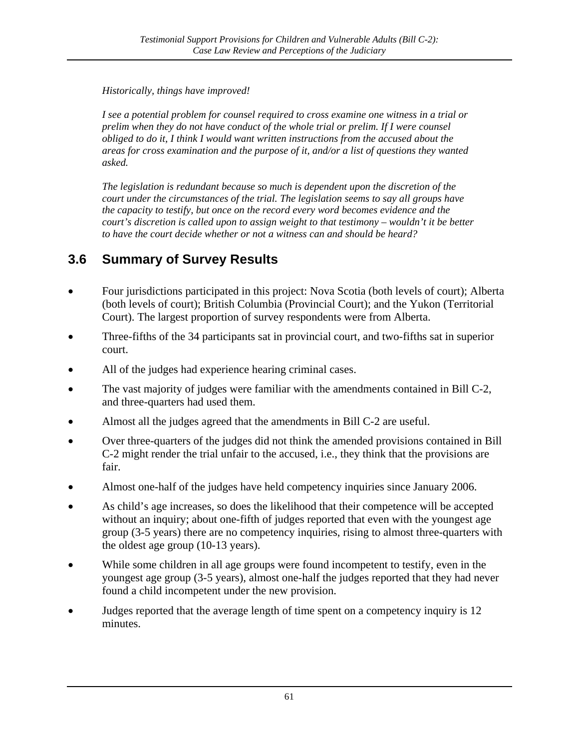*Historically, things have improved!*

*I see a potential problem for counsel required to cross examine one witness in a trial or prelim when they do not have conduct of the whole trial or prelim. If I were counsel obliged to do it, I think I would want written instructions from the accused about the areas for cross examination and the purpose of it, and/or a list of questions they wanted asked.*

*The legislation is redundant because so much is dependent upon the discretion of the court under the circumstances of the trial. The legislation seems to say all groups have the capacity to testify, but once on the record every word becomes evidence and the court's discretion is called upon to assign weight to that testimony – wouldn't it be better to have the court decide whether or not a witness can and should be heard?*

## 3.6 Summary of Survey Results

- Four jurisdictions participated in this project: Nova Scotia (both levels of court); Alberta (both levels of court); British Columbia (Provincial Court); and the Yukon (Territorial Court). The largest proportion of survey respondents were from Alberta.
- Three-fifths of the 34 participants sat in provincial court, and two-fifths sat in superior court.
- All of the judges had experience hearing criminal cases.
- The vast majority of judges were familiar with the amendments contained in Bill C-2, and three-quarters had used them.
- Almost all the judges agreed that the amendments in Bill C-2 are useful.
- Over three-quarters of the judges did not think the amended provisions contained in Bill C-2 might render the trial unfair to the accused, i.e., they think that the provisions are fair.
- Almost one-half of the judges have held competency inquiries since January 2006.
- As child's age increases, so does the likelihood that their competence will be accepted without an inquiry; about one-fifth of judges reported that even with the youngest age group (3-5 years) there are no competency inquiries, rising to almost three-quarters with the oldest age group (10-13 years).
- While some children in all age groups were found incompetent to testify, even in the youngest age group (3-5 years), almost one-half the judges reported that they had never found a child incompetent under the new provision.
- Judges reported that the average length of time spent on a competency inquiry is 12 minutes.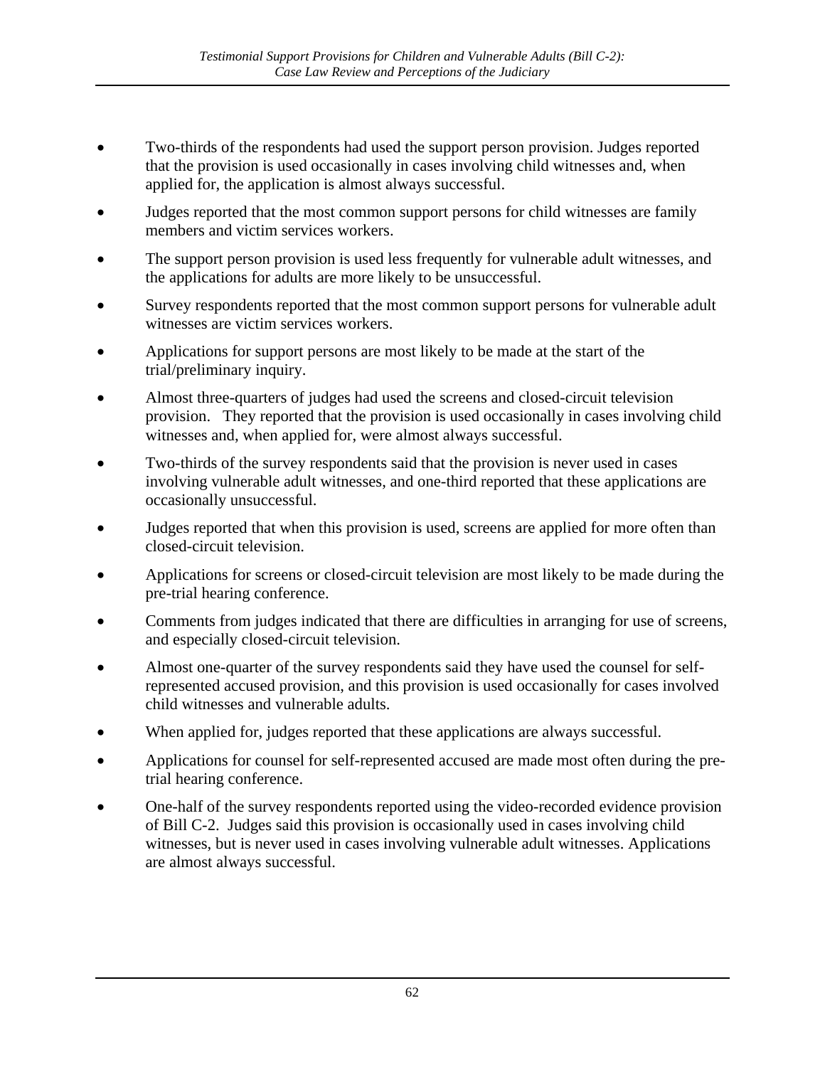- Two-thirds of the respondents had used the support person provision. Judges reported that the provision is used occasionally in cases involving child witnesses and, when applied for, the application is almost always successful.
- Judges reported that the most common support persons for child witnesses are family members and victim services workers.
- The support person provision is used less frequently for vulnerable adult witnesses, and the applications for adults are more likely to be unsuccessful.
- Survey respondents reported that the most common support persons for vulnerable adult witnesses are victim services workers.
- Applications for support persons are most likely to be made at the start of the trial/preliminary inquiry.
- Almost three-quarters of judges had used the screens and closed-circuit television provision. They reported that the provision is used occasionally in cases involving child witnesses and, when applied for, were almost always successful.
- Two-thirds of the survey respondents said that the provision is never used in cases involving vulnerable adult witnesses, and one-third reported that these applications are occasionally unsuccessful.
- Judges reported that when this provision is used, screens are applied for more often than closed-circuit television.
- Applications for screens or closed-circuit television are most likely to be made during the pre-trial hearing conference.
- Comments from judges indicated that there are difficulties in arranging for use of screens, and especially closed-circuit television.
- Almost one-quarter of the survey respondents said they have used the counsel for self-represented accused provision, and this provision is used occasionally for cases involved child witnesses and vulnerable adults.
- When applied for, judges reported that these applications are always successful.
- Applications for counsel for self-represented accused are made most often during the pre-trial hearing conference.
- One-half of the survey respondents reported using the video-recorded evidence provision of Bill C-2. Judges said this provision is occasionally used in cases involving child witnesses, but is never used in cases involving vulnerable adult witnesses. Applications are almost always successful.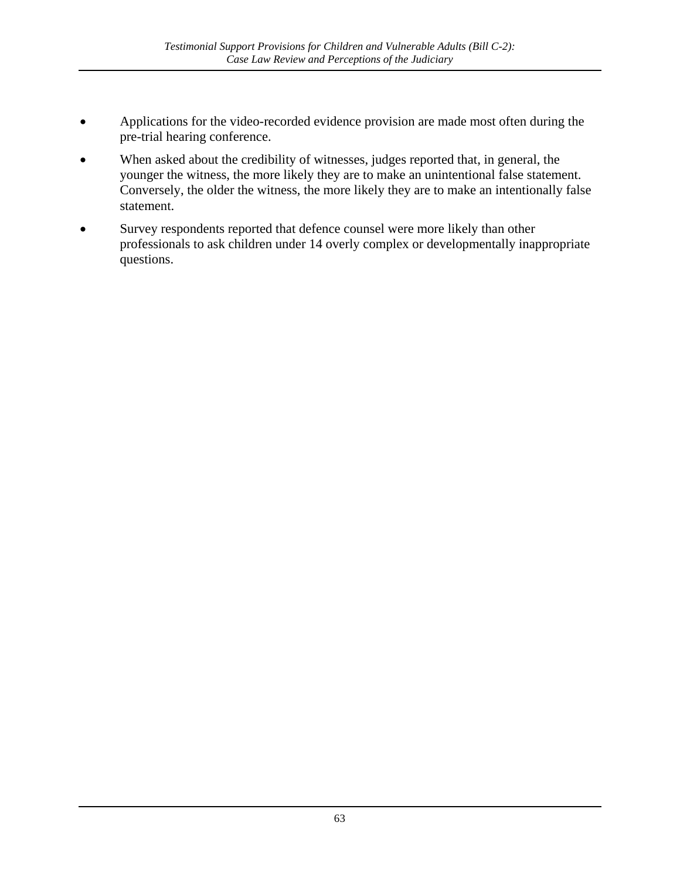- Applications for the video-recorded evidence provision are made most often during the pre-trial hearing conference.
- When asked about the credibility of witnesses, judges reported that, in general, the younger the witness, the more likely they are to make an unintentional false statement. Conversely, the older the witness, the more likely they are to make an intentionally false statement.
- Survey respondents reported that defence counsel were more likely than other professionals to ask children under 14 overly complex or developmentally inappropriate questions.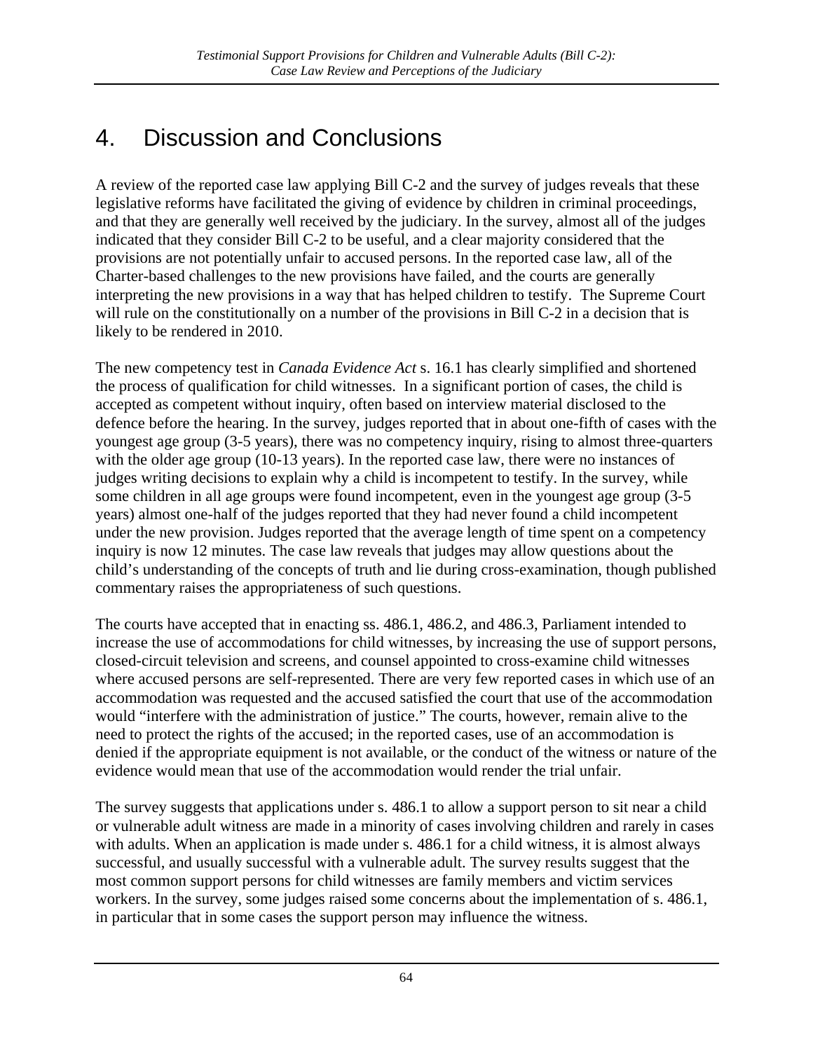# 4. Discussion and Conclusions

A review of the reported case law applying Bill C-2 and the survey of judges reveals that these legislative reforms have facilitated the giving of evidence by children in criminal proceedings, and that they are generally well received by the judiciary. In the survey, almost all of the judges indicated that they consider Bill C-2 to be useful, and a clear majority considered that the provisions are not potentially unfair to accused persons. In the reported case law, all of the Charter-based challenges to the new provisions have failed, and the courts are generally interpreting the new provisions in a way that has helped children to testify. The Supreme Court will rule on the constitutionally on a number of the provisions in Bill C-2 in a decision that is likely to be rendered in 2010.

The new competency test in *Canada Evidence Act* s. 16.1 has clearly simplified and shortened the process of qualification for child witnesses. In a significant portion of cases, the child is accepted as competent without inquiry, often based on interview material disclosed to the defence before the hearing. In the survey, judges reported that in about one-fifth of cases with the youngest age group (3-5 years), there was no competency inquiry, rising to almost three-quarters with the older age group (10-13 years). In the reported case law, there were no instances of judges writing decisions to explain why a child is incompetent to testify. In the survey, while some children in all age groups were found incompetent, even in the youngest age group (3-5 years) almost one-half of the judges reported that they had never found a child incompetent under the new provision. Judges reported that the average length of time spent on a competency inquiry is now 12 minutes. The case law reveals that judges may allow questions about the child's understanding of the concepts of truth and lie during cross-examination, though published commentary raises the appropriateness of such questions.

The courts have accepted that in enacting ss. 486.1, 486.2, and 486.3, Parliament intended to increase the use of accommodations for child witnesses, by increasing the use of support persons, closed-circuit television and screens, and counsel appointed to cross-examine child witnesses where accused persons are self-represented. There are very few reported cases in which use of an accommodation was requested and the accused satisfied the court that use of the accommodation would "interfere with the administration of justice." The courts, however, remain alive to the need to protect the rights of the accused; in the reported cases, use of an accommodation is denied if the appropriate equipment is not available, or the conduct of the witness or nature of the evidence would mean that use of the accommodation would render the trial unfair.

The survey suggests that applications under s. 486.1 to allow a support person to sit near a child or vulnerable adult witness are made in a minority of cases involving children and rarely in cases with adults. When an application is made under s. 486.1 for a child witness, it is almost always successful, and usually successful with a vulnerable adult. The survey results suggest that the most common support persons for child witnesses are family members and victim services workers. In the survey, some judges raised some concerns about the implementation of s. 486.1, in particular that in some cases the support person may influence the witness.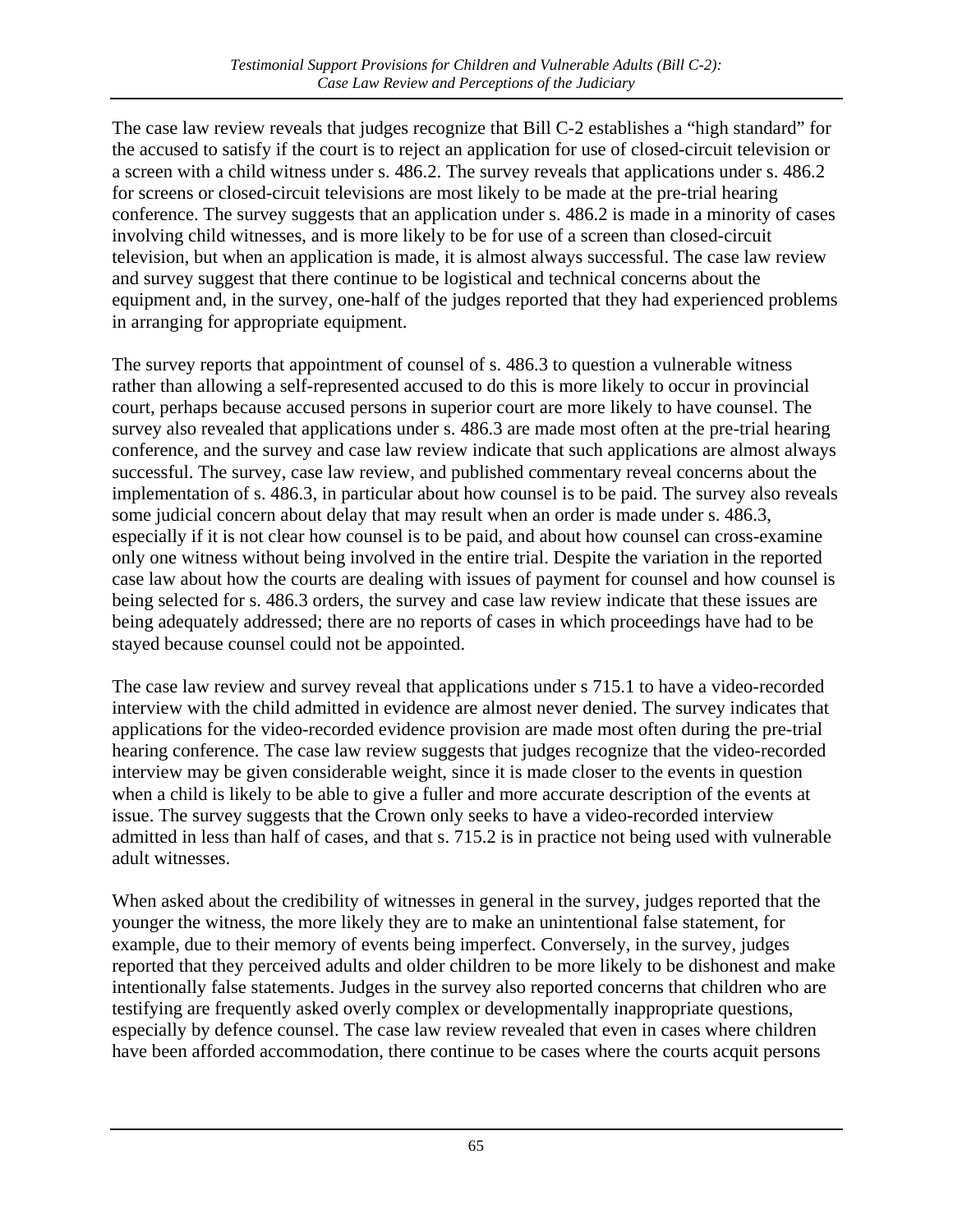The case law review reveals that judges recognize that Bill C-2 establishes a "high standard" for the accused to satisfy if the court is to reject an application for use of closed-circuit television or a screen with a child witness under s. 486.2. The survey reveals that applications under s. 486.2 for screens or closed-circuit televisions are most likely to be made at the pre-trial hearing conference. The survey suggests that an application under s. 486.2 is made in a minority of cases involving child witnesses, and is more likely to be for use of a screen than closed-circuit television, but when an application is made, it is almost always successful. The case law review and survey suggest that there continue to be logistical and technical concerns about the equipment and, in the survey, one-half of the judges reported that they had experienced problems in arranging for appropriate equipment.

The survey reports that appointment of counsel of s. 486.3 to question a vulnerable witness rather than allowing a self-represented accused to do this is more likely to occur in provincial court, perhaps because accused persons in superior court are more likely to have counsel. The survey also revealed that applications under s. 486.3 are made most often at the pre-trial hearing conference, and the survey and case law review indicate that such applications are almost always successful. The survey, case law review, and published commentary reveal concerns about the implementation of s. 486.3, in particular about how counsel is to be paid. The survey also reveals some judicial concern about delay that may result when an order is made under s. 486.3, especially if it is not clear how counsel is to be paid, and about how counsel can cross-examine only one witness without being involved in the entire trial. Despite the variation in the reported case law about how the courts are dealing with issues of payment for counsel and how counsel is being selected for s. 486.3 orders, the survey and case law review indicate that these issues are being adequately addressed; there are no reports of cases in which proceedings have had to be stayed because counsel could not be appointed.

The case law review and survey reveal that applications under s 715.1 to have a video-recorded interview with the child admitted in evidence are almost never denied. The survey indicates that applications for the video-recorded evidence provision are made most often during the pre-trial hearing conference. The case law review suggests that judges recognize that the video-recorded interview may be given considerable weight, since it is made closer to the events in question when a child is likely to be able to give a fuller and more accurate description of the events at issue. The survey suggests that the Crown only seeks to have a video-recorded interview admitted in less than half of cases, and that s. 715.2 is in practice not being used with vulnerable adult witnesses.

When asked about the credibility of witnesses in general in the survey, judges reported that the younger the witness, the more likely they are to make an unintentional false statement, for example, due to their memory of events being imperfect. Conversely, in the survey, judges reported that they perceived adults and older children to be more likely to be dishonest and make intentionally false statements. Judges in the survey also reported concerns that children who are testifying are frequently asked overly complex or developmentally inappropriate questions, especially by defence counsel. The case law review revealed that even in cases where children have been afforded accommodation, there continue to be cases where the courts acquit persons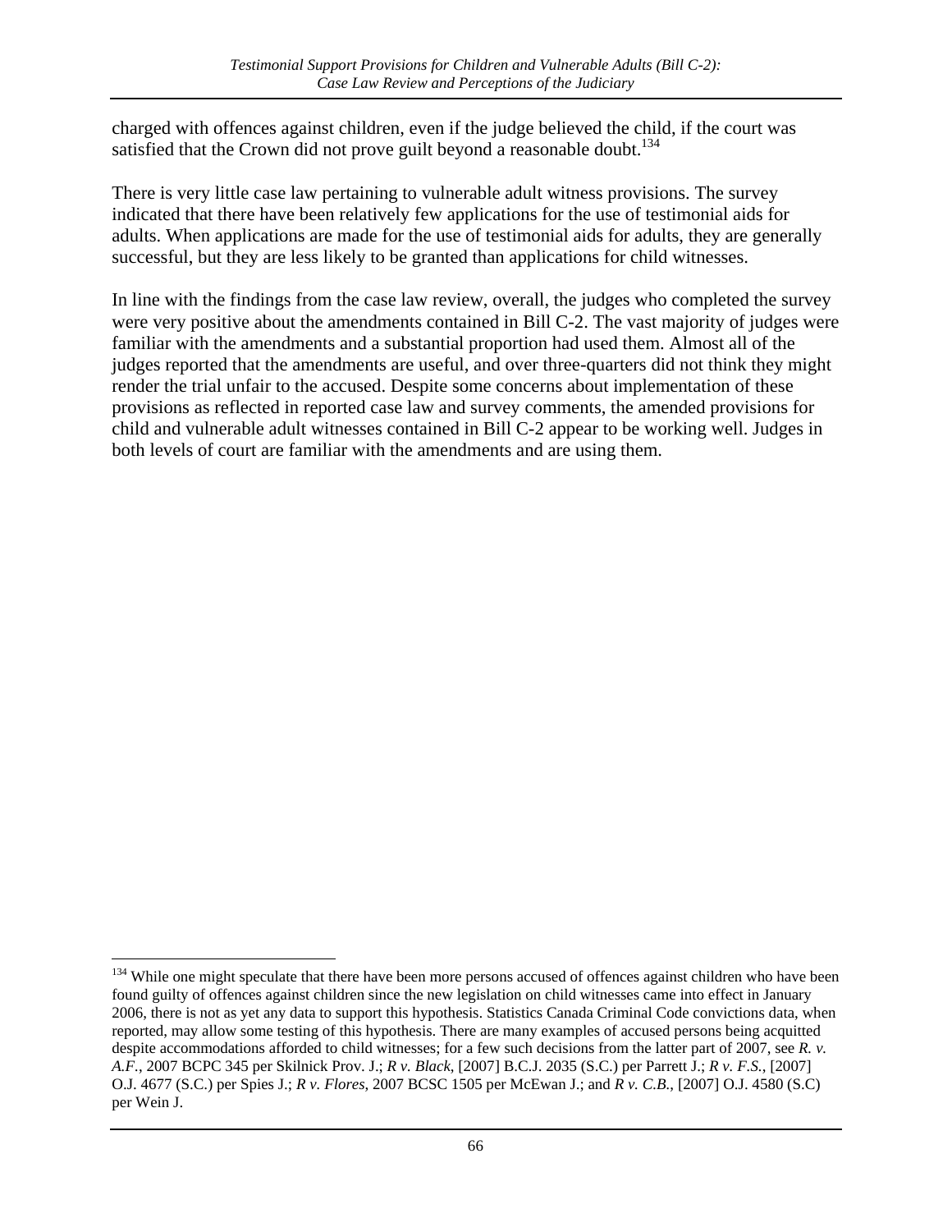charged with offences against children, even if the judge believed the child, if the court was satisfied that the Crown did not prove guilt beyond a reasonable doubt.[134]

There is very little case law pertaining to vulnerable adult witness provisions. The survey indicated that there have been relatively few applications for the use of testimonial aids for adults. When applications are made for the use of testimonial aids for adults, they are generally successful, but they are less likely to be granted than applications for child witnesses.

In line with the findings from the case law review, overall, the judges who completed the survey were very positive about the amendments contained in Bill C-2. The vast majority of judges were familiar with the amendments and a substantial proportion had used them. Almost all of the judges reported that the amendments are useful, and over three-quarters did not think they might render the trial unfair to the accused. Despite some concerns about implementation of these provisions as reflected in reported case law and survey comments, the amended provisions for child and vulnerable adult witnesses contained in Bill C-2 appear to be working well. Judges in both levels of court are familiar with the amendments and are using them.

---

[134] While one might speculate that there have been more persons accused of offences against children who have been found guilty of offences against children since the new legislation on child witnesses came into effect in January 2006, there is not as yet any data to support this hypothesis. Statistics Canada Criminal Code convictions data, when reported, may allow some testing of this hypothesis. There are many examples of accused persons being acquitted despite accommodations afforded to child witnesses; for a few such decisions from the latter part of 2007, see *R. v. A.F.*, 2007 BCPC 345 per Skilnick Prov. J.; *R v. Black*, [2007] B.C.J. 2035 (S.C.) per Parrett J.; *R v. F.S.*, [2007] O.J. 4677 (S.C.) per Spies J.; *R v. Flores*, 2007 BCSC 1505 per McEwan J.; and *R v. C.B.*, [2007] O.J. 4580 (S.C) per Wein J.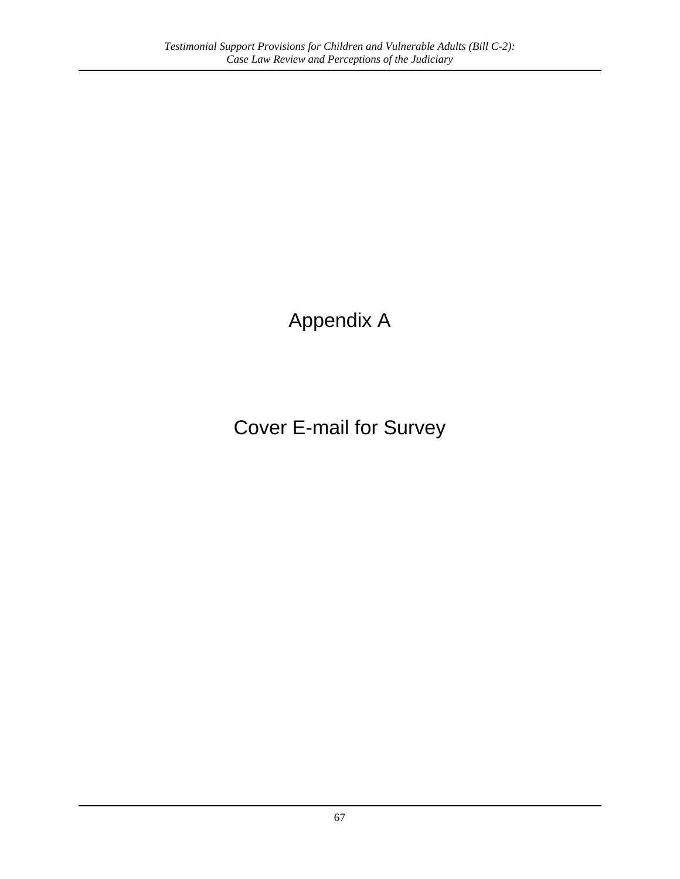# Appendix A

# Cover E-mail for Survey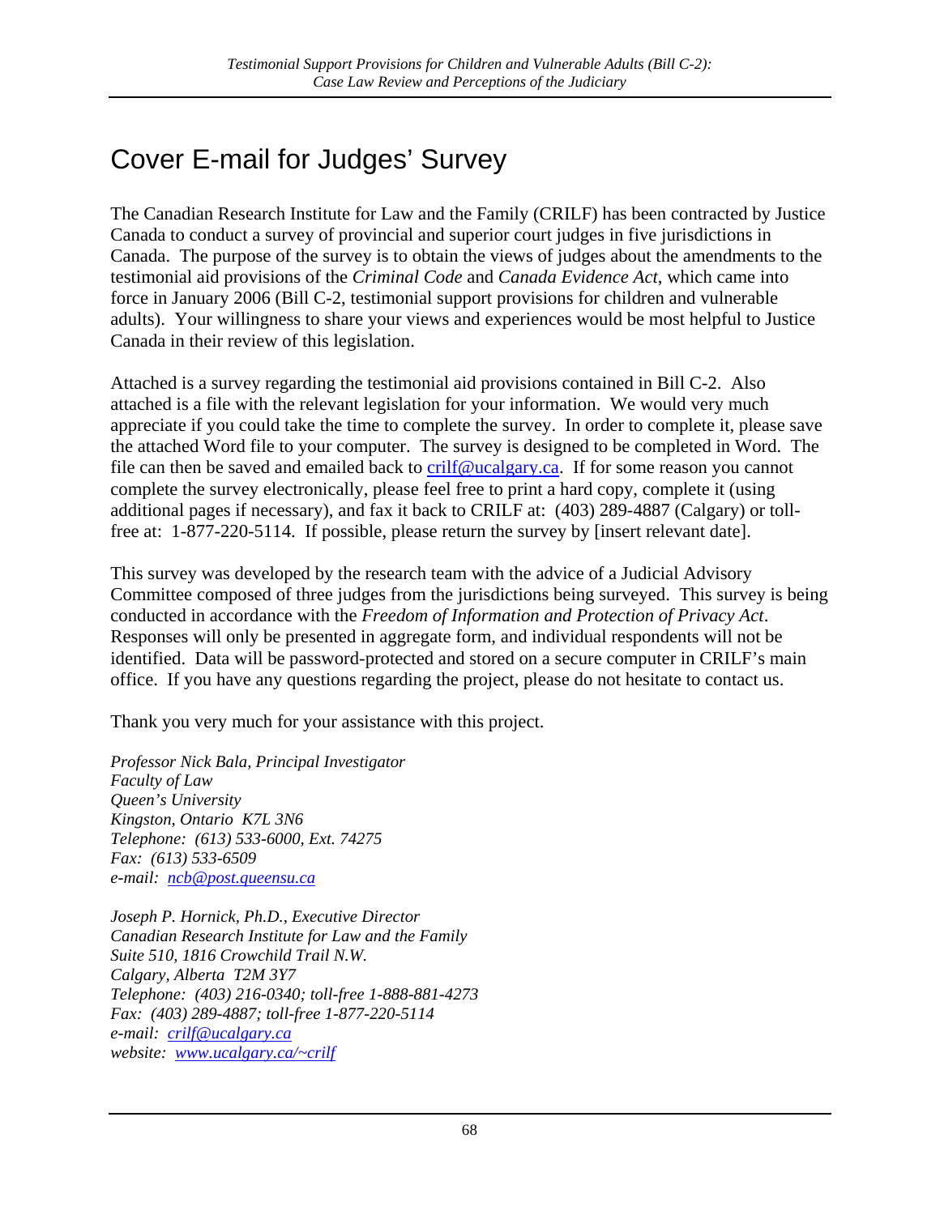# Cover E-mail for Judges' Survey

The Canadian Research Institute for Law and the Family (CRILF) has been contracted by Justice Canada to conduct a survey of provincial and superior court judges in five jurisdictions in Canada. The purpose of the survey is to obtain the views of judges about the amendments to the testimonial aid provisions of the *Criminal Code* and *Canada Evidence Act*, which came into force in January 2006 (Bill C-2, testimonial support provisions for children and vulnerable adults). Your willingness to share your views and experiences would be most helpful to Justice Canada in their review of this legislation.

Attached is a survey regarding the testimonial aid provisions contained in Bill C-2. Also attached is a file with the relevant legislation for your information. We would very much appreciate if you could take the time to complete the survey. In order to complete it, please save the attached Word file to your computer. The survey is designed to be completed in Word. The file can then be saved and emailed back to crilf@ucalgary.ca. If for some reason you cannot complete the survey electronically, please feel free to print a hard copy, complete it (using additional pages if necessary), and fax it back to CRILF at: (403) 289-4887 (Calgary) or toll-free at: 1-877-220-5114. If possible, please return the survey by [insert relevant date].

This survey was developed by the research team with the advice of a Judicial Advisory Committee composed of three judges from the jurisdictions being surveyed. This survey is being conducted in accordance with the *Freedom of Information and Protection of Privacy Act*. Responses will only be presented in aggregate form, and individual respondents will not be identified. Data will be password-protected and stored on a secure computer in CRILF's main office. If you have any questions regarding the project, please do not hesitate to contact us.

Thank you very much for your assistance with this project.

*Professor Nick Bala, Principal Investigator*
*Faculty of Law*
*Queen's University*
*Kingston, Ontario K7L 3N6*
*Telephone: (613) 533-6000, Ext. 74275*
*Fax: (613) 533-6509*
*e-mail: ncb@post.queensu.ca*

*Joseph P. Hornick, Ph.D., Executive Director*
*Canadian Research Institute for Law and the Family*
*Suite 510, 1816 Crowchild Trail N.W.*
*Calgary, Alberta T2M 3Y7*
*Telephone: (403) 216-0340; toll-free 1-888-881-4273*
*Fax: (403) 289-4887; toll-free 1-877-220-5114*
*e-mail: crilf@ucalgary.ca*
*website: www.ucalgary.ca/~crilf*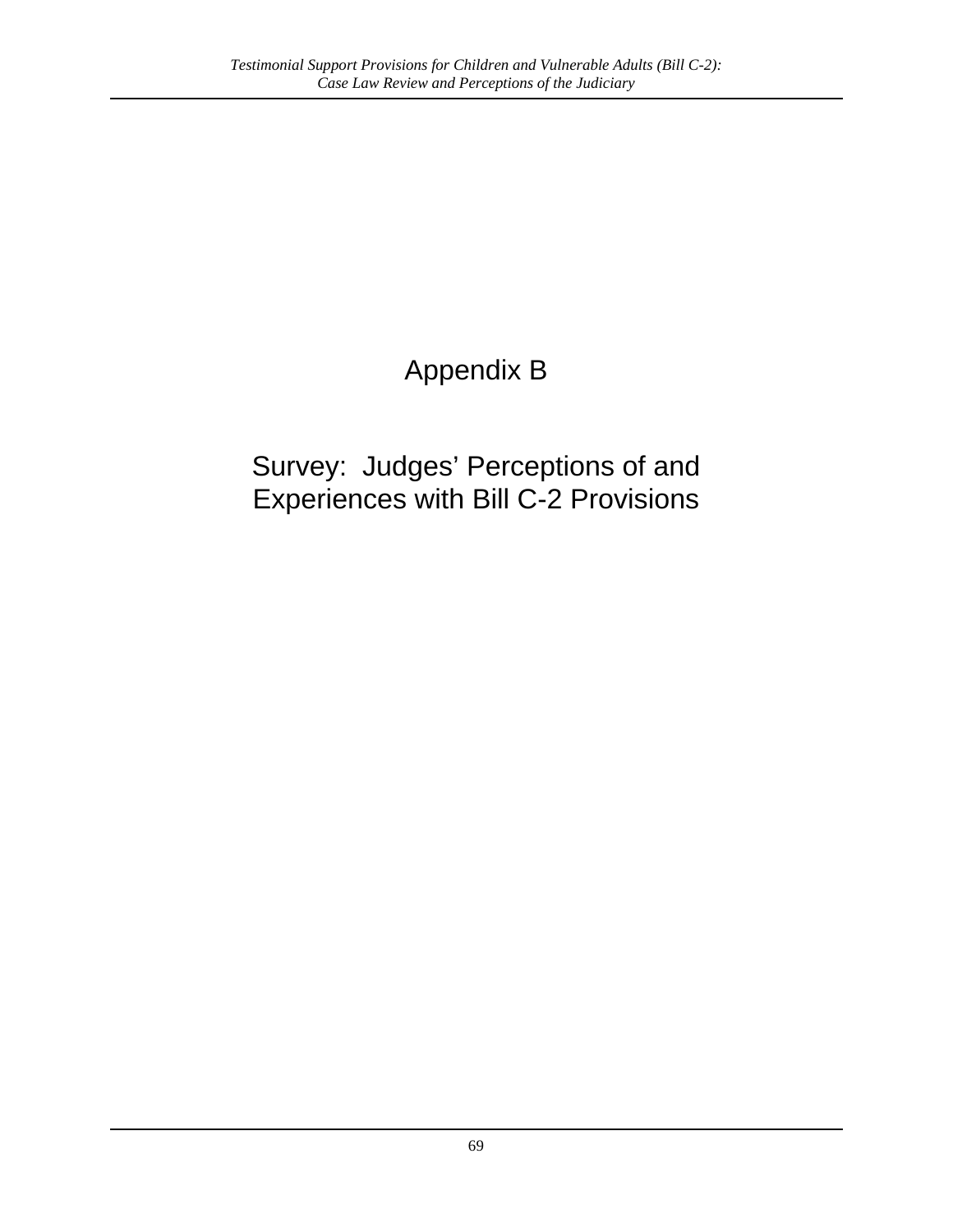# Appendix B

# Survey: Judges' Perceptions of and Experiences with Bill C-2 Provisions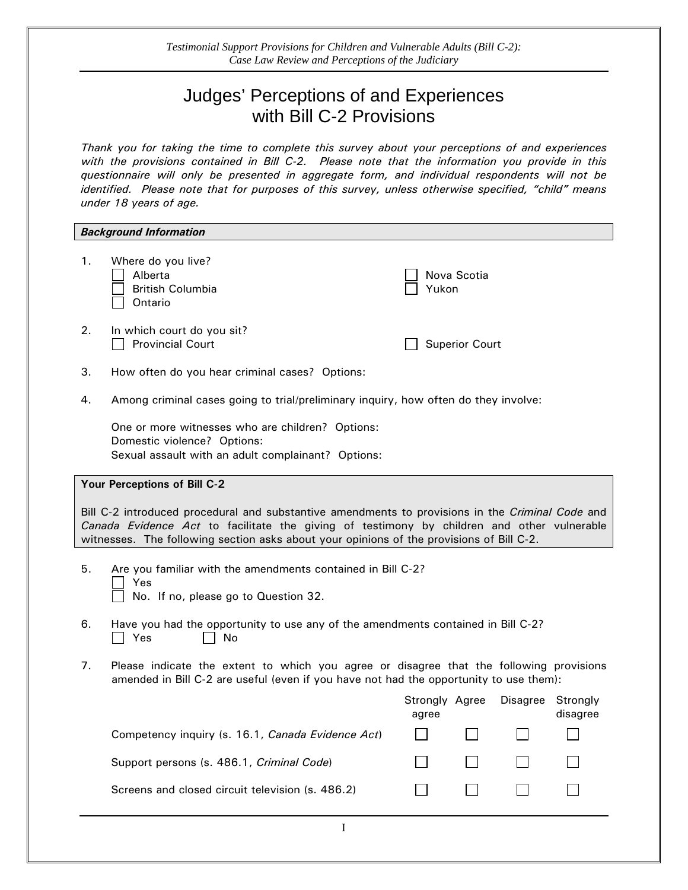# Judges' Perceptions of and Experiences with Bill C-2 Provisions

*Thank you for taking the time to complete this survey about your perceptions of and experiences with the provisions contained in Bill C-2. Please note that the information you provide in this questionnaire will only be presented in aggregate form, and individual respondents will not be identified. Please note that for purposes of this survey, unless otherwise specified, "child" means under 18 years of age.*

***Background Information***

1. Where do you live?
   - ☐ Alberta
   - ☐ British Columbia
   - ☐ Ontario
   - ☐ Nova Scotia
   - ☐ Yukon

2. In which court do you sit?
   - ☐ Provincial Court
   - ☐ Superior Court

3. How often do you hear criminal cases? Options:

4. Among criminal cases going to trial/preliminary inquiry, how often do they involve:

   One or more witnesses who are children? Options:
   Domestic violence? Options:
   Sexual assault with an adult complainant? Options:

**Your Perceptions of Bill C-2**

Bill C-2 introduced procedural and substantive amendments to provisions in the *Criminal Code* and *Canada Evidence Act* to facilitate the giving of testimony by children and other vulnerable witnesses. The following section asks about your opinions of the provisions of Bill C-2.

5. Are you familiar with the amendments contained in Bill C-2?
   - ☐ Yes
   - ☐ No. If no, please go to Question 32.

6. Have you had the opportunity to use any of the amendments contained in Bill C-2?
   - ☐ Yes ☐ No

7. Please indicate the extent to which you agree or disagree that the following provisions amended in Bill C-2 are useful (even if you have not had the opportunity to use them):

| | Strongly agree | Agree | Disagree | Strongly disagree |
|---|---|---|---|---|
| Competency inquiry (s. 16.1, *Canada Evidence Act*) | ☐ | ☐ | ☐ | ☐ |
| Support persons (s. 486.1, *Criminal Code*) | ☐ | ☐ | ☐ | ☐ |
| Screens and closed circuit television (s. 486.2) | ☐ | ☐ | ☐ | ☐ |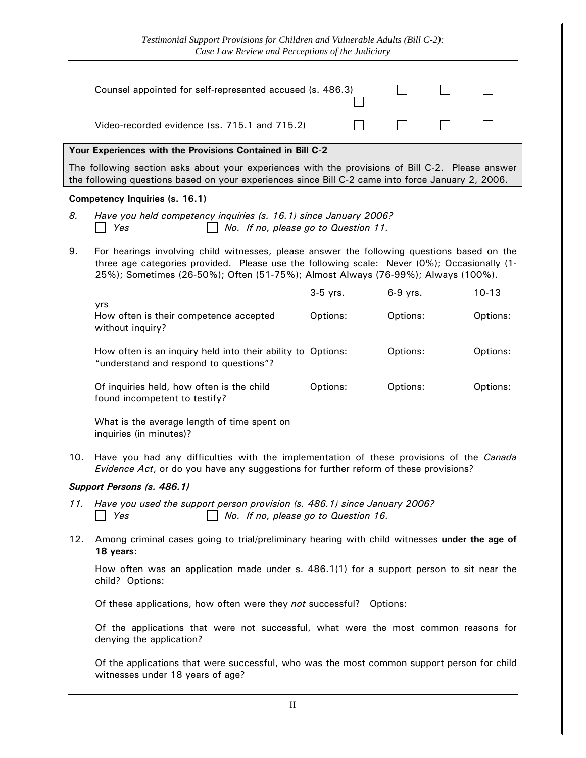| | | | | |
|---|---|---|---|---|
| Counsel appointed for self-represented accused (s. 486.3) | ☐ | ☐ | ☐ | ☐ |
| Video-recorded evidence (ss. 715.1 and 715.2) | ☐ | ☐ | ☐ | ☐ |

**Your Experiences with the Provisions Contained in Bill C-2**

The following section asks about your experiences with the provisions of Bill C-2. Please answer the following questions based on your experiences since Bill C-2 came into force January 2, 2006.

**Competency Inquiries (s. 16.1)**

*8. Have you held competency inquiries (s. 16.1) since January 2006?*
*☐ Yes ☐ No. If no, please go to Question 11.*

9. For hearings involving child witnesses, please answer the following questions based on the three age categories provided. Please use the following scale: Never (0%); Occasionally (1-25%); Sometimes (26-50%); Often (51-75%); Almost Always (76-99%); Always (100%).

| | 3-5 yrs. | 6-9 yrs. | 10-13 yrs |
|---|---|---|---|
| How often is their competence accepted without inquiry? | Options: | Options: | Options: |
| How often is an inquiry held into their ability to "understand and respond to questions"? | Options: | Options: | Options: |
| Of inquiries held, how often is the child found incompetent to testify? | Options: | Options: | Options: |
| What is the average length of time spent on inquiries (in minutes)? | | | |

10. Have you had any difficulties with the implementation of these provisions of the *Canada Evidence Act*, or do you have any suggestions for further reform of these provisions?

***Support Persons (s. 486.1)***

*11. Have you used the support person provision (s. 486.1) since January 2006?*
*☐ Yes ☐ No. If no, please go to Question 16.*

12. Among criminal cases going to trial/preliminary hearing with child witnesses **under the age of 18 years**:

How often was an application made under s. 486.1(1) for a support person to sit near the child? Options:

Of these applications, how often were they *not* successful? Options:

Of the applications that were not successful, what were the most common reasons for denying the application?

Of the applications that were successful, who was the most common support person for child witnesses under 18 years of age?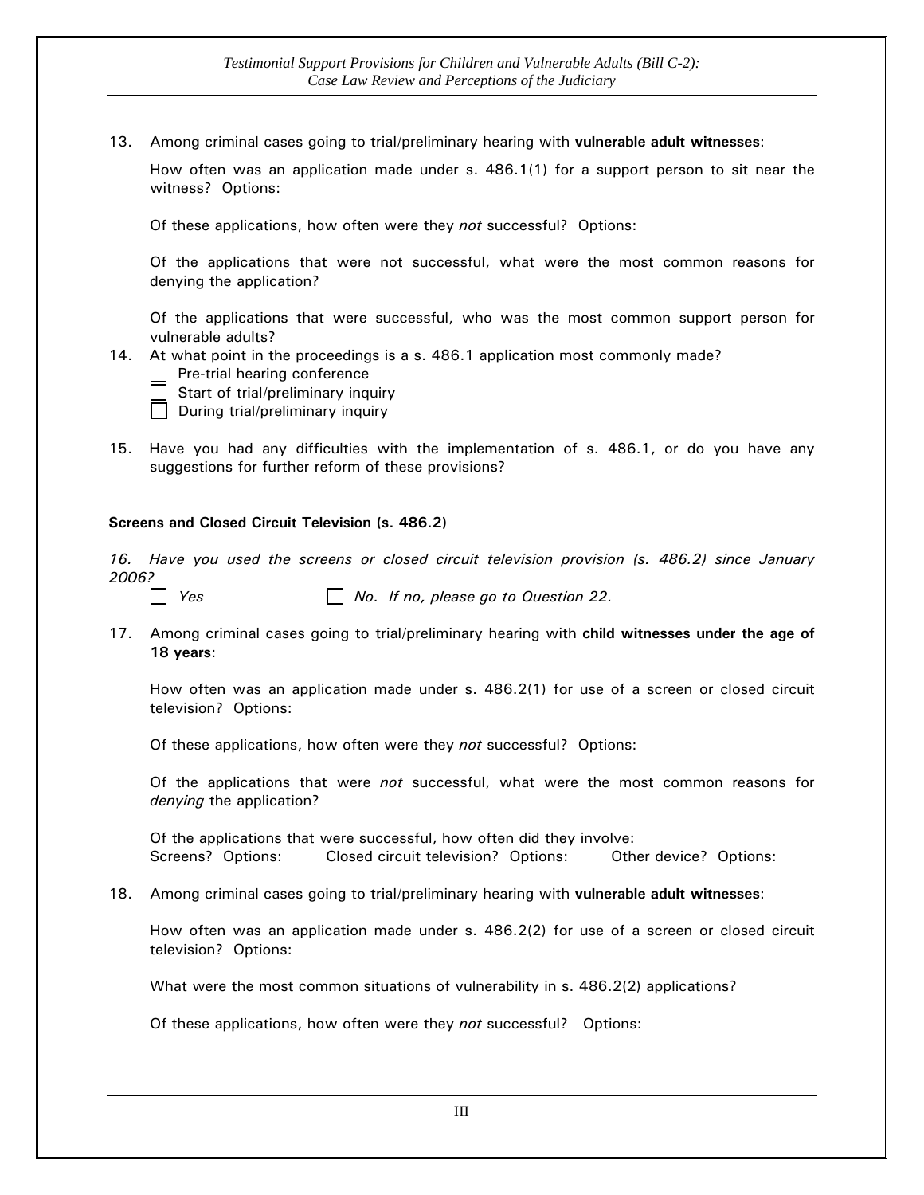13. Among criminal cases going to trial/preliminary hearing with **vulnerable adult witnesses**:

    How often was an application made under s. 486.1(1) for a support person to sit near the witness? Options:

    Of these applications, how often were they *not* successful? Options:

    Of the applications that were not successful, what were the most common reasons for denying the application?

    Of the applications that were successful, who was the most common support person for vulnerable adults?

14. At what point in the proceedings is a s. 486.1 application most commonly made?
    - ☐ Pre-trial hearing conference
    - ☐ Start of trial/preliminary inquiry
    - ☐ During trial/preliminary inquiry

15. Have you had any difficulties with the implementation of s. 486.1, or do you have any suggestions for further reform of these provisions?

**Screens and Closed Circuit Television (s. 486.2)**

*16. Have you used the screens or closed circuit television provision (s. 486.2) since January 2006?*

☐ *Yes* ☐ *No. If no, please go to Question 22.*

17. Among criminal cases going to trial/preliminary hearing with **child witnesses under the age of 18 years**:

    How often was an application made under s. 486.2(1) for use of a screen or closed circuit television? Options:

    Of these applications, how often were they *not* successful? Options:

    Of the applications that were *not* successful, what were the most common reasons for *denying* the application?

    Of the applications that were successful, how often did they involve:
    Screens? Options: Closed circuit television? Options: Other device? Options:

18. Among criminal cases going to trial/preliminary hearing with **vulnerable adult witnesses**:

    How often was an application made under s. 486.2(2) for use of a screen or closed circuit television? Options:

    What were the most common situations of vulnerability in s. 486.2(2) applications?

    Of these applications, how often were they *not* successful? Options: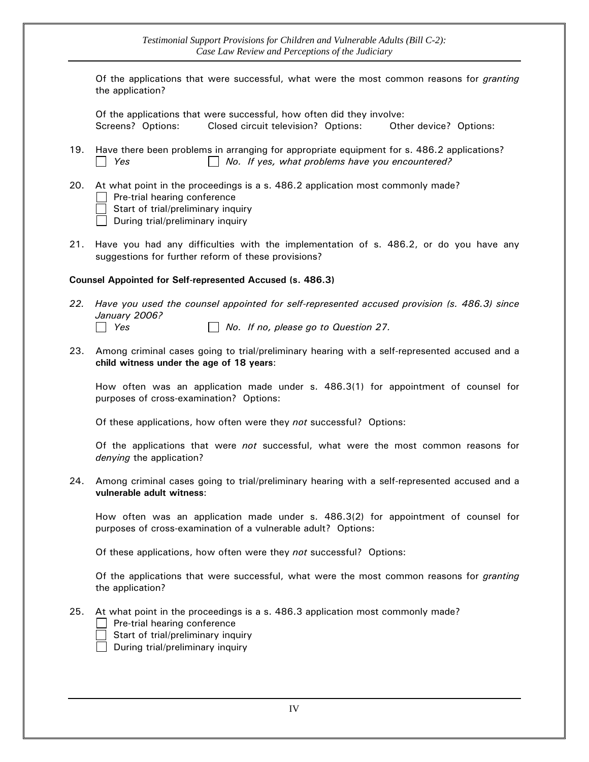Of the applications that were successful, what were the most common reasons for *granting* the application?

Of the applications that were successful, how often did they involve:
Screens? Options: Closed circuit television? Options: Other device? Options:

19. Have there been problems in arranging for appropriate equipment for s. 486.2 applications?
☐ *Yes* ☐ *No. If yes, what problems have you encountered?*

20. At what point in the proceedings is a s. 486.2 application most commonly made?
☐ Pre-trial hearing conference
☐ Start of trial/preliminary inquiry
☐ During trial/preliminary inquiry

21. Have you had any difficulties with the implementation of s. 486.2, or do you have any suggestions for further reform of these provisions?

**Counsel Appointed for Self-represented Accused (s. 486.3)**

*22. Have you used the counsel appointed for self-represented accused provision (s. 486.3) since January 2006?*
☐ *Yes* ☐ *No. If no, please go to Question 27.*

23. Among criminal cases going to trial/preliminary hearing with a self-represented accused and a **child witness under the age of 18 years**:

How often was an application made under s. 486.3(1) for appointment of counsel for purposes of cross-examination? Options:

Of these applications, how often were they *not* successful? Options:

Of the applications that were *not* successful, what were the most common reasons for *denying* the application?

24. Among criminal cases going to trial/preliminary hearing with a self-represented accused and a **vulnerable adult witness**:

How often was an application made under s. 486.3(2) for appointment of counsel for purposes of cross-examination of a vulnerable adult? Options:

Of these applications, how often were they *not* successful? Options:

Of the applications that were successful, what were the most common reasons for *granting* the application?

25. At what point in the proceedings is a s. 486.3 application most commonly made?
☐ Pre-trial hearing conference
☐ Start of trial/preliminary inquiry
☐ During trial/preliminary inquiry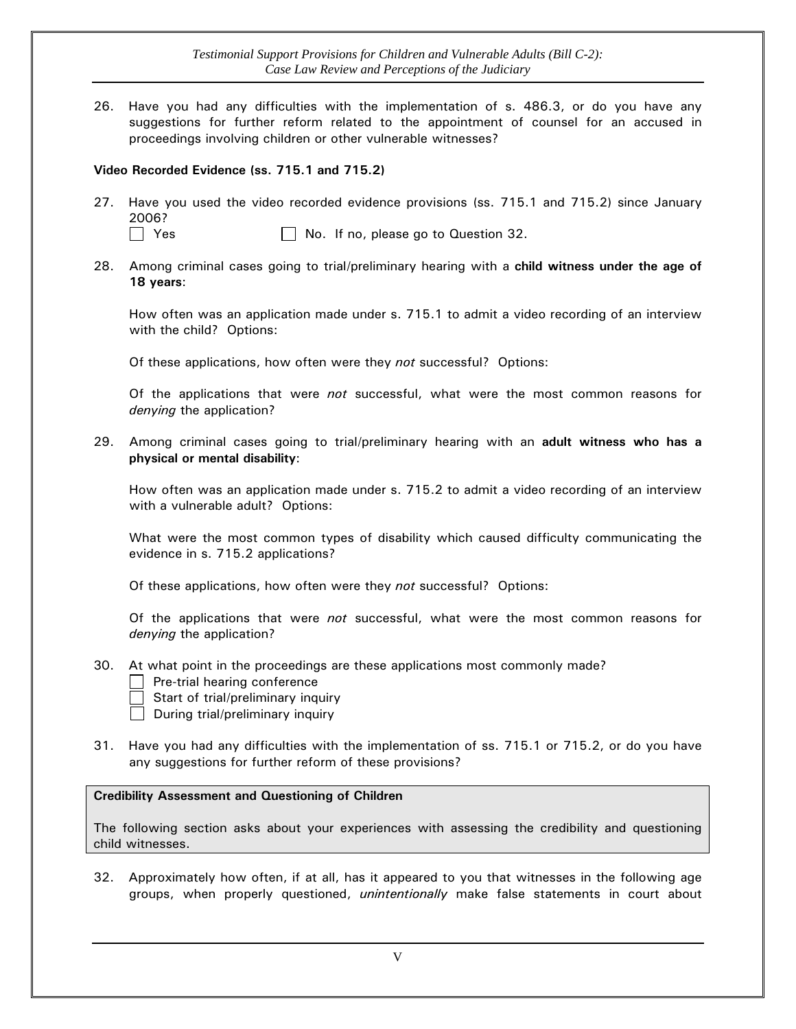26. Have you had any difficulties with the implementation of s. 486.3, or do you have any suggestions for further reform related to the appointment of counsel for an accused in proceedings involving children or other vulnerable witnesses?

**Video Recorded Evidence (ss. 715.1 and 715.2)**

27. Have you used the video recorded evidence provisions (ss. 715.1 and 715.2) since January 2006?
    - ☐ Yes
    - ☐ No. If no, please go to Question 32.

28. Among criminal cases going to trial/preliminary hearing with a **child witness under the age of 18 years**:

    How often was an application made under s. 715.1 to admit a video recording of an interview with the child? Options:

    Of these applications, how often were they *not* successful? Options:

    Of the applications that were *not* successful, what were the most common reasons for *denying* the application?

29. Among criminal cases going to trial/preliminary hearing with an **adult witness who has a physical or mental disability**:

    How often was an application made under s. 715.2 to admit a video recording of an interview with a vulnerable adult? Options:

    What were the most common types of disability which caused difficulty communicating the evidence in s. 715.2 applications?

    Of these applications, how often were they *not* successful? Options:

    Of the applications that were *not* successful, what were the most common reasons for *denying* the application?

30. At what point in the proceedings are these applications most commonly made?
    - ☐ Pre-trial hearing conference
    - ☐ Start of trial/preliminary inquiry
    - ☐ During trial/preliminary inquiry

31. Have you had any difficulties with the implementation of ss. 715.1 or 715.2, or do you have any suggestions for further reform of these provisions?

**Credibility Assessment and Questioning of Children**

The following section asks about your experiences with assessing the credibility and questioning child witnesses.

32. Approximately how often, if at all, has it appeared to you that witnesses in the following age groups, when properly questioned, *unintentionally* make false statements in court about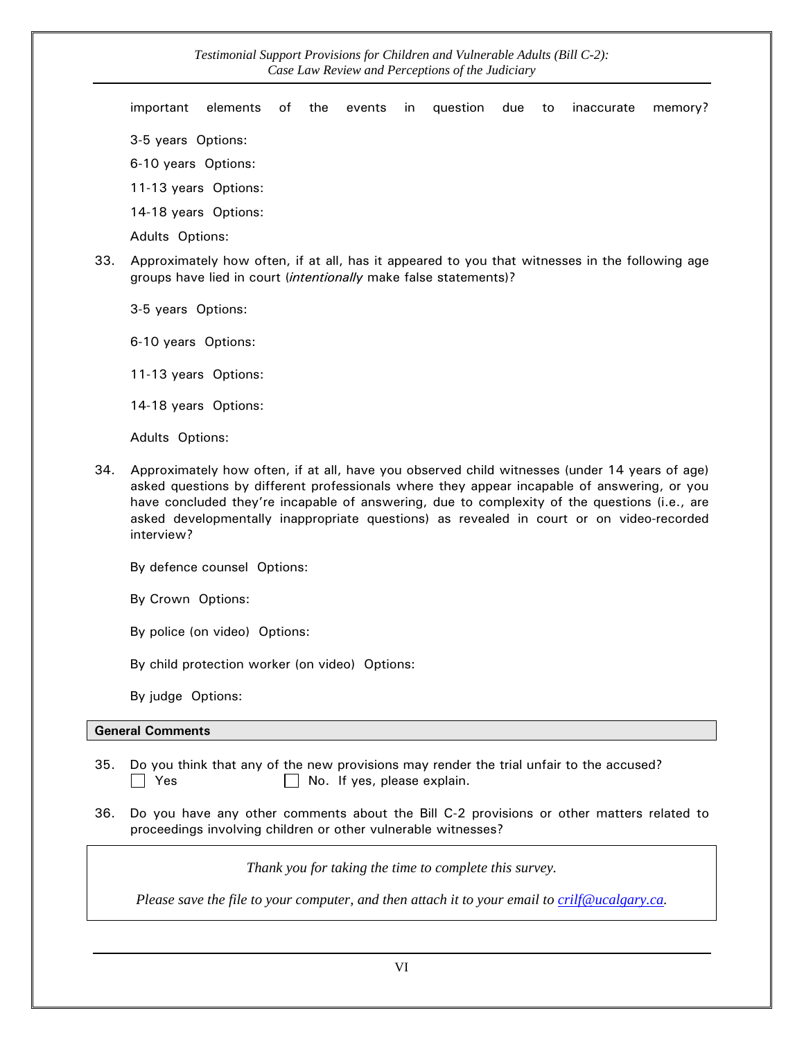important elements of the events in question due to inaccurate memory?

3-5 years Options:

6-10 years Options:

11-13 years Options:

14-18 years Options:

Adults Options:

33. Approximately how often, if at all, has it appeared to you that witnesses in the following age groups have lied in court (*intentionally* make false statements)?

3-5 years Options:

6-10 years Options:

11-13 years Options:

14-18 years Options:

Adults Options:

34. Approximately how often, if at all, have you observed child witnesses (under 14 years of age) asked questions by different professionals where they appear incapable of answering, or you have concluded they're incapable of answering, due to complexity of the questions (i.e., are asked developmentally inappropriate questions) as revealed in court or on video-recorded interview?

By defence counsel Options:

By Crown Options:

By police (on video) Options:

By child protection worker (on video) Options:

By judge Options:

**General Comments**

35. Do you think that any of the new provisions may render the trial unfair to the accused?
☐ Yes ☐ No. If yes, please explain.

36. Do you have any other comments about the Bill C-2 provisions or other matters related to proceedings involving children or other vulnerable witnesses?

*Thank you for taking the time to complete this survey.*

*Please save the file to your computer, and then attach it to your email to crilf@ucalgary.ca.*